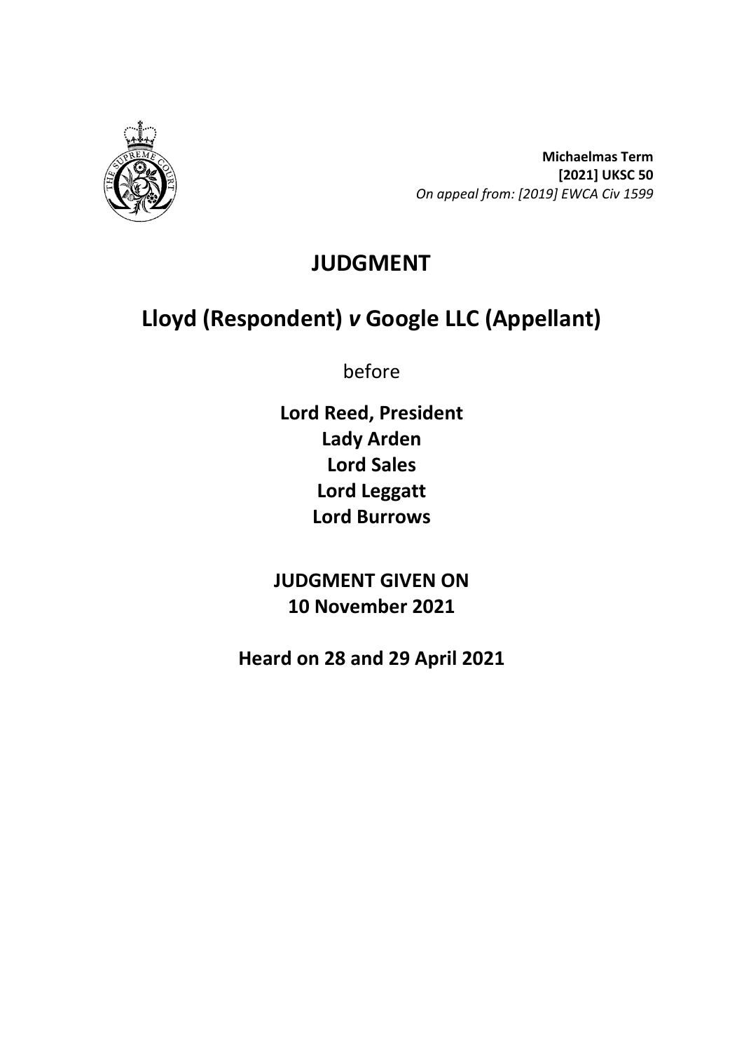**Michaelmas Term**
**[2021] UKSC 50**
*On appeal from: [2019] EWCA Civ 1599*

# JUDGMENT

# Lloyd (Respondent) *v* Google LLC (Appellant)

before

**Lord Reed, President**
**Lady Arden**
**Lord Sales**
**Lord Leggatt**
**Lord Burrows**

**JUDGMENT GIVEN ON**
**10 November 2021**

**Heard on 28 and 29 April 2021**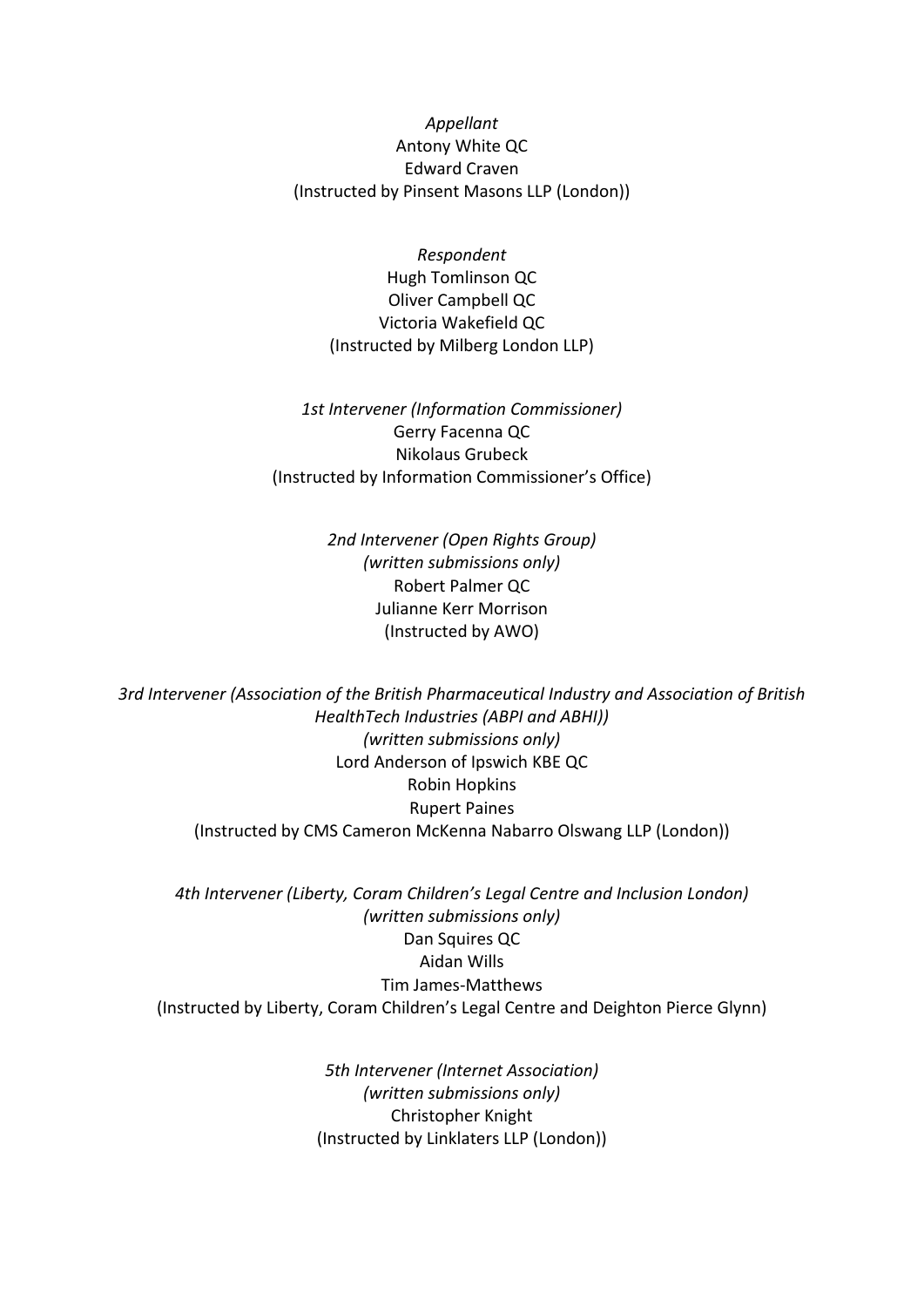*Appellant*
Antony White QC
Edward Craven
(Instructed by Pinsent Masons LLP (London))

*Respondent*
Hugh Tomlinson QC
Oliver Campbell QC
Victoria Wakefield QC
(Instructed by Milberg London LLP)

*1st Intervener (Information Commissioner)*
Gerry Facenna QC
Nikolaus Grubeck
(Instructed by Information Commissioner's Office)

*2nd Intervener (Open Rights Group)*
*(written submissions only)*
Robert Palmer QC
Julianne Kerr Morrison
(Instructed by AWO)

*3rd Intervener (Association of the British Pharmaceutical Industry and Association of British HealthTech Industries (ABPI and ABHI))*
*(written submissions only)*
Lord Anderson of Ipswich KBE QC
Robin Hopkins
Rupert Paines
(Instructed by CMS Cameron McKenna Nabarro Olswang LLP (London))

*4th Intervener (Liberty, Coram Children's Legal Centre and Inclusion London)*
*(written submissions only)*
Dan Squires QC
Aidan Wills
Tim James-Matthews
(Instructed by Liberty, Coram Children's Legal Centre and Deighton Pierce Glynn)

*5th Intervener (Internet Association)*
*(written submissions only)*
Christopher Knight
(Instructed by Linklaters LLP (London))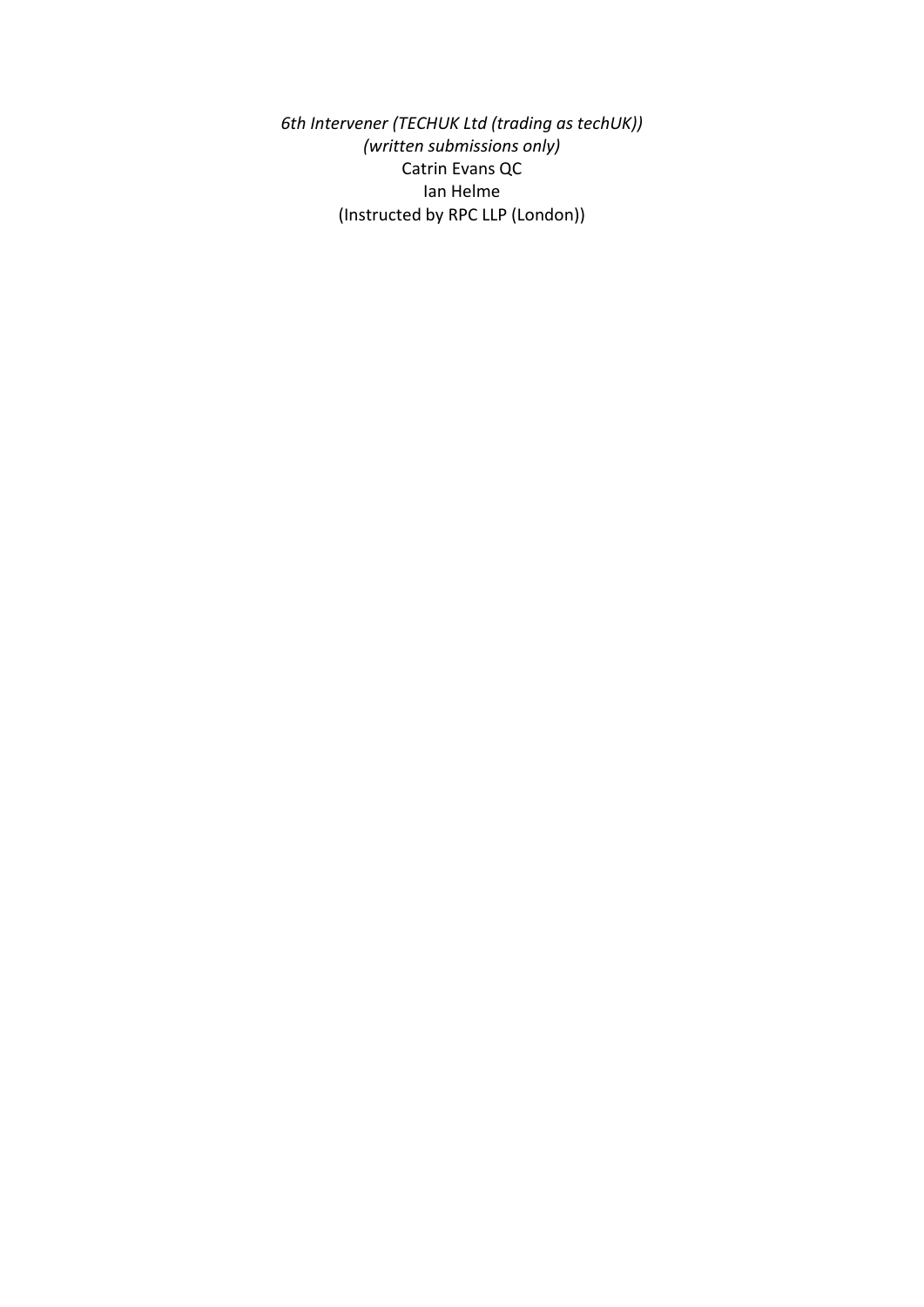*6th Intervener (TECHUK Ltd (trading as techUK))*
*(written submissions only)*
Catrin Evans QC
Ian Helme
(Instructed by RPC LLP (London))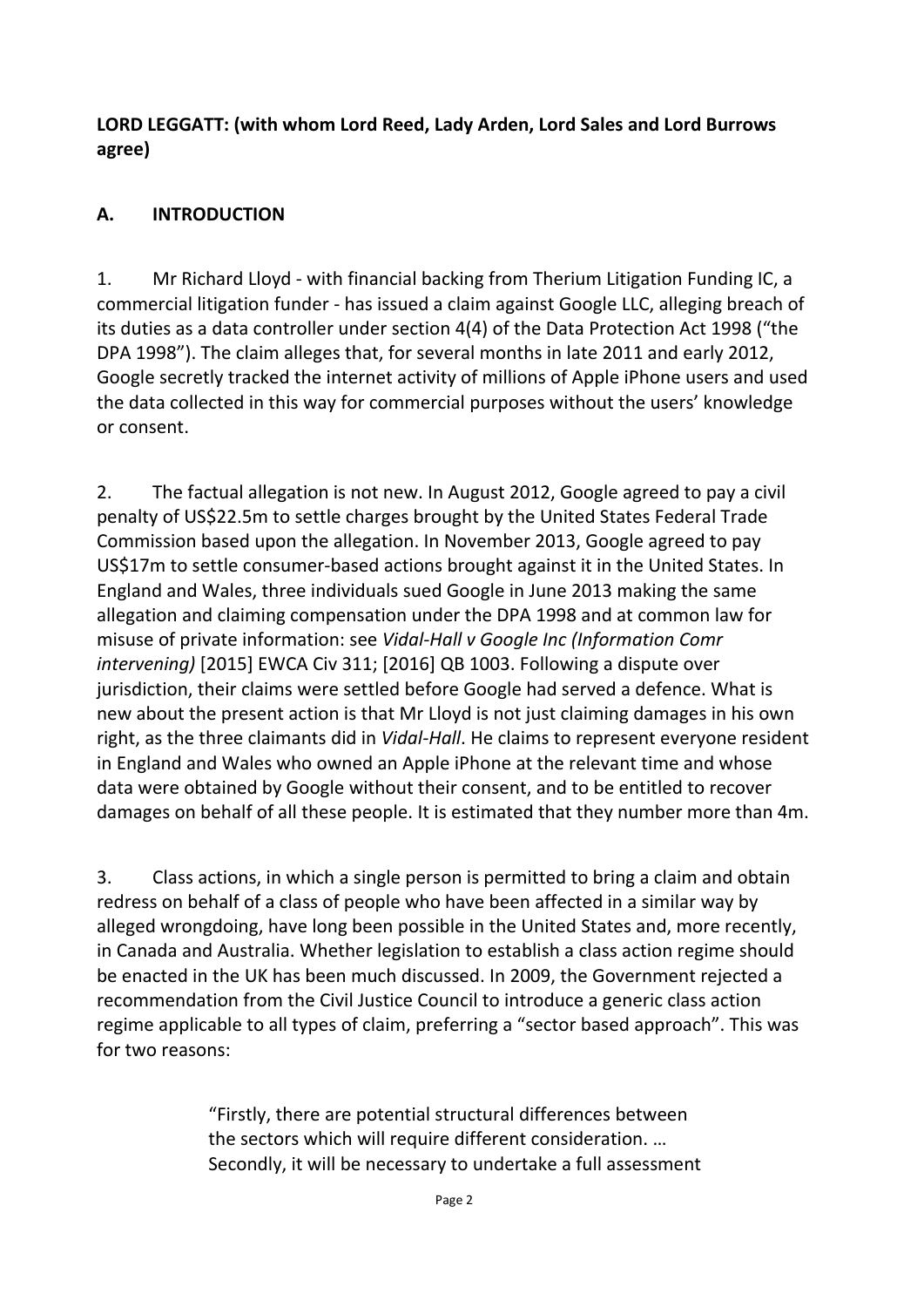**LORD LEGGATT: (with whom Lord Reed, Lady Arden, Lord Sales and Lord Burrows agree)**

## A. INTRODUCTION

1. Mr Richard Lloyd - with financial backing from Therium Litigation Funding IC, a commercial litigation funder - has issued a claim against Google LLC, alleging breach of its duties as a data controller under section 4(4) of the Data Protection Act 1998 ("the DPA 1998"). The claim alleges that, for several months in late 2011 and early 2012, Google secretly tracked the internet activity of millions of Apple iPhone users and used the data collected in this way for commercial purposes without the users' knowledge or consent.

2. The factual allegation is not new. In August 2012, Google agreed to pay a civil penalty of US$22.5m to settle charges brought by the United States Federal Trade Commission based upon the allegation. In November 2013, Google agreed to pay US$17m to settle consumer-based actions brought against it in the United States. In England and Wales, three individuals sued Google in June 2013 making the same allegation and claiming compensation under the DPA 1998 and at common law for misuse of private information: see *Vidal-Hall v Google Inc (Information Comr intervening)* [2015] EWCA Civ 311; [2016] QB 1003. Following a dispute over jurisdiction, their claims were settled before Google had served a defence. What is new about the present action is that Mr Lloyd is not just claiming damages in his own right, as the three claimants did in *Vidal-Hall*. He claims to represent everyone resident in England and Wales who owned an Apple iPhone at the relevant time and whose data were obtained by Google without their consent, and to be entitled to recover damages on behalf of all these people. It is estimated that they number more than 4m.

3. Class actions, in which a single person is permitted to bring a claim and obtain redress on behalf of a class of people who have been affected in a similar way by alleged wrongdoing, have long been possible in the United States and, more recently, in Canada and Australia. Whether legislation to establish a class action regime should be enacted in the UK has been much discussed. In 2009, the Government rejected a recommendation from the Civil Justice Council to introduce a generic class action regime applicable to all types of claim, preferring a "sector based approach". This was for two reasons:

> "Firstly, there are potential structural differences between the sectors which will require different consideration. … Secondly, it will be necessary to undertake a full assessment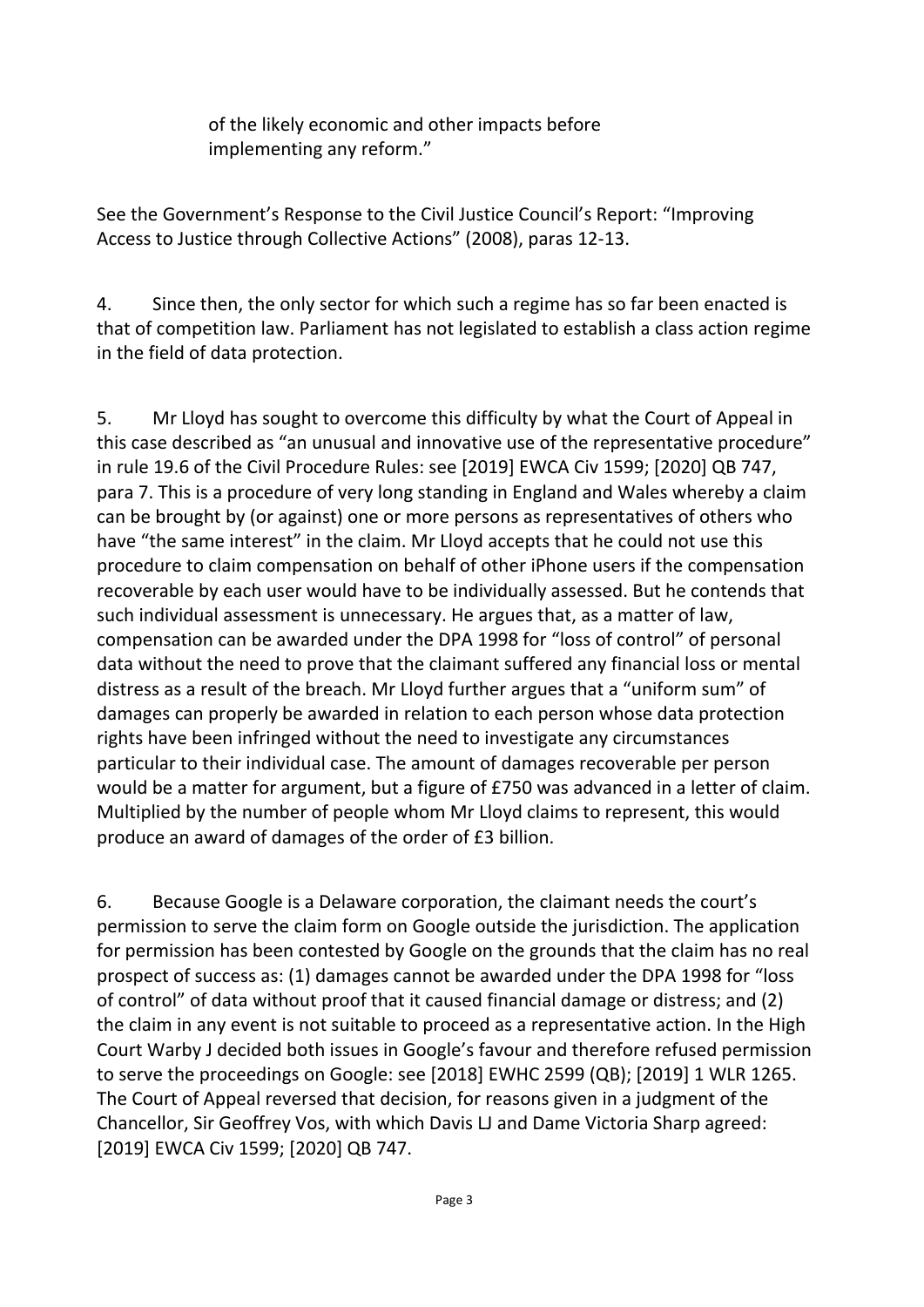of the likely economic and other impacts before implementing any reform."

See the Government's Response to the Civil Justice Council's Report: "Improving Access to Justice through Collective Actions" (2008), paras 12-13.

4. Since then, the only sector for which such a regime has so far been enacted is that of competition law. Parliament has not legislated to establish a class action regime in the field of data protection.

5. Mr Lloyd has sought to overcome this difficulty by what the Court of Appeal in this case described as "an unusual and innovative use of the representative procedure" in rule 19.6 of the Civil Procedure Rules: see [2019] EWCA Civ 1599; [2020] QB 747, para 7. This is a procedure of very long standing in England and Wales whereby a claim can be brought by (or against) one or more persons as representatives of others who have "the same interest" in the claim. Mr Lloyd accepts that he could not use this procedure to claim compensation on behalf of other iPhone users if the compensation recoverable by each user would have to be individually assessed. But he contends that such individual assessment is unnecessary. He argues that, as a matter of law, compensation can be awarded under the DPA 1998 for "loss of control" of personal data without the need to prove that the claimant suffered any financial loss or mental distress as a result of the breach. Mr Lloyd further argues that a "uniform sum" of damages can properly be awarded in relation to each person whose data protection rights have been infringed without the need to investigate any circumstances particular to their individual case. The amount of damages recoverable per person would be a matter for argument, but a figure of £750 was advanced in a letter of claim. Multiplied by the number of people whom Mr Lloyd claims to represent, this would produce an award of damages of the order of £3 billion.

6. Because Google is a Delaware corporation, the claimant needs the court's permission to serve the claim form on Google outside the jurisdiction. The application for permission has been contested by Google on the grounds that the claim has no real prospect of success as: (1) damages cannot be awarded under the DPA 1998 for "loss of control" of data without proof that it caused financial damage or distress; and (2) the claim in any event is not suitable to proceed as a representative action. In the High Court Warby J decided both issues in Google's favour and therefore refused permission to serve the proceedings on Google: see [2018] EWHC 2599 (QB); [2019] 1 WLR 1265. The Court of Appeal reversed that decision, for reasons given in a judgment of the Chancellor, Sir Geoffrey Vos, with which Davis LJ and Dame Victoria Sharp agreed: [2019] EWCA Civ 1599; [2020] QB 747.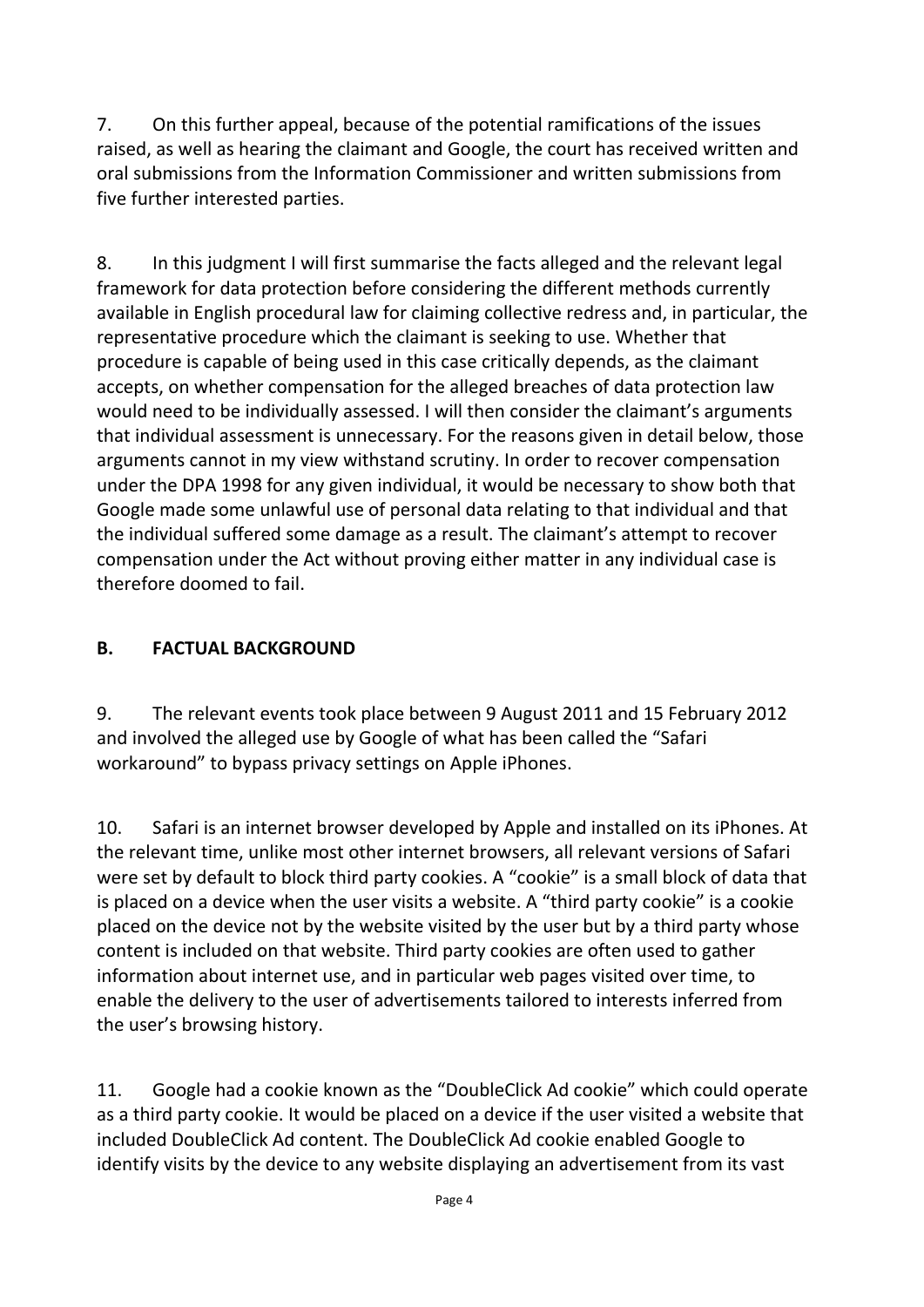7. On this further appeal, because of the potential ramifications of the issues raised, as well as hearing the claimant and Google, the court has received written and oral submissions from the Information Commissioner and written submissions from five further interested parties.

8. In this judgment I will first summarise the facts alleged and the relevant legal framework for data protection before considering the different methods currently available in English procedural law for claiming collective redress and, in particular, the representative procedure which the claimant is seeking to use. Whether that procedure is capable of being used in this case critically depends, as the claimant accepts, on whether compensation for the alleged breaches of data protection law would need to be individually assessed. I will then consider the claimant's arguments that individual assessment is unnecessary. For the reasons given in detail below, those arguments cannot in my view withstand scrutiny. In order to recover compensation under the DPA 1998 for any given individual, it would be necessary to show both that Google made some unlawful use of personal data relating to that individual and that the individual suffered some damage as a result. The claimant's attempt to recover compensation under the Act without proving either matter in any individual case is therefore doomed to fail.

## B. FACTUAL BACKGROUND

9. The relevant events took place between 9 August 2011 and 15 February 2012 and involved the alleged use by Google of what has been called the "Safari workaround" to bypass privacy settings on Apple iPhones.

10. Safari is an internet browser developed by Apple and installed on its iPhones. At the relevant time, unlike most other internet browsers, all relevant versions of Safari were set by default to block third party cookies. A "cookie" is a small block of data that is placed on a device when the user visits a website. A "third party cookie" is a cookie placed on the device not by the website visited by the user but by a third party whose content is included on that website. Third party cookies are often used to gather information about internet use, and in particular web pages visited over time, to enable the delivery to the user of advertisements tailored to interests inferred from the user's browsing history.

11. Google had a cookie known as the "DoubleClick Ad cookie" which could operate as a third party cookie. It would be placed on a device if the user visited a website that included DoubleClick Ad content. The DoubleClick Ad cookie enabled Google to identify visits by the device to any website displaying an advertisement from its vast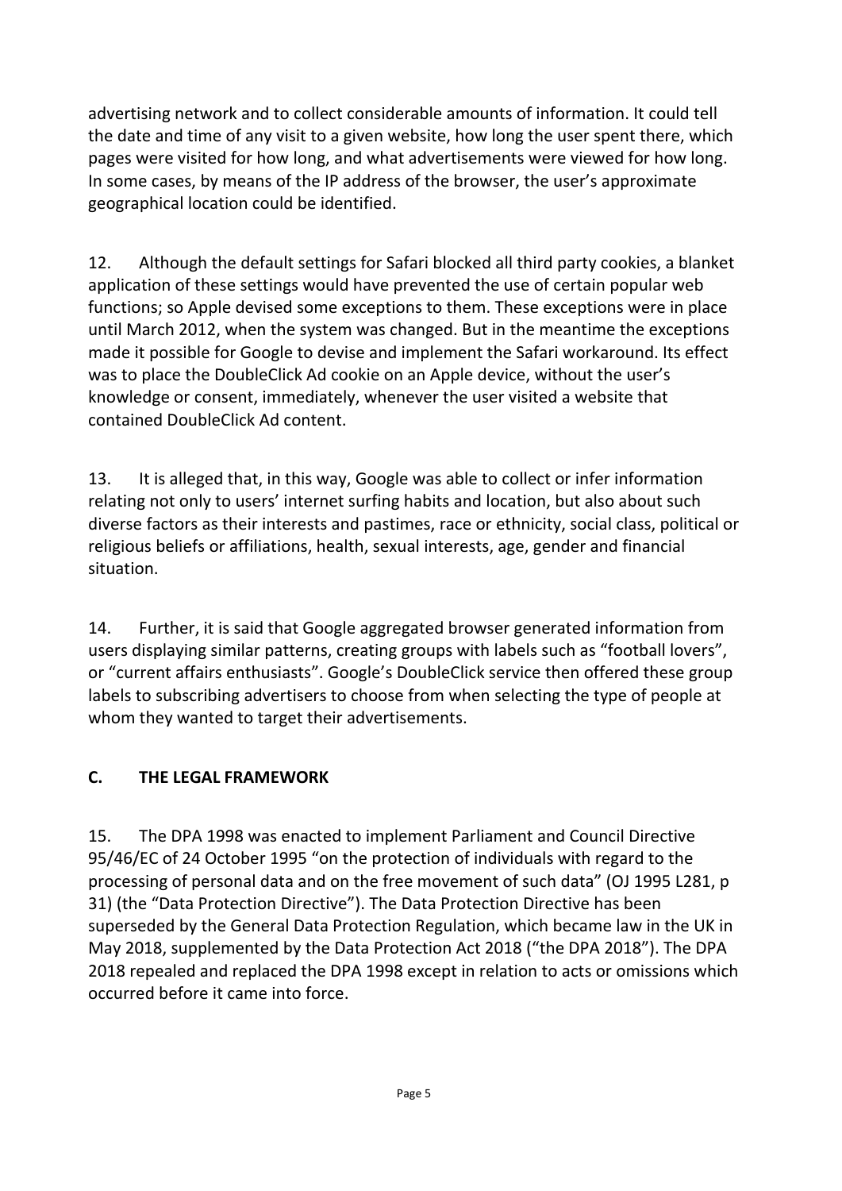advertising network and to collect considerable amounts of information. It could tell the date and time of any visit to a given website, how long the user spent there, which pages were visited for how long, and what advertisements were viewed for how long. In some cases, by means of the IP address of the browser, the user's approximate geographical location could be identified.

12. Although the default settings for Safari blocked all third party cookies, a blanket application of these settings would have prevented the use of certain popular web functions; so Apple devised some exceptions to them. These exceptions were in place until March 2012, when the system was changed. But in the meantime the exceptions made it possible for Google to devise and implement the Safari workaround. Its effect was to place the DoubleClick Ad cookie on an Apple device, without the user's knowledge or consent, immediately, whenever the user visited a website that contained DoubleClick Ad content.

13. It is alleged that, in this way, Google was able to collect or infer information relating not only to users' internet surfing habits and location, but also about such diverse factors as their interests and pastimes, race or ethnicity, social class, political or religious beliefs or affiliations, health, sexual interests, age, gender and financial situation.

14. Further, it is said that Google aggregated browser generated information from users displaying similar patterns, creating groups with labels such as "football lovers", or "current affairs enthusiasts". Google's DoubleClick service then offered these group labels to subscribing advertisers to choose from when selecting the type of people at whom they wanted to target their advertisements.

## C. THE LEGAL FRAMEWORK

15. The DPA 1998 was enacted to implement Parliament and Council Directive 95/46/EC of 24 October 1995 "on the protection of individuals with regard to the processing of personal data and on the free movement of such data" (OJ 1995 L281, p 31) (the "Data Protection Directive"). The Data Protection Directive has been superseded by the General Data Protection Regulation, which became law in the UK in May 2018, supplemented by the Data Protection Act 2018 ("the DPA 2018"). The DPA 2018 repealed and replaced the DPA 1998 except in relation to acts or omissions which occurred before it came into force.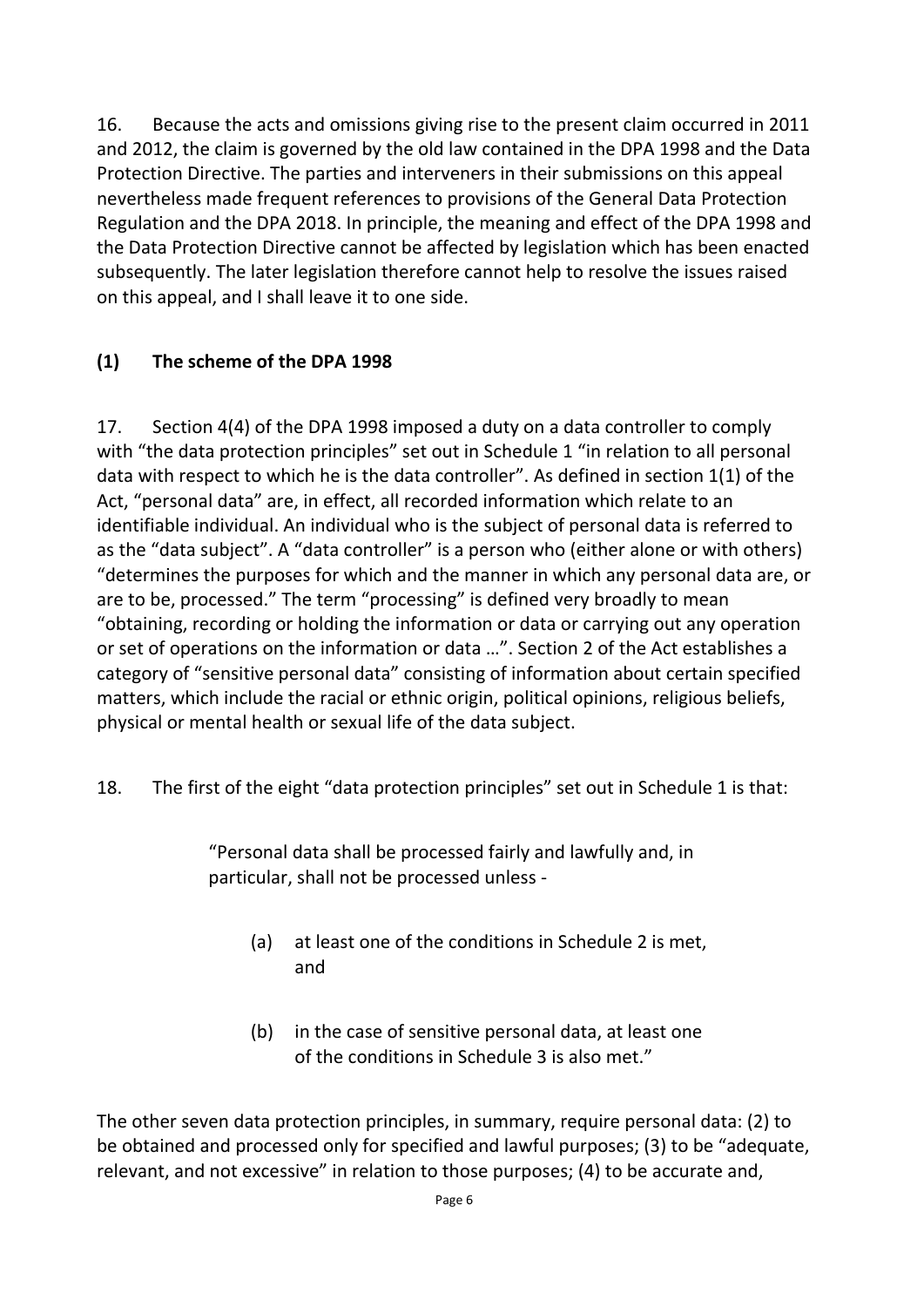16. Because the acts and omissions giving rise to the present claim occurred in 2011 and 2012, the claim is governed by the old law contained in the DPA 1998 and the Data Protection Directive. The parties and interveners in their submissions on this appeal nevertheless made frequent references to provisions of the General Data Protection Regulation and the DPA 2018. In principle, the meaning and effect of the DPA 1998 and the Data Protection Directive cannot be affected by legislation which has been enacted subsequently. The later legislation therefore cannot help to resolve the issues raised on this appeal, and I shall leave it to one side.

### (1) The scheme of the DPA 1998

17. Section 4(4) of the DPA 1998 imposed a duty on a data controller to comply with "the data protection principles" set out in Schedule 1 "in relation to all personal data with respect to which he is the data controller". As defined in section 1(1) of the Act, "personal data" are, in effect, all recorded information which relate to an identifiable individual. An individual who is the subject of personal data is referred to as the "data subject". A "data controller" is a person who (either alone or with others) "determines the purposes for which and the manner in which any personal data are, or are to be, processed." The term "processing" is defined very broadly to mean "obtaining, recording or holding the information or data or carrying out any operation or set of operations on the information or data …". Section 2 of the Act establishes a category of "sensitive personal data" consisting of information about certain specified matters, which include the racial or ethnic origin, political opinions, religious beliefs, physical or mental health or sexual life of the data subject.

18. The first of the eight "data protection principles" set out in Schedule 1 is that:

> "Personal data shall be processed fairly and lawfully and, in particular, shall not be processed unless -
>
> (a) at least one of the conditions in Schedule 2 is met, and
>
> (b) in the case of sensitive personal data, at least one of the conditions in Schedule 3 is also met."

The other seven data protection principles, in summary, require personal data: (2) to be obtained and processed only for specified and lawful purposes; (3) to be "adequate, relevant, and not excessive" in relation to those purposes; (4) to be accurate and,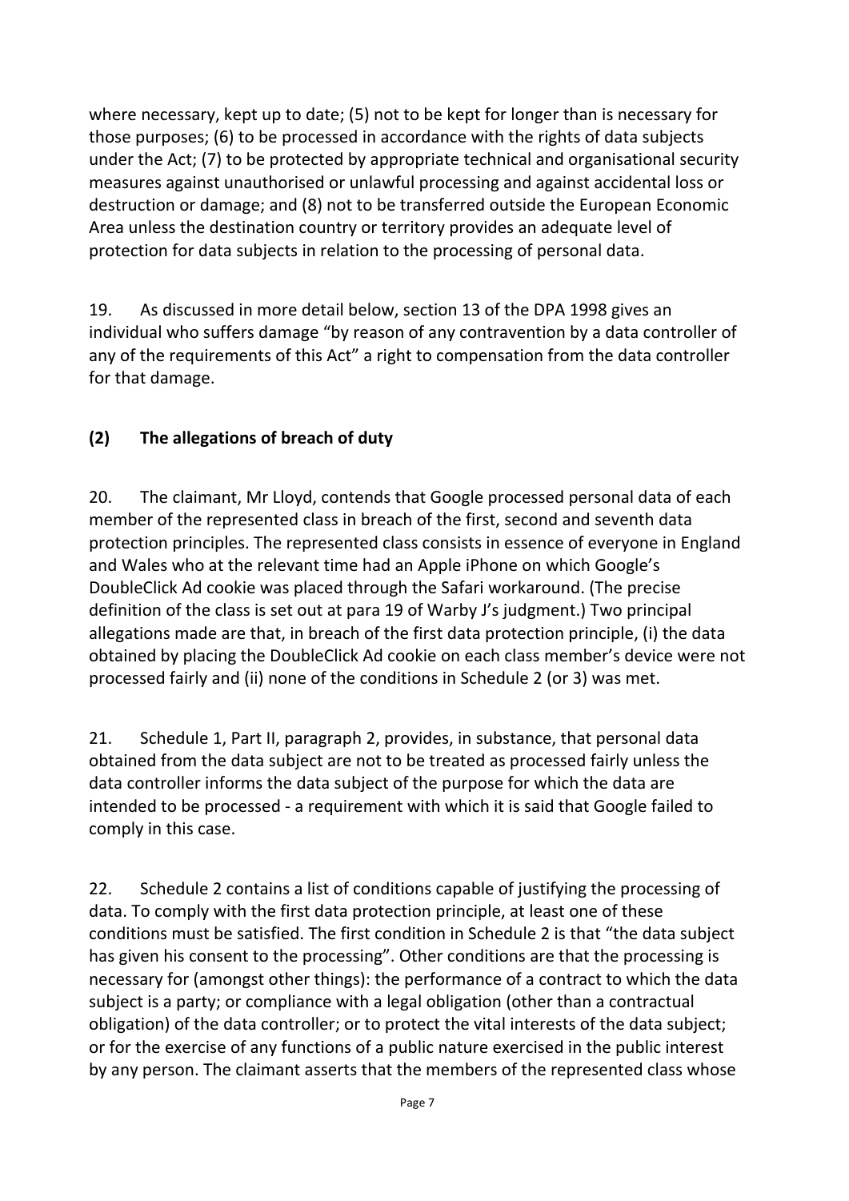where necessary, kept up to date; (5) not to be kept for longer than is necessary for those purposes; (6) to be processed in accordance with the rights of data subjects under the Act; (7) to be protected by appropriate technical and organisational security measures against unauthorised or unlawful processing and against accidental loss or destruction or damage; and (8) not to be transferred outside the European Economic Area unless the destination country or territory provides an adequate level of protection for data subjects in relation to the processing of personal data.

19. As discussed in more detail below, section 13 of the DPA 1998 gives an individual who suffers damage "by reason of any contravention by a data controller of any of the requirements of this Act" a right to compensation from the data controller for that damage.

## (2) The allegations of breach of duty

20. The claimant, Mr Lloyd, contends that Google processed personal data of each member of the represented class in breach of the first, second and seventh data protection principles. The represented class consists in essence of everyone in England and Wales who at the relevant time had an Apple iPhone on which Google's DoubleClick Ad cookie was placed through the Safari workaround. (The precise definition of the class is set out at para 19 of Warby J's judgment.) Two principal allegations made are that, in breach of the first data protection principle, (i) the data obtained by placing the DoubleClick Ad cookie on each class member's device were not processed fairly and (ii) none of the conditions in Schedule 2 (or 3) was met.

21. Schedule 1, Part II, paragraph 2, provides, in substance, that personal data obtained from the data subject are not to be treated as processed fairly unless the data controller informs the data subject of the purpose for which the data are intended to be processed - a requirement with which it is said that Google failed to comply in this case.

22. Schedule 2 contains a list of conditions capable of justifying the processing of data. To comply with the first data protection principle, at least one of these conditions must be satisfied. The first condition in Schedule 2 is that "the data subject has given his consent to the processing". Other conditions are that the processing is necessary for (amongst other things): the performance of a contract to which the data subject is a party; or compliance with a legal obligation (other than a contractual obligation) of the data controller; or to protect the vital interests of the data subject; or for the exercise of any functions of a public nature exercised in the public interest by any person. The claimant asserts that the members of the represented class whose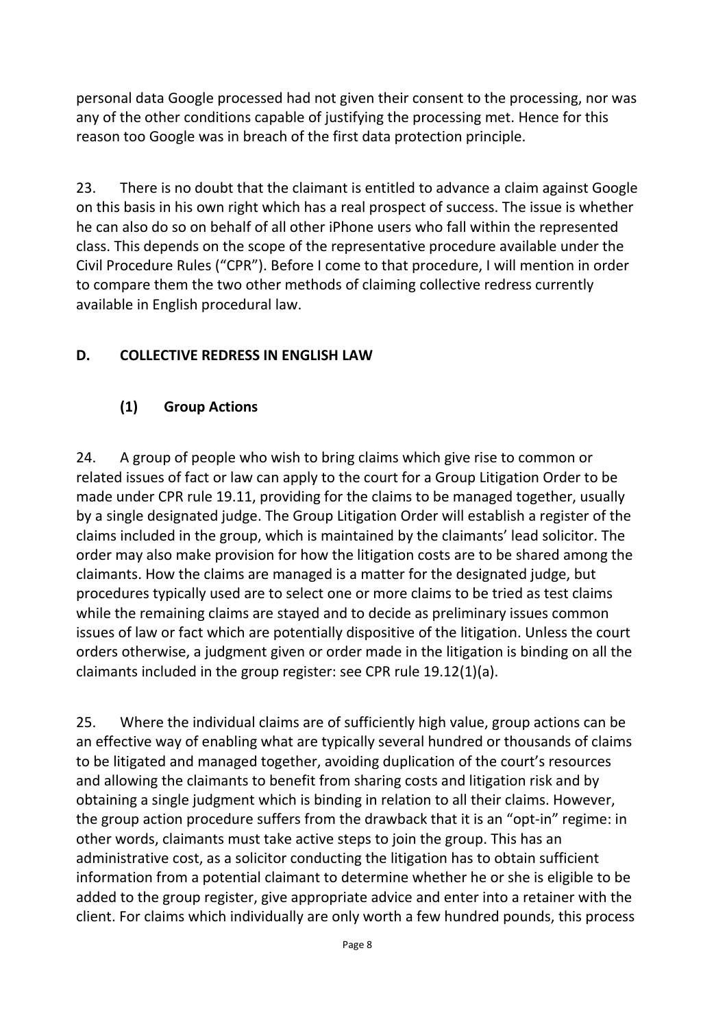personal data Google processed had not given their consent to the processing, nor was any of the other conditions capable of justifying the processing met. Hence for this reason too Google was in breach of the first data protection principle.

23. There is no doubt that the claimant is entitled to advance a claim against Google on this basis in his own right which has a real prospect of success. The issue is whether he can also do so on behalf of all other iPhone users who fall within the represented class. This depends on the scope of the representative procedure available under the Civil Procedure Rules ("CPR"). Before I come to that procedure, I will mention in order to compare them the two other methods of claiming collective redress currently available in English procedural law.

## D. COLLECTIVE REDRESS IN ENGLISH LAW

### (1) Group Actions

24. A group of people who wish to bring claims which give rise to common or related issues of fact or law can apply to the court for a Group Litigation Order to be made under CPR rule 19.11, providing for the claims to be managed together, usually by a single designated judge. The Group Litigation Order will establish a register of the claims included in the group, which is maintained by the claimants' lead solicitor. The order may also make provision for how the litigation costs are to be shared among the claimants. How the claims are managed is a matter for the designated judge, but procedures typically used are to select one or more claims to be tried as test claims while the remaining claims are stayed and to decide as preliminary issues common issues of law or fact which are potentially dispositive of the litigation. Unless the court orders otherwise, a judgment given or order made in the litigation is binding on all the claimants included in the group register: see CPR rule 19.12(1)(a).

25. Where the individual claims are of sufficiently high value, group actions can be an effective way of enabling what are typically several hundred or thousands of claims to be litigated and managed together, avoiding duplication of the court's resources and allowing the claimants to benefit from sharing costs and litigation risk and by obtaining a single judgment which is binding in relation to all their claims. However, the group action procedure suffers from the drawback that it is an "opt-in" regime: in other words, claimants must take active steps to join the group. This has an administrative cost, as a solicitor conducting the litigation has to obtain sufficient information from a potential claimant to determine whether he or she is eligible to be added to the group register, give appropriate advice and enter into a retainer with the client. For claims which individually are only worth a few hundred pounds, this process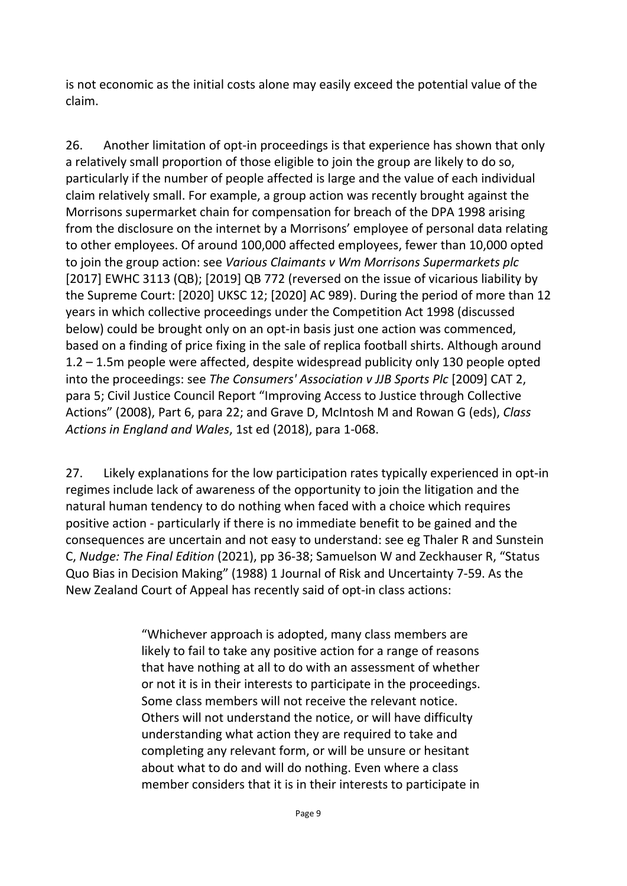is not economic as the initial costs alone may easily exceed the potential value of the claim.

26. Another limitation of opt-in proceedings is that experience has shown that only a relatively small proportion of those eligible to join the group are likely to do so, particularly if the number of people affected is large and the value of each individual claim relatively small. For example, a group action was recently brought against the Morrisons supermarket chain for compensation for breach of the DPA 1998 arising from the disclosure on the internet by a Morrisons' employee of personal data relating to other employees. Of around 100,000 affected employees, fewer than 10,000 opted to join the group action: see *Various Claimants v Wm Morrisons Supermarkets plc* [2017] EWHC 3113 (QB); [2019] QB 772 (reversed on the issue of vicarious liability by the Supreme Court: [2020] UKSC 12; [2020] AC 989). During the period of more than 12 years in which collective proceedings under the Competition Act 1998 (discussed below) could be brought only on an opt-in basis just one action was commenced, based on a finding of price fixing in the sale of replica football shirts. Although around 1.2 – 1.5m people were affected, despite widespread publicity only 130 people opted into the proceedings: see *The Consumers' Association v JJB Sports Plc* [2009] CAT 2, para 5; Civil Justice Council Report "Improving Access to Justice through Collective Actions" (2008), Part 6, para 22; and Grave D, McIntosh M and Rowan G (eds), *Class Actions in England and Wales*, 1st ed (2018), para 1-068.

27. Likely explanations for the low participation rates typically experienced in opt-in regimes include lack of awareness of the opportunity to join the litigation and the natural human tendency to do nothing when faced with a choice which requires positive action - particularly if there is no immediate benefit to be gained and the consequences are uncertain and not easy to understand: see eg Thaler R and Sunstein C, *Nudge: The Final Edition* (2021), pp 36-38; Samuelson W and Zeckhauser R, "Status Quo Bias in Decision Making" (1988) 1 Journal of Risk and Uncertainty 7-59. As the New Zealand Court of Appeal has recently said of opt-in class actions:

> "Whichever approach is adopted, many class members are likely to fail to take any positive action for a range of reasons that have nothing at all to do with an assessment of whether or not it is in their interests to participate in the proceedings. Some class members will not receive the relevant notice. Others will not understand the notice, or will have difficulty understanding what action they are required to take and completing any relevant form, or will be unsure or hesitant about what to do and will do nothing. Even where a class member considers that it is in their interests to participate in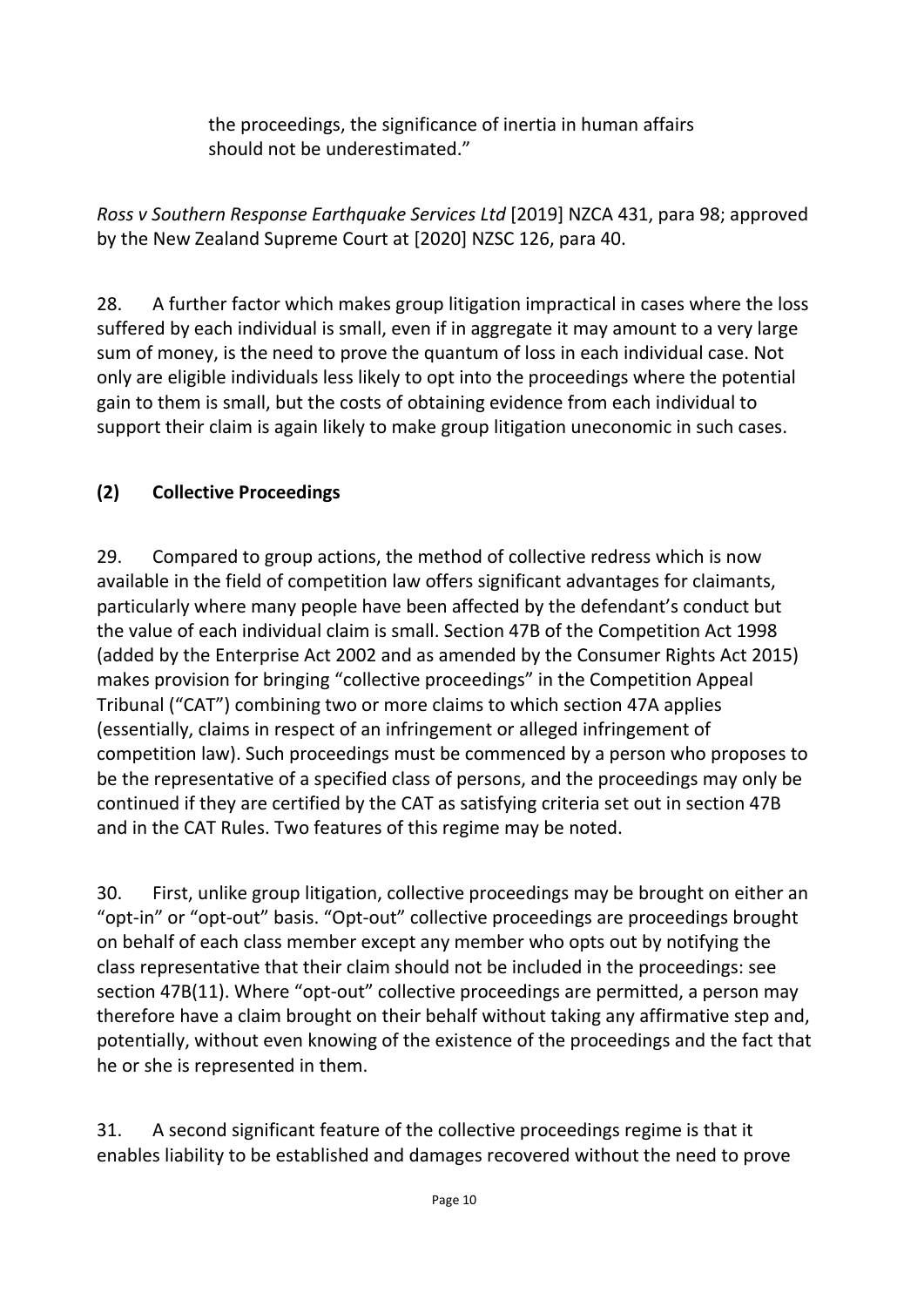> the proceedings, the significance of inertia in human affairs should not be underestimated."

*Ross v Southern Response Earthquake Services Ltd* [2019] NZCA 431, para 98; approved by the New Zealand Supreme Court at [2020] NZSC 126, para 40.

28. A further factor which makes group litigation impractical in cases where the loss suffered by each individual is small, even if in aggregate it may amount to a very large sum of money, is the need to prove the quantum of loss in each individual case. Not only are eligible individuals less likely to opt into the proceedings where the potential gain to them is small, but the costs of obtaining evidence from each individual to support their claim is again likely to make group litigation uneconomic in such cases.

### (2) Collective Proceedings

29. Compared to group actions, the method of collective redress which is now available in the field of competition law offers significant advantages for claimants, particularly where many people have been affected by the defendant's conduct but the value of each individual claim is small. Section 47B of the Competition Act 1998 (added by the Enterprise Act 2002 and as amended by the Consumer Rights Act 2015) makes provision for bringing "collective proceedings" in the Competition Appeal Tribunal ("CAT") combining two or more claims to which section 47A applies (essentially, claims in respect of an infringement or alleged infringement of competition law). Such proceedings must be commenced by a person who proposes to be the representative of a specified class of persons, and the proceedings may only be continued if they are certified by the CAT as satisfying criteria set out in section 47B and in the CAT Rules. Two features of this regime may be noted.

30. First, unlike group litigation, collective proceedings may be brought on either an "opt-in" or "opt-out" basis. "Opt-out" collective proceedings are proceedings brought on behalf of each class member except any member who opts out by notifying the class representative that their claim should not be included in the proceedings: see section 47B(11). Where "opt-out" collective proceedings are permitted, a person may therefore have a claim brought on their behalf without taking any affirmative step and, potentially, without even knowing of the existence of the proceedings and the fact that he or she is represented in them.

31. A second significant feature of the collective proceedings regime is that it enables liability to be established and damages recovered without the need to prove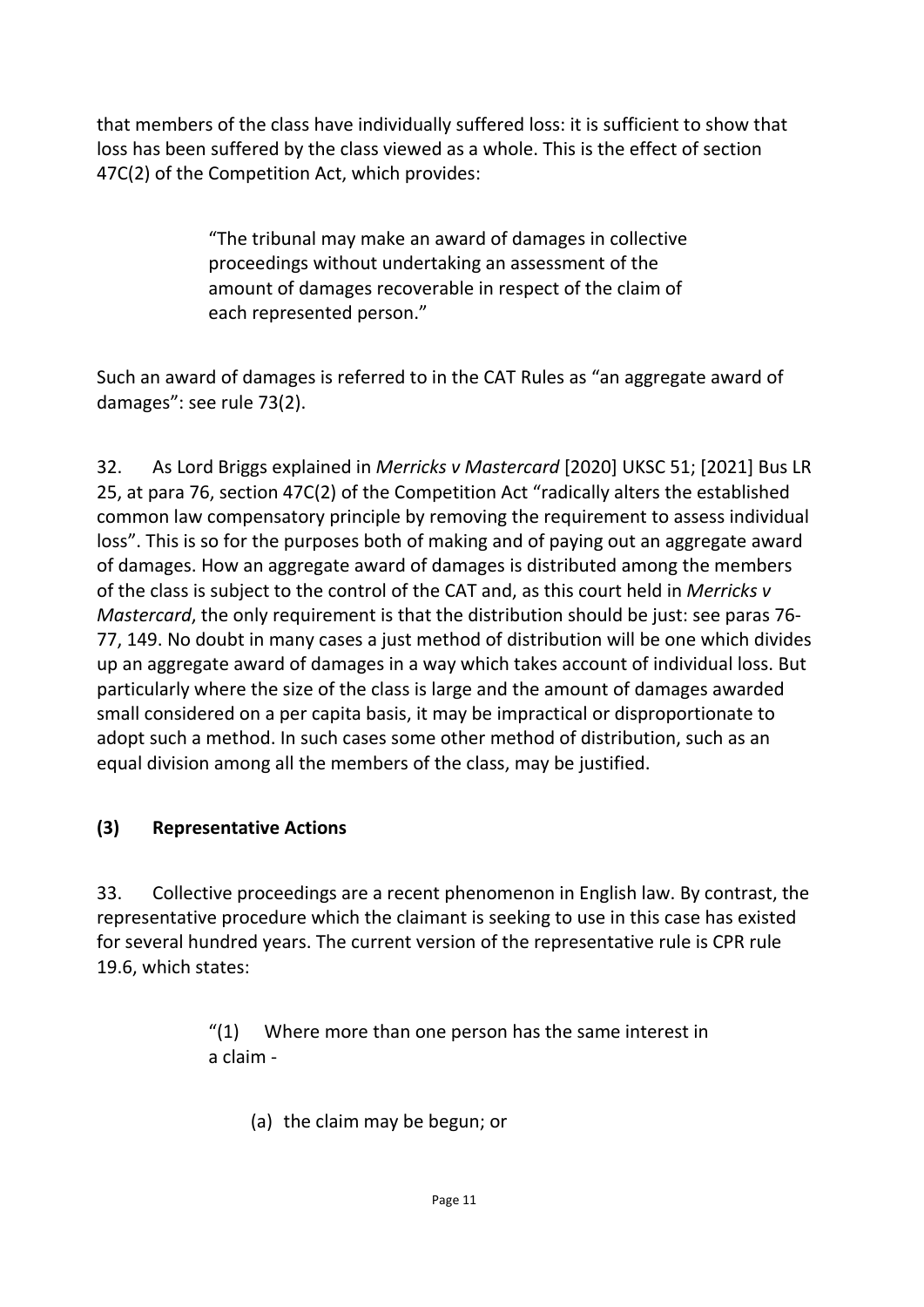that members of the class have individually suffered loss: it is sufficient to show that loss has been suffered by the class viewed as a whole. This is the effect of section 47C(2) of the Competition Act, which provides:

> "The tribunal may make an award of damages in collective proceedings without undertaking an assessment of the amount of damages recoverable in respect of the claim of each represented person."

Such an award of damages is referred to in the CAT Rules as "an aggregate award of damages": see rule 73(2).

32. As Lord Briggs explained in *Merricks v Mastercard* [2020] UKSC 51; [2021] Bus LR 25, at para 76, section 47C(2) of the Competition Act "radically alters the established common law compensatory principle by removing the requirement to assess individual loss". This is so for the purposes both of making and of paying out an aggregate award of damages. How an aggregate award of damages is distributed among the members of the class is subject to the control of the CAT and, as this court held in *Merricks v Mastercard*, the only requirement is that the distribution should be just: see paras 76-77, 149. No doubt in many cases a just method of distribution will be one which divides up an aggregate award of damages in a way which takes account of individual loss. But particularly where the size of the class is large and the amount of damages awarded small considered on a per capita basis, it may be impractical or disproportionate to adopt such a method. In such cases some other method of distribution, such as an equal division among all the members of the class, may be justified.

### (3) Representative Actions

33. Collective proceedings are a recent phenomenon in English law. By contrast, the representative procedure which the claimant is seeking to use in this case has existed for several hundred years. The current version of the representative rule is CPR rule 19.6, which states:

> "(1) Where more than one person has the same interest in a claim -
>
> (a) the claim may be begun; or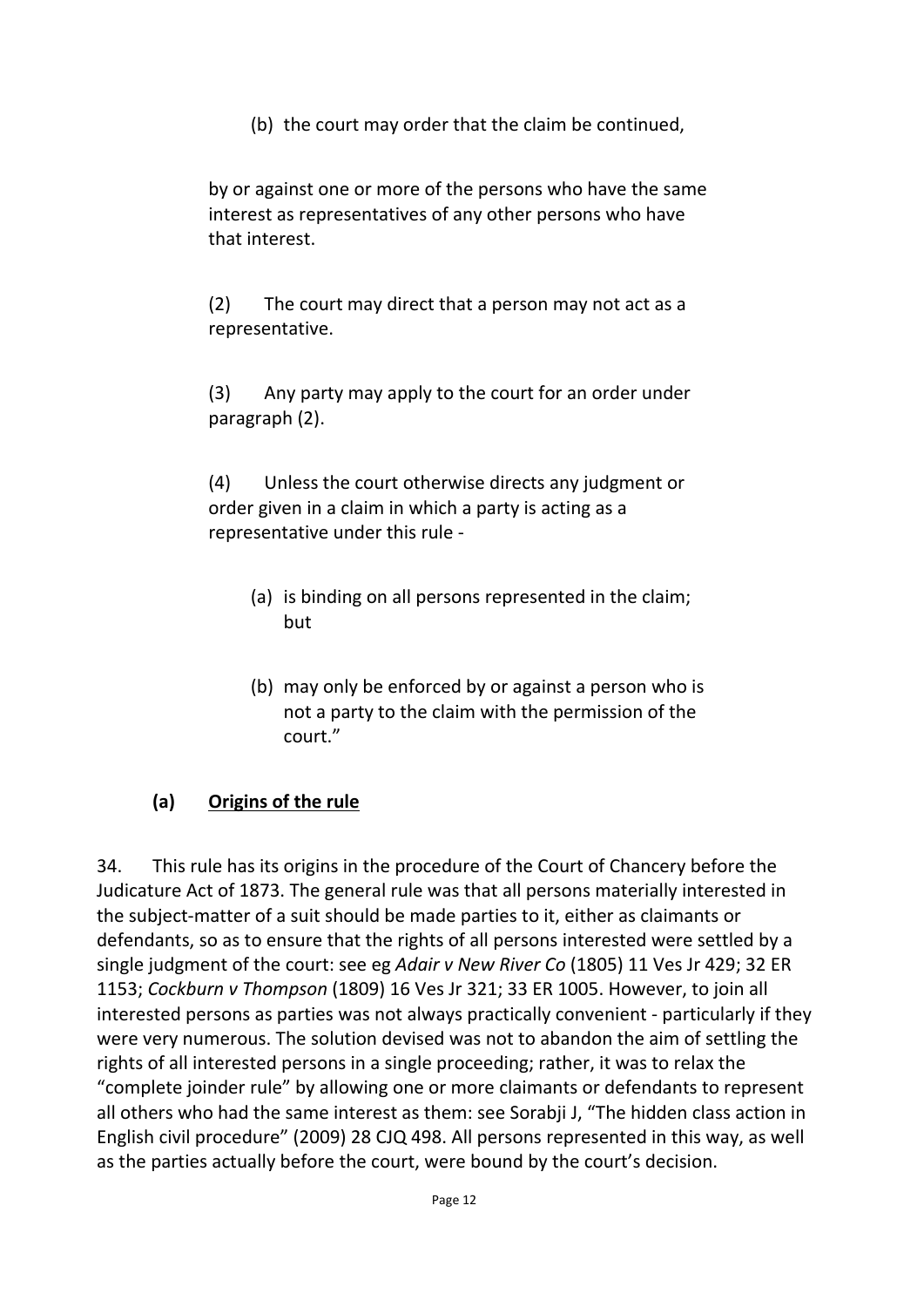(b) the court may order that the claim be continued,

by or against one or more of the persons who have the same interest as representatives of any other persons who have that interest.

(2) The court may direct that a person may not act as a representative.

(3) Any party may apply to the court for an order under paragraph (2).

(4) Unless the court otherwise directs any judgment or order given in a claim in which a party is acting as a representative under this rule -

(a) is binding on all persons represented in the claim; but

(b) may only be enforced by or against a person who is not a party to the claim with the permission of the court."

### (a) Origins of the rule

34. This rule has its origins in the procedure of the Court of Chancery before the Judicature Act of 1873. The general rule was that all persons materially interested in the subject-matter of a suit should be made parties to it, either as claimants or defendants, so as to ensure that the rights of all persons interested were settled by a single judgment of the court: see eg *Adair v New River Co* (1805) 11 Ves Jr 429; 32 ER 1153; *Cockburn v Thompson* (1809) 16 Ves Jr 321; 33 ER 1005. However, to join all interested persons as parties was not always practically convenient - particularly if they were very numerous. The solution devised was not to abandon the aim of settling the rights of all interested persons in a single proceeding; rather, it was to relax the "complete joinder rule" by allowing one or more claimants or defendants to represent all others who had the same interest as them: see Sorabji J, "The hidden class action in English civil procedure" (2009) 28 CJQ 498. All persons represented in this way, as well as the parties actually before the court, were bound by the court's decision.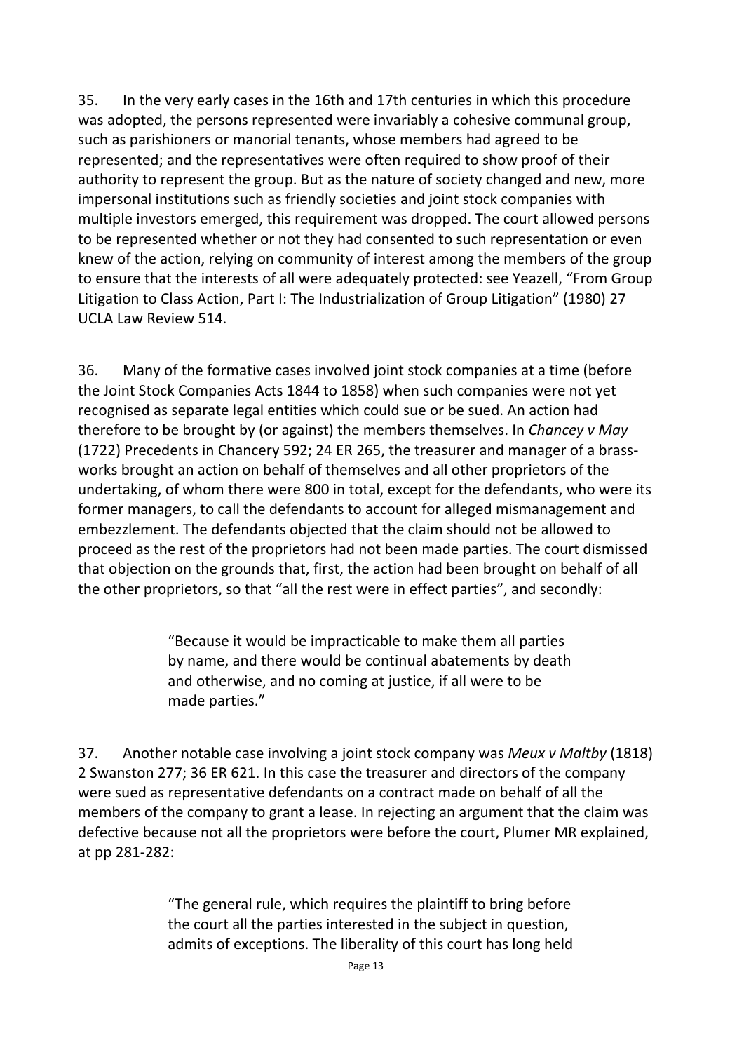35. In the very early cases in the 16th and 17th centuries in which this procedure was adopted, the persons represented were invariably a cohesive communal group, such as parishioners or manorial tenants, whose members had agreed to be represented; and the representatives were often required to show proof of their authority to represent the group. But as the nature of society changed and new, more impersonal institutions such as friendly societies and joint stock companies with multiple investors emerged, this requirement was dropped. The court allowed persons to be represented whether or not they had consented to such representation or even knew of the action, relying on community of interest among the members of the group to ensure that the interests of all were adequately protected: see Yeazell, "From Group Litigation to Class Action, Part I: The Industrialization of Group Litigation" (1980) 27 UCLA Law Review 514.

36. Many of the formative cases involved joint stock companies at a time (before the Joint Stock Companies Acts 1844 to 1858) when such companies were not yet recognised as separate legal entities which could sue or be sued. An action had therefore to be brought by (or against) the members themselves. In *Chancey v May* (1722) Precedents in Chancery 592; 24 ER 265, the treasurer and manager of a brass-works brought an action on behalf of themselves and all other proprietors of the undertaking, of whom there were 800 in total, except for the defendants, who were its former managers, to call the defendants to account for alleged mismanagement and embezzlement. The defendants objected that the claim should not be allowed to proceed as the rest of the proprietors had not been made parties. The court dismissed that objection on the grounds that, first, the action had been brought on behalf of all the other proprietors, so that "all the rest were in effect parties", and secondly:

> "Because it would be impracticable to make them all parties by name, and there would be continual abatements by death and otherwise, and no coming at justice, if all were to be made parties."

37. Another notable case involving a joint stock company was *Meux v Maltby* (1818) 2 Swanston 277; 36 ER 621. In this case the treasurer and directors of the company were sued as representative defendants on a contract made on behalf of all the members of the company to grant a lease. In rejecting an argument that the claim was defective because not all the proprietors were before the court, Plumer MR explained, at pp 281-282:

> "The general rule, which requires the plaintiff to bring before the court all the parties interested in the subject in question, admits of exceptions. The liberality of this court has long held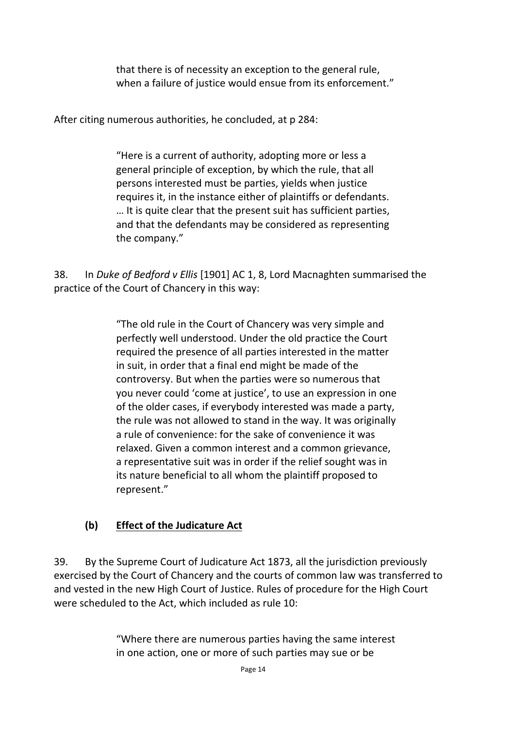> that there is of necessity an exception to the general rule, when a failure of justice would ensue from its enforcement."

After citing numerous authorities, he concluded, at p 284:

> "Here is a current of authority, adopting more or less a general principle of exception, by which the rule, that all persons interested must be parties, yields when justice requires it, in the instance either of plaintiffs or defendants. … It is quite clear that the present suit has sufficient parties, and that the defendants may be considered as representing the company."

38. In *Duke of Bedford v Ellis* [1901] AC 1, 8, Lord Macnaghten summarised the practice of the Court of Chancery in this way:

> "The old rule in the Court of Chancery was very simple and perfectly well understood. Under the old practice the Court required the presence of all parties interested in the matter in suit, in order that a final end might be made of the controversy. But when the parties were so numerous that you never could 'come at justice', to use an expression in one of the older cases, if everybody interested was made a party, the rule was not allowed to stand in the way. It was originally a rule of convenience: for the sake of convenience it was relaxed. Given a common interest and a common grievance, a representative suit was in order if the relief sought was in its nature beneficial to all whom the plaintiff proposed to represent."

### (b) Effect of the Judicature Act

39. By the Supreme Court of Judicature Act 1873, all the jurisdiction previously exercised by the Court of Chancery and the courts of common law was transferred to and vested in the new High Court of Justice. Rules of procedure for the High Court were scheduled to the Act, which included as rule 10:

> "Where there are numerous parties having the same interest in one action, one or more of such parties may sue or be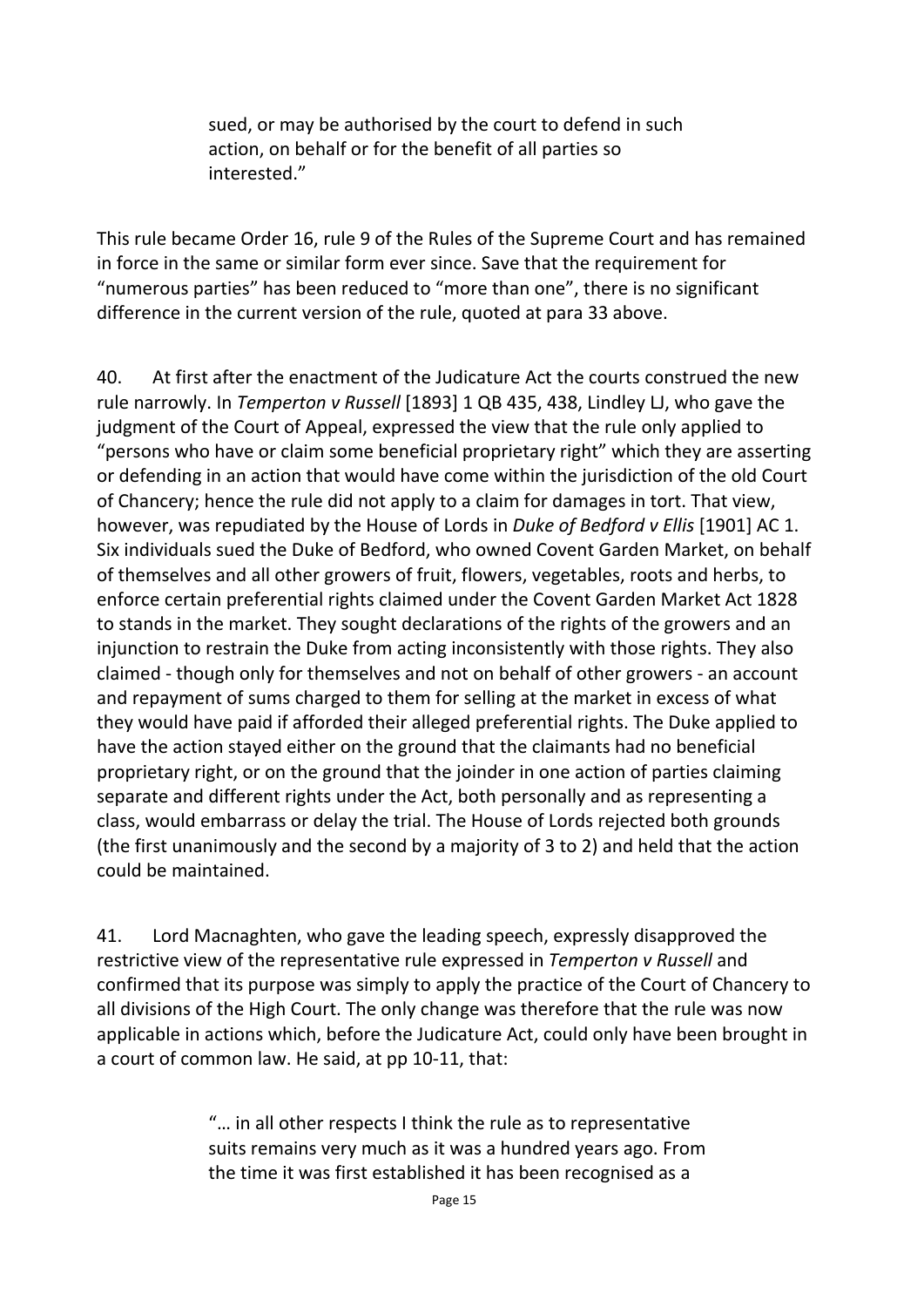> sued, or may be authorised by the court to defend in such action, on behalf or for the benefit of all parties so interested."

This rule became Order 16, rule 9 of the Rules of the Supreme Court and has remained in force in the same or similar form ever since. Save that the requirement for "numerous parties" has been reduced to "more than one", there is no significant difference in the current version of the rule, quoted at para 33 above.

40. At first after the enactment of the Judicature Act the courts construed the new rule narrowly. In *Temperton v Russell* [1893] 1 QB 435, 438, Lindley LJ, who gave the judgment of the Court of Appeal, expressed the view that the rule only applied to "persons who have or claim some beneficial proprietary right" which they are asserting or defending in an action that would have come within the jurisdiction of the old Court of Chancery; hence the rule did not apply to a claim for damages in tort. That view, however, was repudiated by the House of Lords in *Duke of Bedford v Ellis* [1901] AC 1. Six individuals sued the Duke of Bedford, who owned Covent Garden Market, on behalf of themselves and all other growers of fruit, flowers, vegetables, roots and herbs, to enforce certain preferential rights claimed under the Covent Garden Market Act 1828 to stands in the market. They sought declarations of the rights of the growers and an injunction to restrain the Duke from acting inconsistently with those rights. They also claimed - though only for themselves and not on behalf of other growers - an account and repayment of sums charged to them for selling at the market in excess of what they would have paid if afforded their alleged preferential rights. The Duke applied to have the action stayed either on the ground that the claimants had no beneficial proprietary right, or on the ground that the joinder in one action of parties claiming separate and different rights under the Act, both personally and as representing a class, would embarrass or delay the trial. The House of Lords rejected both grounds (the first unanimously and the second by a majority of 3 to 2) and held that the action could be maintained.

41. Lord Macnaghten, who gave the leading speech, expressly disapproved the restrictive view of the representative rule expressed in *Temperton v Russell* and confirmed that its purpose was simply to apply the practice of the Court of Chancery to all divisions of the High Court. The only change was therefore that the rule was now applicable in actions which, before the Judicature Act, could only have been brought in a court of common law. He said, at pp 10-11, that:

> "… in all other respects I think the rule as to representative suits remains very much as it was a hundred years ago. From the time it was first established it has been recognised as a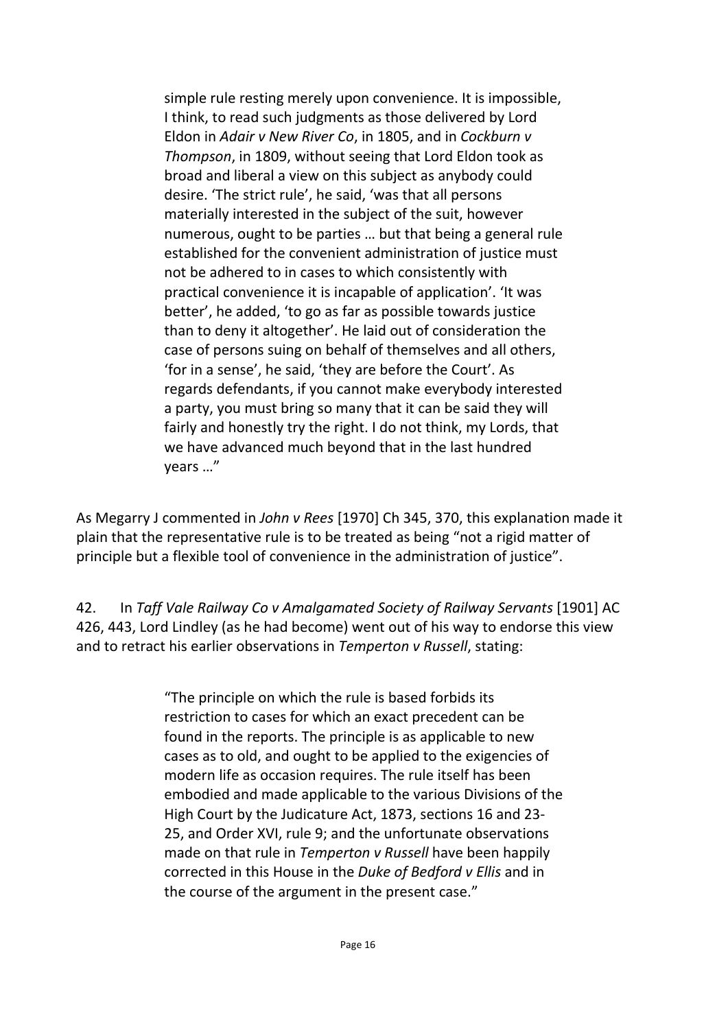> simple rule resting merely upon convenience. It is impossible, I think, to read such judgments as those delivered by Lord Eldon in *Adair v New River Co*, in 1805, and in *Cockburn v Thompson*, in 1809, without seeing that Lord Eldon took as broad and liberal a view on this subject as anybody could desire. 'The strict rule', he said, 'was that all persons materially interested in the subject of the suit, however numerous, ought to be parties … but that being a general rule established for the convenient administration of justice must not be adhered to in cases to which consistently with practical convenience it is incapable of application'. 'It was better', he added, 'to go as far as possible towards justice than to deny it altogether'. He laid out of consideration the case of persons suing on behalf of themselves and all others, 'for in a sense', he said, 'they are before the Court'. As regards defendants, if you cannot make everybody interested a party, you must bring so many that it can be said they will fairly and honestly try the right. I do not think, my Lords, that we have advanced much beyond that in the last hundred years …"

As Megarry J commented in *John v Rees* [1970] Ch 345, 370, this explanation made it plain that the representative rule is to be treated as being "not a rigid matter of principle but a flexible tool of convenience in the administration of justice".

42. In *Taff Vale Railway Co v Amalgamated Society of Railway Servants* [1901] AC 426, 443, Lord Lindley (as he had become) went out of his way to endorse this view and to retract his earlier observations in *Temperton v Russell*, stating:

> "The principle on which the rule is based forbids its restriction to cases for which an exact precedent can be found in the reports. The principle is as applicable to new cases as to old, and ought to be applied to the exigencies of modern life as occasion requires. The rule itself has been embodied and made applicable to the various Divisions of the High Court by the Judicature Act, 1873, sections 16 and 23-25, and Order XVI, rule 9; and the unfortunate observations made on that rule in *Temperton v Russell* have been happily corrected in this House in the *Duke of Bedford v Ellis* and in the course of the argument in the present case."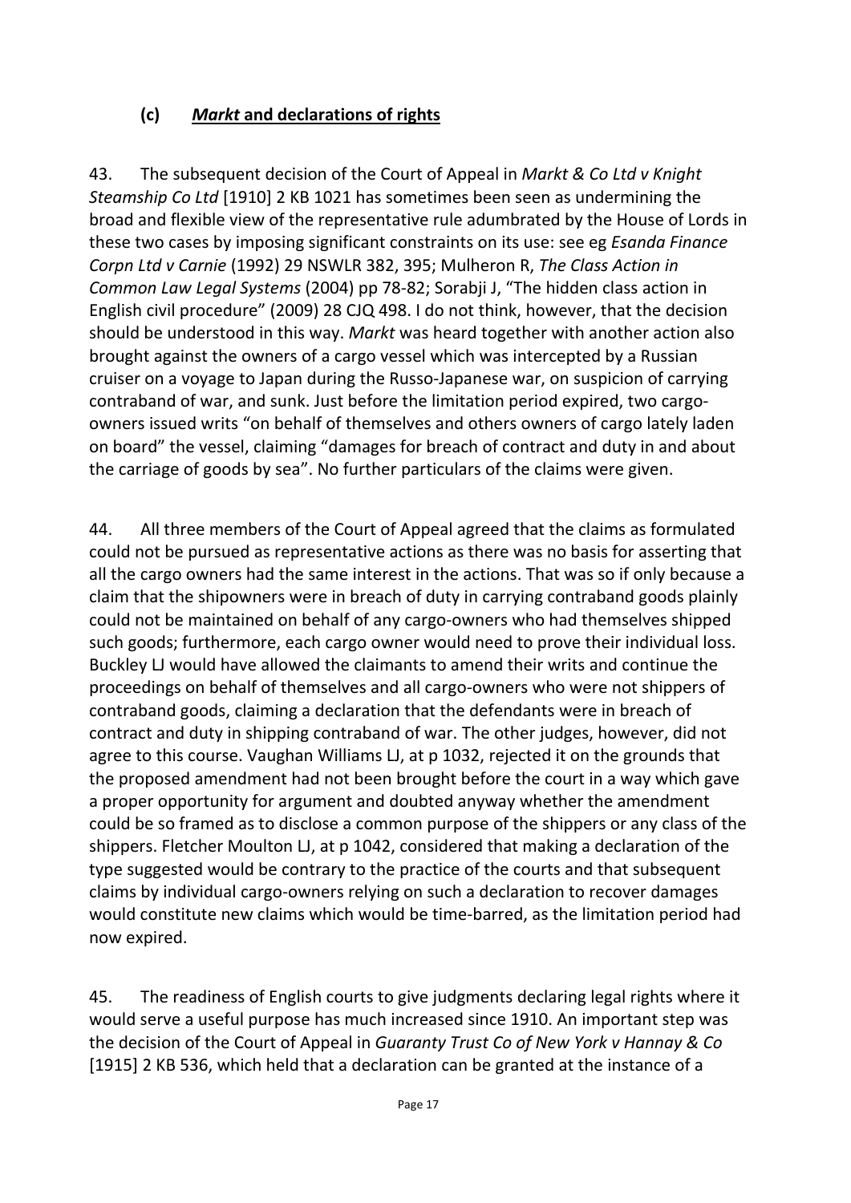### (c) ***Markt* and declarations of rights**

43. The subsequent decision of the Court of Appeal in *Markt & Co Ltd v Knight Steamship Co Ltd* [1910] 2 KB 1021 has sometimes been seen as undermining the broad and flexible view of the representative rule adumbrated by the House of Lords in these two cases by imposing significant constraints on its use: see eg *Esanda Finance Corpn Ltd v Carnie* (1992) 29 NSWLR 382, 395; Mulheron R, *The Class Action in Common Law Legal Systems* (2004) pp 78-82; Sorabji J, "The hidden class action in English civil procedure" (2009) 28 CJQ 498. I do not think, however, that the decision should be understood in this way. *Markt* was heard together with another action also brought against the owners of a cargo vessel which was intercepted by a Russian cruiser on a voyage to Japan during the Russo-Japanese war, on suspicion of carrying contraband of war, and sunk. Just before the limitation period expired, two cargo-owners issued writs "on behalf of themselves and others owners of cargo lately laden on board" the vessel, claiming "damages for breach of contract and duty in and about the carriage of goods by sea". No further particulars of the claims were given.

44. All three members of the Court of Appeal agreed that the claims as formulated could not be pursued as representative actions as there was no basis for asserting that all the cargo owners had the same interest in the actions. That was so if only because a claim that the shipowners were in breach of duty in carrying contraband goods plainly could not be maintained on behalf of any cargo-owners who had themselves shipped such goods; furthermore, each cargo owner would need to prove their individual loss. Buckley LJ would have allowed the claimants to amend their writs and continue the proceedings on behalf of themselves and all cargo-owners who were not shippers of contraband goods, claiming a declaration that the defendants were in breach of contract and duty in shipping contraband of war. The other judges, however, did not agree to this course. Vaughan Williams LJ, at p 1032, rejected it on the grounds that the proposed amendment had not been brought before the court in a way which gave a proper opportunity for argument and doubted anyway whether the amendment could be so framed as to disclose a common purpose of the shippers or any class of the shippers. Fletcher Moulton LJ, at p 1042, considered that making a declaration of the type suggested would be contrary to the practice of the courts and that subsequent claims by individual cargo-owners relying on such a declaration to recover damages would constitute new claims which would be time-barred, as the limitation period had now expired.

45. The readiness of English courts to give judgments declaring legal rights where it would serve a useful purpose has much increased since 1910. An important step was the decision of the Court of Appeal in *Guaranty Trust Co of New York v Hannay & Co* [1915] 2 KB 536, which held that a declaration can be granted at the instance of a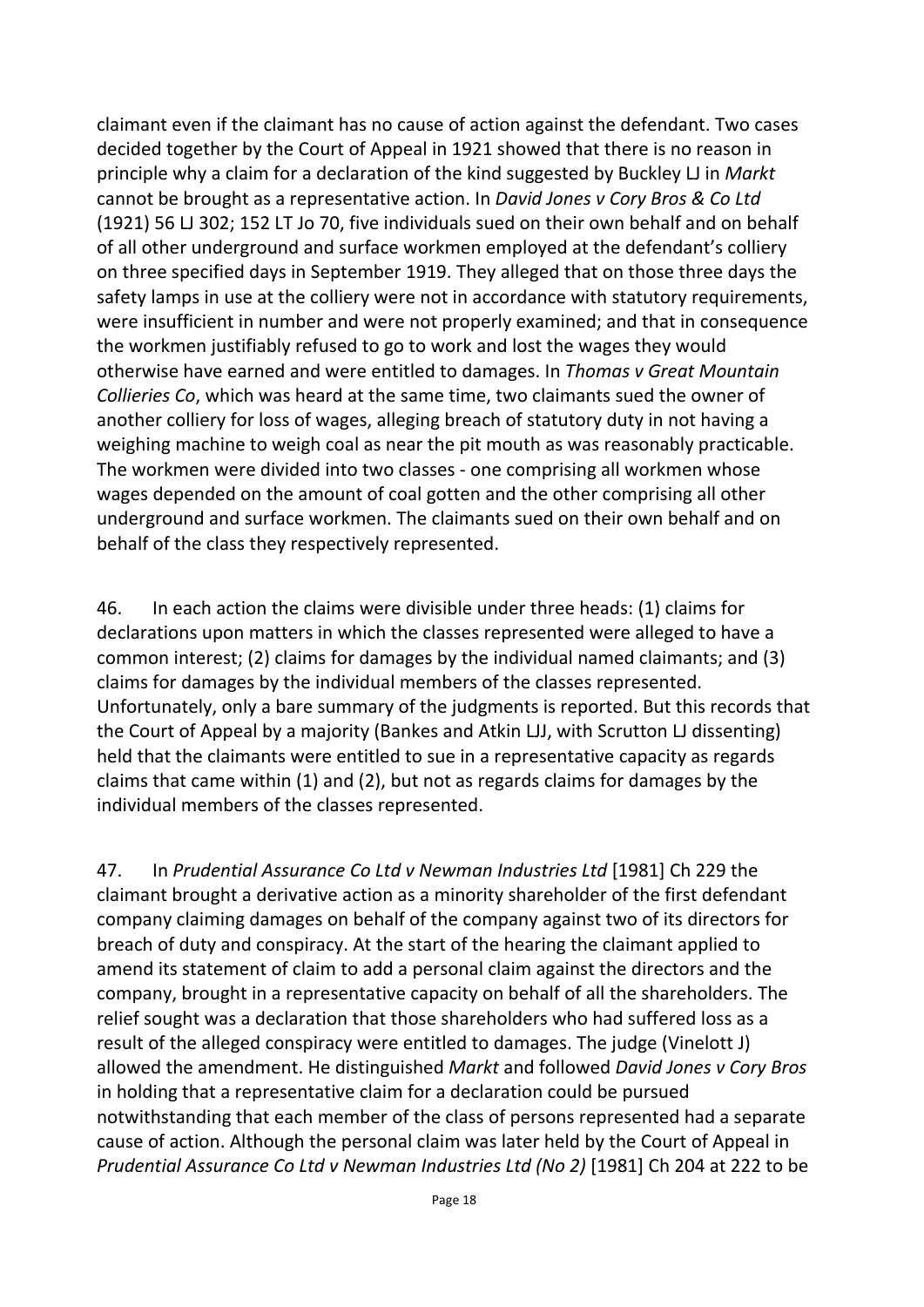claimant even if the claimant has no cause of action against the defendant. Two cases decided together by the Court of Appeal in 1921 showed that there is no reason in principle why a claim for a declaration of the kind suggested by Buckley LJ in *Markt* cannot be brought as a representative action. In *David Jones v Cory Bros & Co Ltd* (1921) 56 LJ 302; 152 LT Jo 70, five individuals sued on their own behalf and on behalf of all other underground and surface workmen employed at the defendant's colliery on three specified days in September 1919. They alleged that on those three days the safety lamps in use at the colliery were not in accordance with statutory requirements, were insufficient in number and were not properly examined; and that in consequence the workmen justifiably refused to go to work and lost the wages they would otherwise have earned and were entitled to damages. In *Thomas v Great Mountain Collieries Co*, which was heard at the same time, two claimants sued the owner of another colliery for loss of wages, alleging breach of statutory duty in not having a weighing machine to weigh coal as near the pit mouth as was reasonably practicable. The workmen were divided into two classes - one comprising all workmen whose wages depended on the amount of coal gotten and the other comprising all other underground and surface workmen. The claimants sued on their own behalf and on behalf of the class they respectively represented.

46. In each action the claims were divisible under three heads: (1) claims for declarations upon matters in which the classes represented were alleged to have a common interest; (2) claims for damages by the individual named claimants; and (3) claims for damages by the individual members of the classes represented. Unfortunately, only a bare summary of the judgments is reported. But this records that the Court of Appeal by a majority (Bankes and Atkin LJJ, with Scrutton LJ dissenting) held that the claimants were entitled to sue in a representative capacity as regards claims that came within (1) and (2), but not as regards claims for damages by the individual members of the classes represented.

47. In *Prudential Assurance Co Ltd v Newman Industries Ltd* [1981] Ch 229 the claimant brought a derivative action as a minority shareholder of the first defendant company claiming damages on behalf of the company against two of its directors for breach of duty and conspiracy. At the start of the hearing the claimant applied to amend its statement of claim to add a personal claim against the directors and the company, brought in a representative capacity on behalf of all the shareholders. The relief sought was a declaration that those shareholders who had suffered loss as a result of the alleged conspiracy were entitled to damages. The judge (Vinelott J) allowed the amendment. He distinguished *Markt* and followed *David Jones v Cory Bros* in holding that a representative claim for a declaration could be pursued notwithstanding that each member of the class of persons represented had a separate cause of action. Although the personal claim was later held by the Court of Appeal in *Prudential Assurance Co Ltd v Newman Industries Ltd (No 2)* [1981] Ch 204 at 222 to be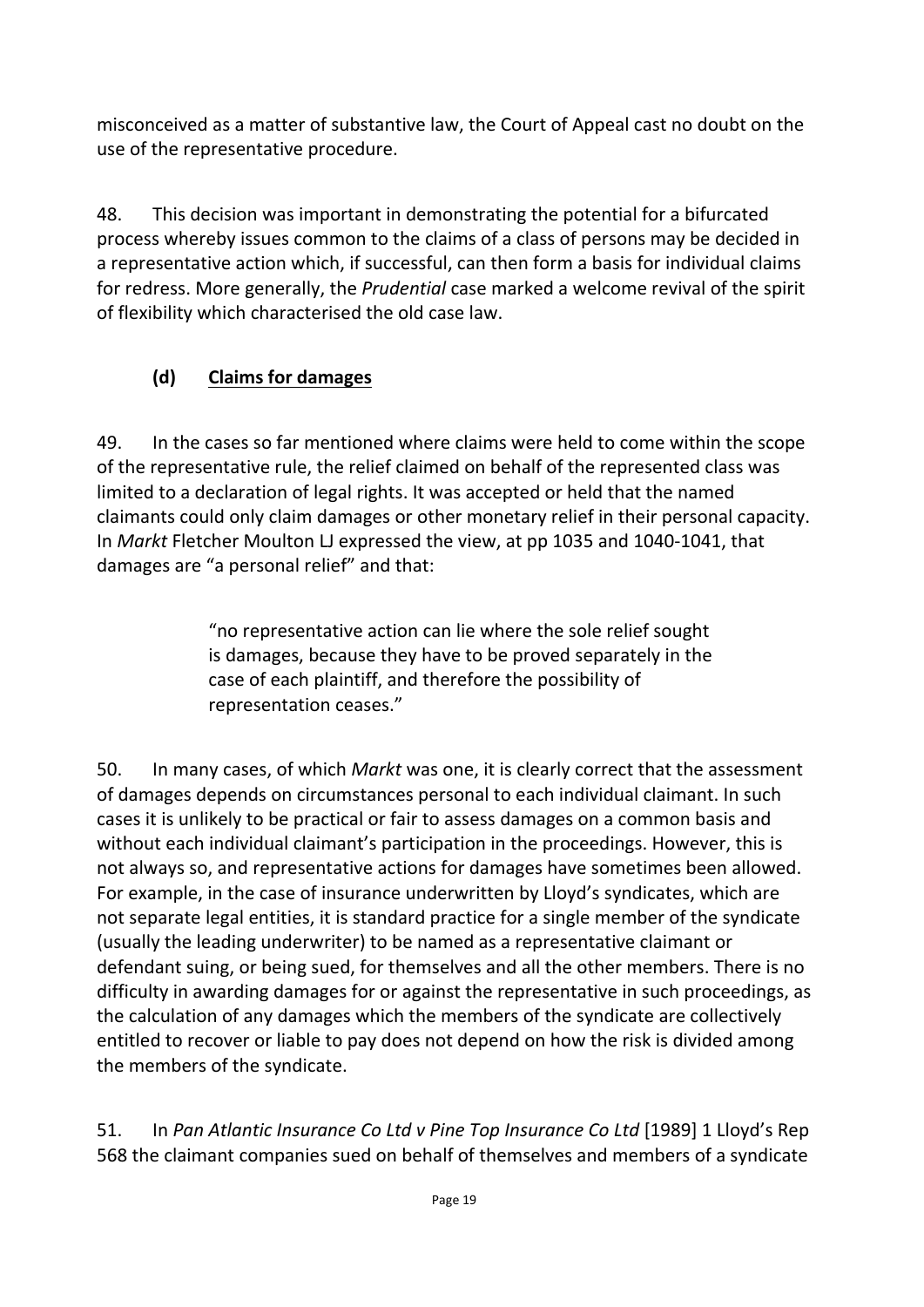misconceived as a matter of substantive law, the Court of Appeal cast no doubt on the use of the representative procedure.

48. This decision was important in demonstrating the potential for a bifurcated process whereby issues common to the claims of a class of persons may be decided in a representative action which, if successful, can then form a basis for individual claims for redress. More generally, the *Prudential* case marked a welcome revival of the spirit of flexibility which characterised the old case law.

### (d) Claims for damages

49. In the cases so far mentioned where claims were held to come within the scope of the representative rule, the relief claimed on behalf of the represented class was limited to a declaration of legal rights. It was accepted or held that the named claimants could only claim damages or other monetary relief in their personal capacity. In *Markt* Fletcher Moulton LJ expressed the view, at pp 1035 and 1040-1041, that damages are "a personal relief" and that:

> "no representative action can lie where the sole relief sought is damages, because they have to be proved separately in the case of each plaintiff, and therefore the possibility of representation ceases."

50. In many cases, of which *Markt* was one, it is clearly correct that the assessment of damages depends on circumstances personal to each individual claimant. In such cases it is unlikely to be practical or fair to assess damages on a common basis and without each individual claimant's participation in the proceedings. However, this is not always so, and representative actions for damages have sometimes been allowed. For example, in the case of insurance underwritten by Lloyd's syndicates, which are not separate legal entities, it is standard practice for a single member of the syndicate (usually the leading underwriter) to be named as a representative claimant or defendant suing, or being sued, for themselves and all the other members. There is no difficulty in awarding damages for or against the representative in such proceedings, as the calculation of any damages which the members of the syndicate are collectively entitled to recover or liable to pay does not depend on how the risk is divided among the members of the syndicate.

51. In *Pan Atlantic Insurance Co Ltd v Pine Top Insurance Co Ltd* [1989] 1 Lloyd's Rep 568 the claimant companies sued on behalf of themselves and members of a syndicate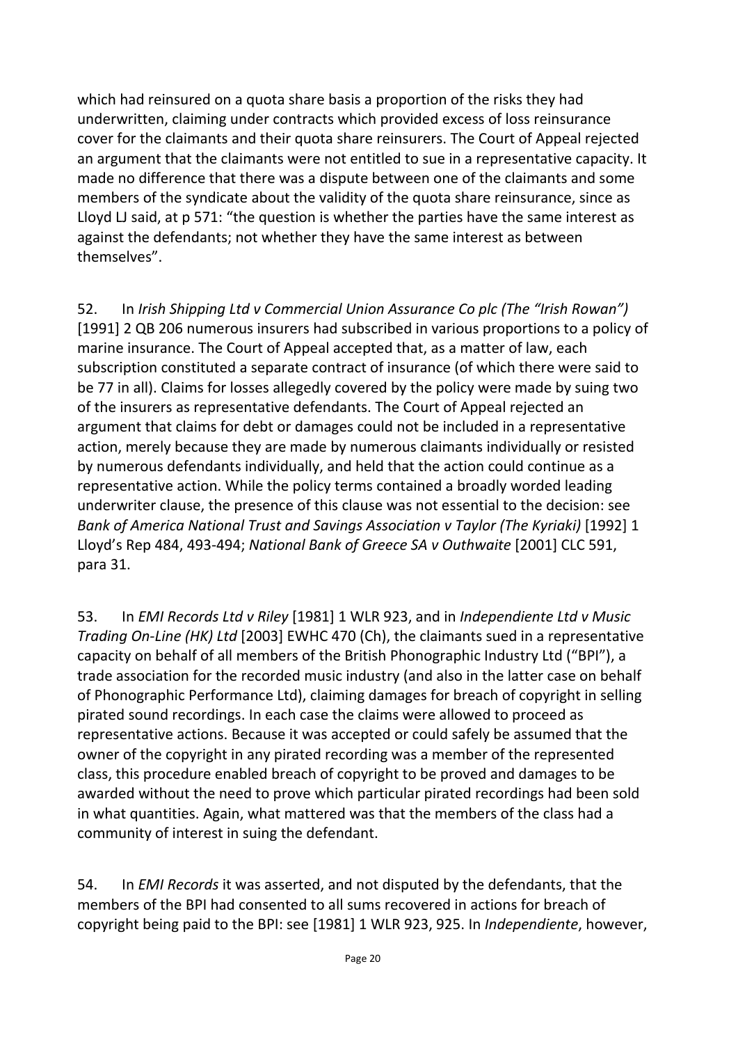which had reinsured on a quota share basis a proportion of the risks they had underwritten, claiming under contracts which provided excess of loss reinsurance cover for the claimants and their quota share reinsurers. The Court of Appeal rejected an argument that the claimants were not entitled to sue in a representative capacity. It made no difference that there was a dispute between one of the claimants and some members of the syndicate about the validity of the quota share reinsurance, since as Lloyd LJ said, at p 571: "the question is whether the parties have the same interest as against the defendants; not whether they have the same interest as between themselves".

52. In *Irish Shipping Ltd v Commercial Union Assurance Co plc (The "Irish Rowan")* [1991] 2 QB 206 numerous insurers had subscribed in various proportions to a policy of marine insurance. The Court of Appeal accepted that, as a matter of law, each subscription constituted a separate contract of insurance (of which there were said to be 77 in all). Claims for losses allegedly covered by the policy were made by suing two of the insurers as representative defendants. The Court of Appeal rejected an argument that claims for debt or damages could not be included in a representative action, merely because they are made by numerous claimants individually or resisted by numerous defendants individually, and held that the action could continue as a representative action. While the policy terms contained a broadly worded leading underwriter clause, the presence of this clause was not essential to the decision: see *Bank of America National Trust and Savings Association v Taylor (The Kyriaki)* [1992] 1 Lloyd's Rep 484, 493-494; *National Bank of Greece SA v Outhwaite* [2001] CLC 591, para 31.

53. In *EMI Records Ltd v Riley* [1981] 1 WLR 923, and in *Independiente Ltd v Music Trading On-Line (HK) Ltd* [2003] EWHC 470 (Ch), the claimants sued in a representative capacity on behalf of all members of the British Phonographic Industry Ltd ("BPI"), a trade association for the recorded music industry (and also in the latter case on behalf of Phonographic Performance Ltd), claiming damages for breach of copyright in selling pirated sound recordings. In each case the claims were allowed to proceed as representative actions. Because it was accepted or could safely be assumed that the owner of the copyright in any pirated recording was a member of the represented class, this procedure enabled breach of copyright to be proved and damages to be awarded without the need to prove which particular pirated recordings had been sold in what quantities. Again, what mattered was that the members of the class had a community of interest in suing the defendant.

54. In *EMI Records* it was asserted, and not disputed by the defendants, that the members of the BPI had consented to all sums recovered in actions for breach of copyright being paid to the BPI: see [1981] 1 WLR 923, 925. In *Independiente*, however,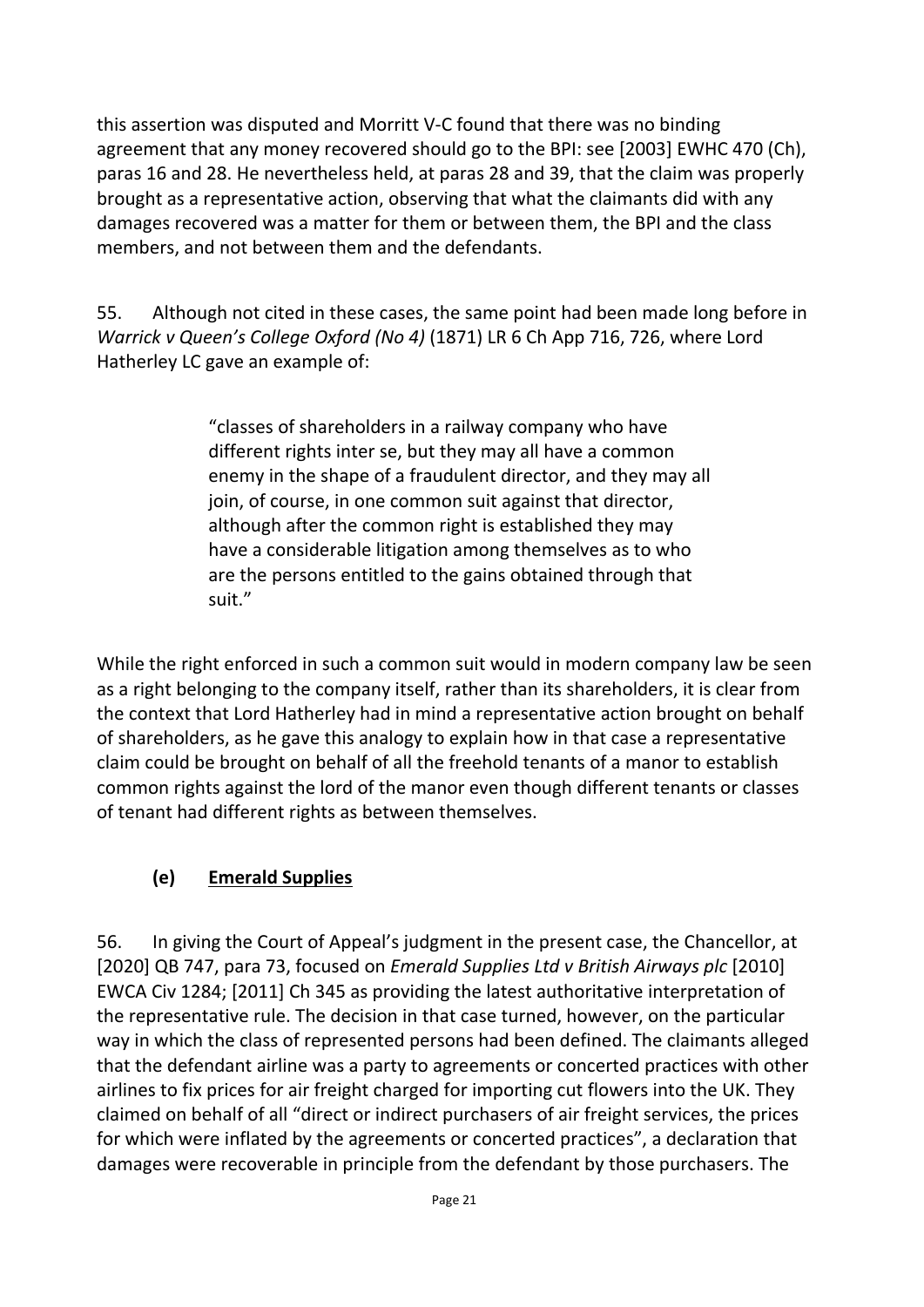this assertion was disputed and Morritt V-C found that there was no binding agreement that any money recovered should go to the BPI: see [2003] EWHC 470 (Ch), paras 16 and 28. He nevertheless held, at paras 28 and 39, that the claim was properly brought as a representative action, observing that what the claimants did with any damages recovered was a matter for them or between them, the BPI and the class members, and not between them and the defendants.

55. Although not cited in these cases, the same point had been made long before in *Warrick v Queen's College Oxford (No 4)* (1871) LR 6 Ch App 716, 726, where Lord Hatherley LC gave an example of:

> "classes of shareholders in a railway company who have different rights inter se, but they may all have a common enemy in the shape of a fraudulent director, and they may all join, of course, in one common suit against that director, although after the common right is established they may have a considerable litigation among themselves as to who are the persons entitled to the gains obtained through that suit."

While the right enforced in such a common suit would in modern company law be seen as a right belonging to the company itself, rather than its shareholders, it is clear from the context that Lord Hatherley had in mind a representative action brought on behalf of shareholders, as he gave this analogy to explain how in that case a representative claim could be brought on behalf of all the freehold tenants of a manor to establish common rights against the lord of the manor even though different tenants or classes of tenant had different rights as between themselves.

### (e) Emerald Supplies

56. In giving the Court of Appeal's judgment in the present case, the Chancellor, at [2020] QB 747, para 73, focused on *Emerald Supplies Ltd v British Airways plc* [2010] EWCA Civ 1284; [2011] Ch 345 as providing the latest authoritative interpretation of the representative rule. The decision in that case turned, however, on the particular way in which the class of represented persons had been defined. The claimants alleged that the defendant airline was a party to agreements or concerted practices with other airlines to fix prices for air freight charged for importing cut flowers into the UK. They claimed on behalf of all "direct or indirect purchasers of air freight services, the prices for which were inflated by the agreements or concerted practices", a declaration that damages were recoverable in principle from the defendant by those purchasers. The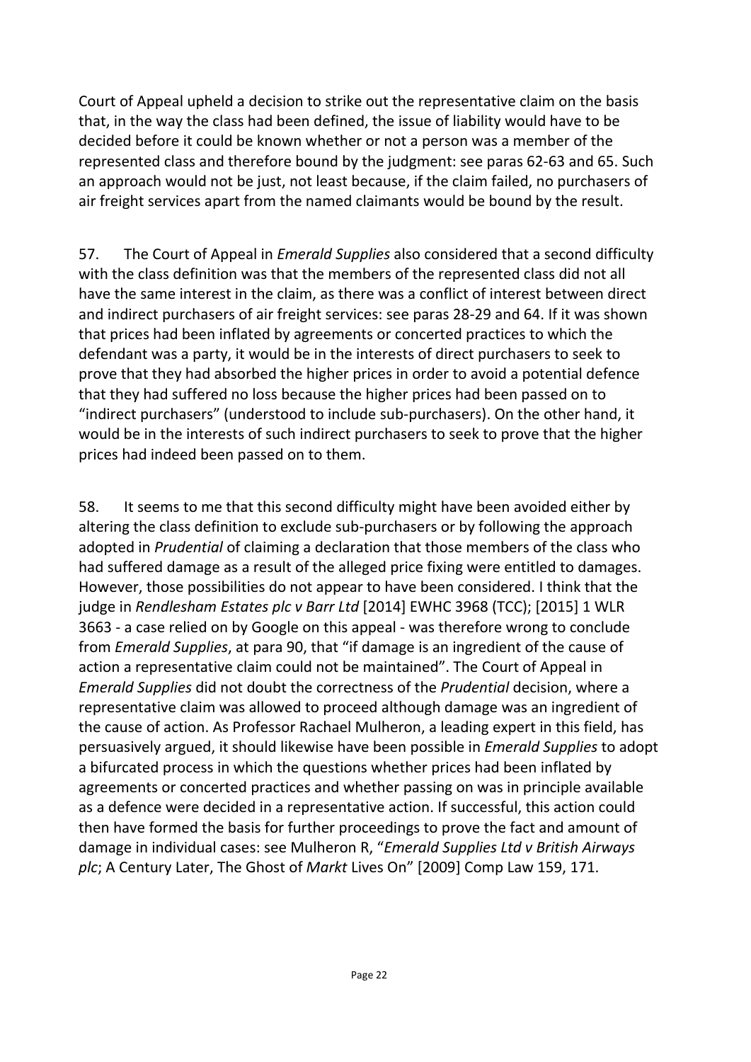Court of Appeal upheld a decision to strike out the representative claim on the basis that, in the way the class had been defined, the issue of liability would have to be decided before it could be known whether or not a person was a member of the represented class and therefore bound by the judgment: see paras 62-63 and 65. Such an approach would not be just, not least because, if the claim failed, no purchasers of air freight services apart from the named claimants would be bound by the result.

57. The Court of Appeal in *Emerald Supplies* also considered that a second difficulty with the class definition was that the members of the represented class did not all have the same interest in the claim, as there was a conflict of interest between direct and indirect purchasers of air freight services: see paras 28-29 and 64. If it was shown that prices had been inflated by agreements or concerted practices to which the defendant was a party, it would be in the interests of direct purchasers to seek to prove that they had absorbed the higher prices in order to avoid a potential defence that they had suffered no loss because the higher prices had been passed on to "indirect purchasers" (understood to include sub-purchasers). On the other hand, it would be in the interests of such indirect purchasers to seek to prove that the higher prices had indeed been passed on to them.

58. It seems to me that this second difficulty might have been avoided either by altering the class definition to exclude sub-purchasers or by following the approach adopted in *Prudential* of claiming a declaration that those members of the class who had suffered damage as a result of the alleged price fixing were entitled to damages. However, those possibilities do not appear to have been considered. I think that the judge in *Rendlesham Estates plc v Barr Ltd* [2014] EWHC 3968 (TCC); [2015] 1 WLR 3663 - a case relied on by Google on this appeal - was therefore wrong to conclude from *Emerald Supplies*, at para 90, that "if damage is an ingredient of the cause of action a representative claim could not be maintained". The Court of Appeal in *Emerald Supplies* did not doubt the correctness of the *Prudential* decision, where a representative claim was allowed to proceed although damage was an ingredient of the cause of action. As Professor Rachael Mulheron, a leading expert in this field, has persuasively argued, it should likewise have been possible in *Emerald Supplies* to adopt a bifurcated process in which the questions whether prices had been inflated by agreements or concerted practices and whether passing on was in principle available as a defence were decided in a representative action. If successful, this action could then have formed the basis for further proceedings to prove the fact and amount of damage in individual cases: see Mulheron R, "*Emerald Supplies Ltd v British Airways plc*; A Century Later, The Ghost of *Markt* Lives On" [2009] Comp Law 159, 171.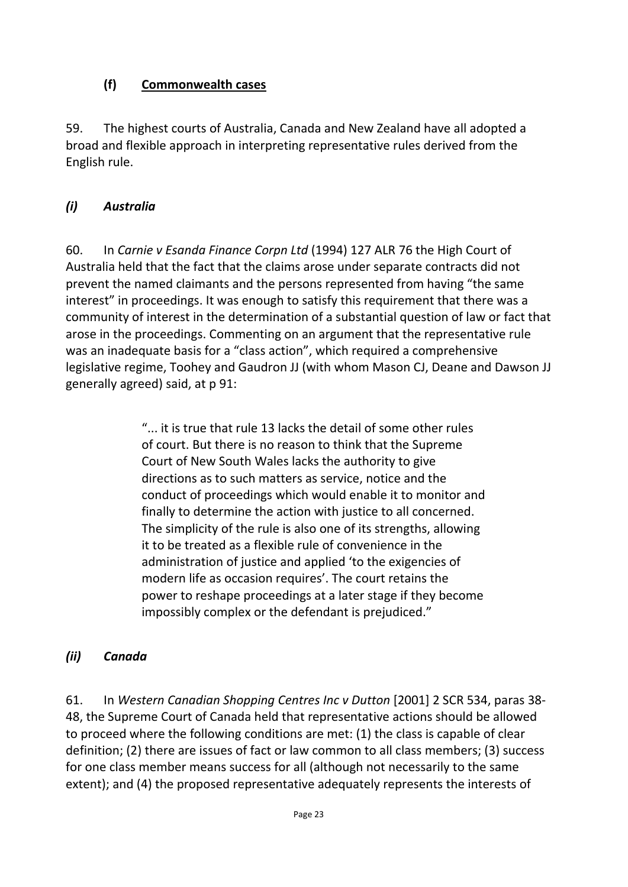### (f) **Commonwealth cases**

59. The highest courts of Australia, Canada and New Zealand have all adopted a broad and flexible approach in interpreting representative rules derived from the English rule.

#### *(i) Australia*

60. In *Carnie v Esanda Finance Corpn Ltd* (1994) 127 ALR 76 the High Court of Australia held that the fact that the claims arose under separate contracts did not prevent the named claimants and the persons represented from having "the same interest" in proceedings. It was enough to satisfy this requirement that there was a community of interest in the determination of a substantial question of law or fact that arose in the proceedings. Commenting on an argument that the representative rule was an inadequate basis for a "class action", which required a comprehensive legislative regime, Toohey and Gaudron JJ (with whom Mason CJ, Deane and Dawson JJ generally agreed) said, at p 91:

> "... it is true that rule 13 lacks the detail of some other rules of court. But there is no reason to think that the Supreme Court of New South Wales lacks the authority to give directions as to such matters as service, notice and the conduct of proceedings which would enable it to monitor and finally to determine the action with justice to all concerned. The simplicity of the rule is also one of its strengths, allowing it to be treated as a flexible rule of convenience in the administration of justice and applied 'to the exigencies of modern life as occasion requires'. The court retains the power to reshape proceedings at a later stage if they become impossibly complex or the defendant is prejudiced."

#### *(ii) Canada*

61. In *Western Canadian Shopping Centres Inc v Dutton* [2001] 2 SCR 534, paras 38-48, the Supreme Court of Canada held that representative actions should be allowed to proceed where the following conditions are met: (1) the class is capable of clear definition; (2) there are issues of fact or law common to all class members; (3) success for one class member means success for all (although not necessarily to the same extent); and (4) the proposed representative adequately represents the interests of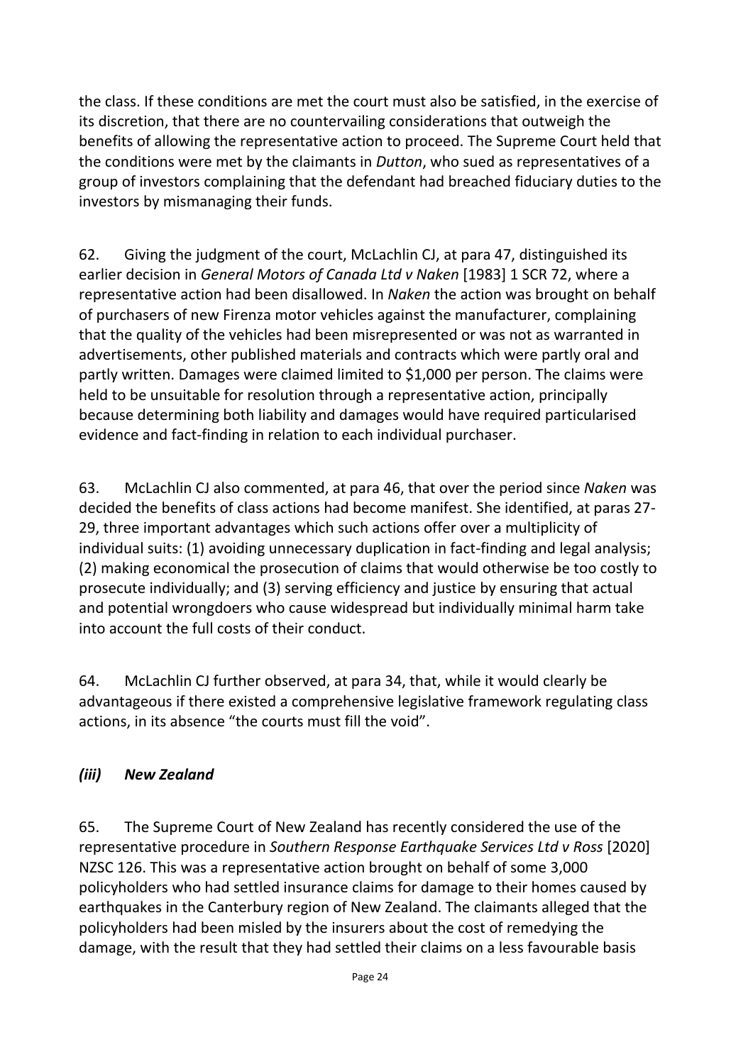the class. If these conditions are met the court must also be satisfied, in the exercise of its discretion, that there are no countervailing considerations that outweigh the benefits of allowing the representative action to proceed. The Supreme Court held that the conditions were met by the claimants in *Dutton*, who sued as representatives of a group of investors complaining that the defendant had breached fiduciary duties to the investors by mismanaging their funds.

62. Giving the judgment of the court, McLachlin CJ, at para 47, distinguished its earlier decision in *General Motors of Canada Ltd v Naken* [1983] 1 SCR 72, where a representative action had been disallowed. In *Naken* the action was brought on behalf of purchasers of new Firenza motor vehicles against the manufacturer, complaining that the quality of the vehicles had been misrepresented or was not as warranted in advertisements, other published materials and contracts which were partly oral and partly written. Damages were claimed limited to $1,000 per person. The claims were held to be unsuitable for resolution through a representative action, principally because determining both liability and damages would have required particularised evidence and fact-finding in relation to each individual purchaser.

63. McLachlin CJ also commented, at para 46, that over the period since *Naken* was decided the benefits of class actions had become manifest. She identified, at paras 27-29, three important advantages which such actions offer over a multiplicity of individual suits: (1) avoiding unnecessary duplication in fact-finding and legal analysis; (2) making economical the prosecution of claims that would otherwise be too costly to prosecute individually; and (3) serving efficiency and justice by ensuring that actual and potential wrongdoers who cause widespread but individually minimal harm take into account the full costs of their conduct.

64. McLachlin CJ further observed, at para 34, that, while it would clearly be advantageous if there existed a comprehensive legislative framework regulating class actions, in its absence "the courts must fill the void".

### *(iii) New Zealand*

65. The Supreme Court of New Zealand has recently considered the use of the representative procedure in *Southern Response Earthquake Services Ltd v Ross* [2020] NZSC 126. This was a representative action brought on behalf of some 3,000 policyholders who had settled insurance claims for damage to their homes caused by earthquakes in the Canterbury region of New Zealand. The claimants alleged that the policyholders had been misled by the insurers about the cost of remedying the damage, with the result that they had settled their claims on a less favourable basis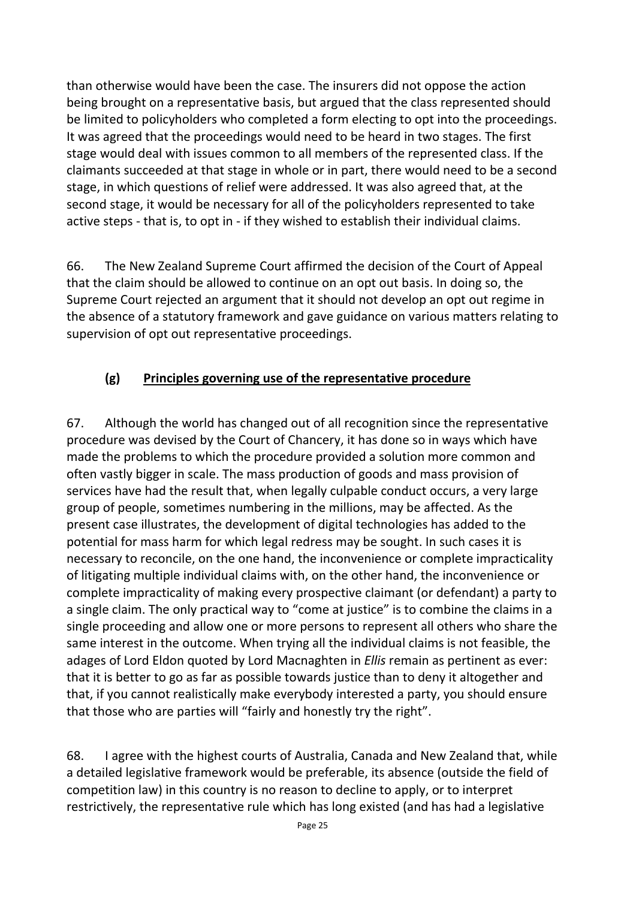than otherwise would have been the case. The insurers did not oppose the action being brought on a representative basis, but argued that the class represented should be limited to policyholders who completed a form electing to opt into the proceedings. It was agreed that the proceedings would need to be heard in two stages. The first stage would deal with issues common to all members of the represented class. If the claimants succeeded at that stage in whole or in part, there would need to be a second stage, in which questions of relief were addressed. It was also agreed that, at the second stage, it would be necessary for all of the policyholders represented to take active steps - that is, to opt in - if they wished to establish their individual claims.

66. The New Zealand Supreme Court affirmed the decision of the Court of Appeal that the claim should be allowed to continue on an opt out basis. In doing so, the Supreme Court rejected an argument that it should not develop an opt out regime in the absence of a statutory framework and gave guidance on various matters relating to supervision of opt out representative proceedings.

### (g) Principles governing use of the representative procedure

67. Although the world has changed out of all recognition since the representative procedure was devised by the Court of Chancery, it has done so in ways which have made the problems to which the procedure provided a solution more common and often vastly bigger in scale. The mass production of goods and mass provision of services have had the result that, when legally culpable conduct occurs, a very large group of people, sometimes numbering in the millions, may be affected. As the present case illustrates, the development of digital technologies has added to the potential for mass harm for which legal redress may be sought. In such cases it is necessary to reconcile, on the one hand, the inconvenience or complete impracticality of litigating multiple individual claims with, on the other hand, the inconvenience or complete impracticality of making every prospective claimant (or defendant) a party to a single claim. The only practical way to "come at justice" is to combine the claims in a single proceeding and allow one or more persons to represent all others who share the same interest in the outcome. When trying all the individual claims is not feasible, the adages of Lord Eldon quoted by Lord Macnaghten in *Ellis* remain as pertinent as ever: that it is better to go as far as possible towards justice than to deny it altogether and that, if you cannot realistically make everybody interested a party, you should ensure that those who are parties will "fairly and honestly try the right".

68. I agree with the highest courts of Australia, Canada and New Zealand that, while a detailed legislative framework would be preferable, its absence (outside the field of competition law) in this country is no reason to decline to apply, or to interpret restrictively, the representative rule which has long existed (and has had a legislative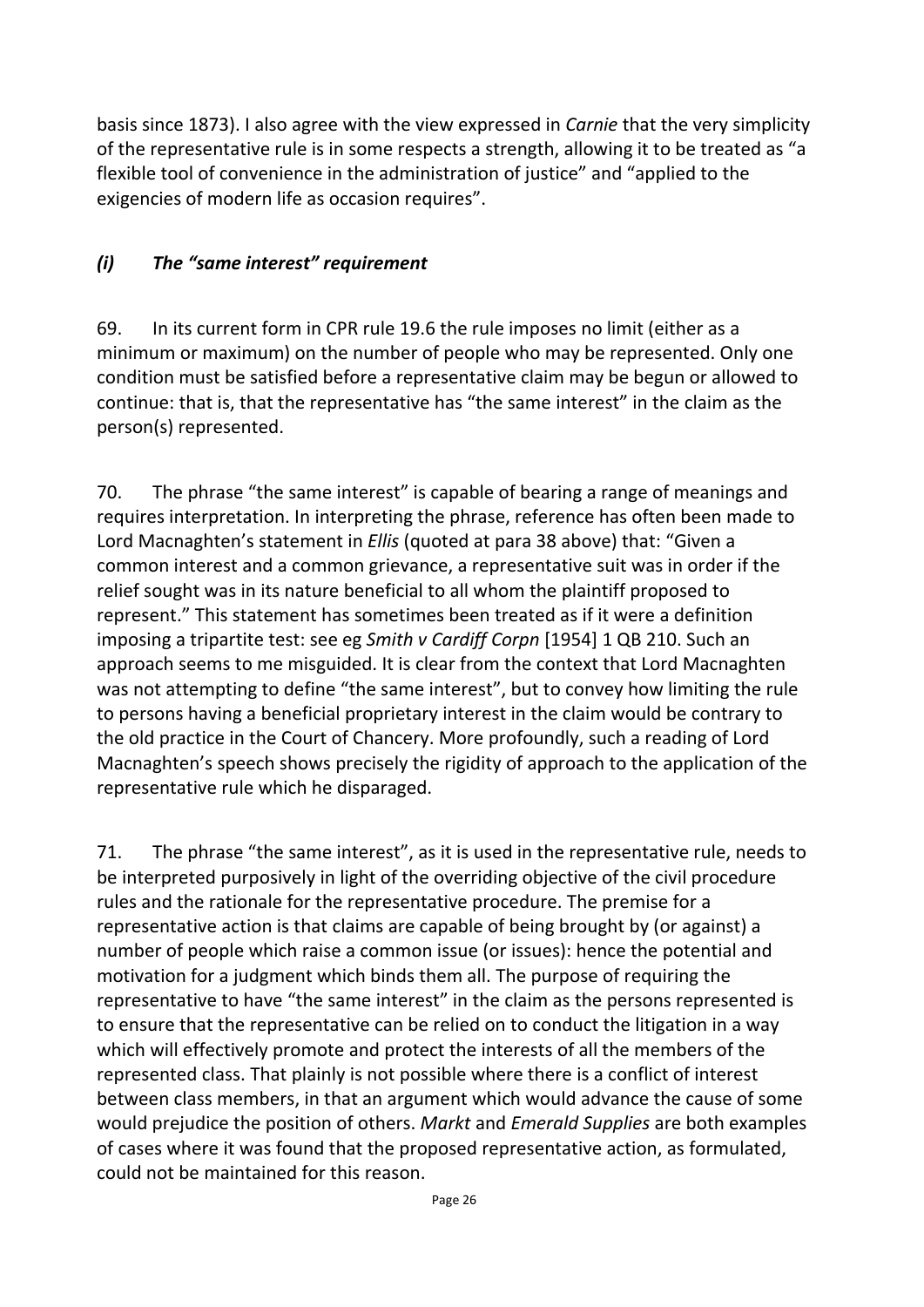basis since 1873). I also agree with the view expressed in *Carnie* that the very simplicity of the representative rule is in some respects a strength, allowing it to be treated as "a flexible tool of convenience in the administration of justice" and "applied to the exigencies of modern life as occasion requires".

### *(i) The "same interest" requirement*

69. In its current form in CPR rule 19.6 the rule imposes no limit (either as a minimum or maximum) on the number of people who may be represented. Only one condition must be satisfied before a representative claim may be begun or allowed to continue: that is, that the representative has "the same interest" in the claim as the person(s) represented.

70. The phrase "the same interest" is capable of bearing a range of meanings and requires interpretation. In interpreting the phrase, reference has often been made to Lord Macnaghten's statement in *Ellis* (quoted at para 38 above) that: "Given a common interest and a common grievance, a representative suit was in order if the relief sought was in its nature beneficial to all whom the plaintiff proposed to represent." This statement has sometimes been treated as if it were a definition imposing a tripartite test: see eg *Smith v Cardiff Corpn* [1954] 1 QB 210. Such an approach seems to me misguided. It is clear from the context that Lord Macnaghten was not attempting to define "the same interest", but to convey how limiting the rule to persons having a beneficial proprietary interest in the claim would be contrary to the old practice in the Court of Chancery. More profoundly, such a reading of Lord Macnaghten's speech shows precisely the rigidity of approach to the application of the representative rule which he disparaged.

71. The phrase "the same interest", as it is used in the representative rule, needs to be interpreted purposively in light of the overriding objective of the civil procedure rules and the rationale for the representative procedure. The premise for a representative action is that claims are capable of being brought by (or against) a number of people which raise a common issue (or issues): hence the potential and motivation for a judgment which binds them all. The purpose of requiring the representative to have "the same interest" in the claim as the persons represented is to ensure that the representative can be relied on to conduct the litigation in a way which will effectively promote and protect the interests of all the members of the represented class. That plainly is not possible where there is a conflict of interest between class members, in that an argument which would advance the cause of some would prejudice the position of others. *Markt* and *Emerald Supplies* are both examples of cases where it was found that the proposed representative action, as formulated, could not be maintained for this reason.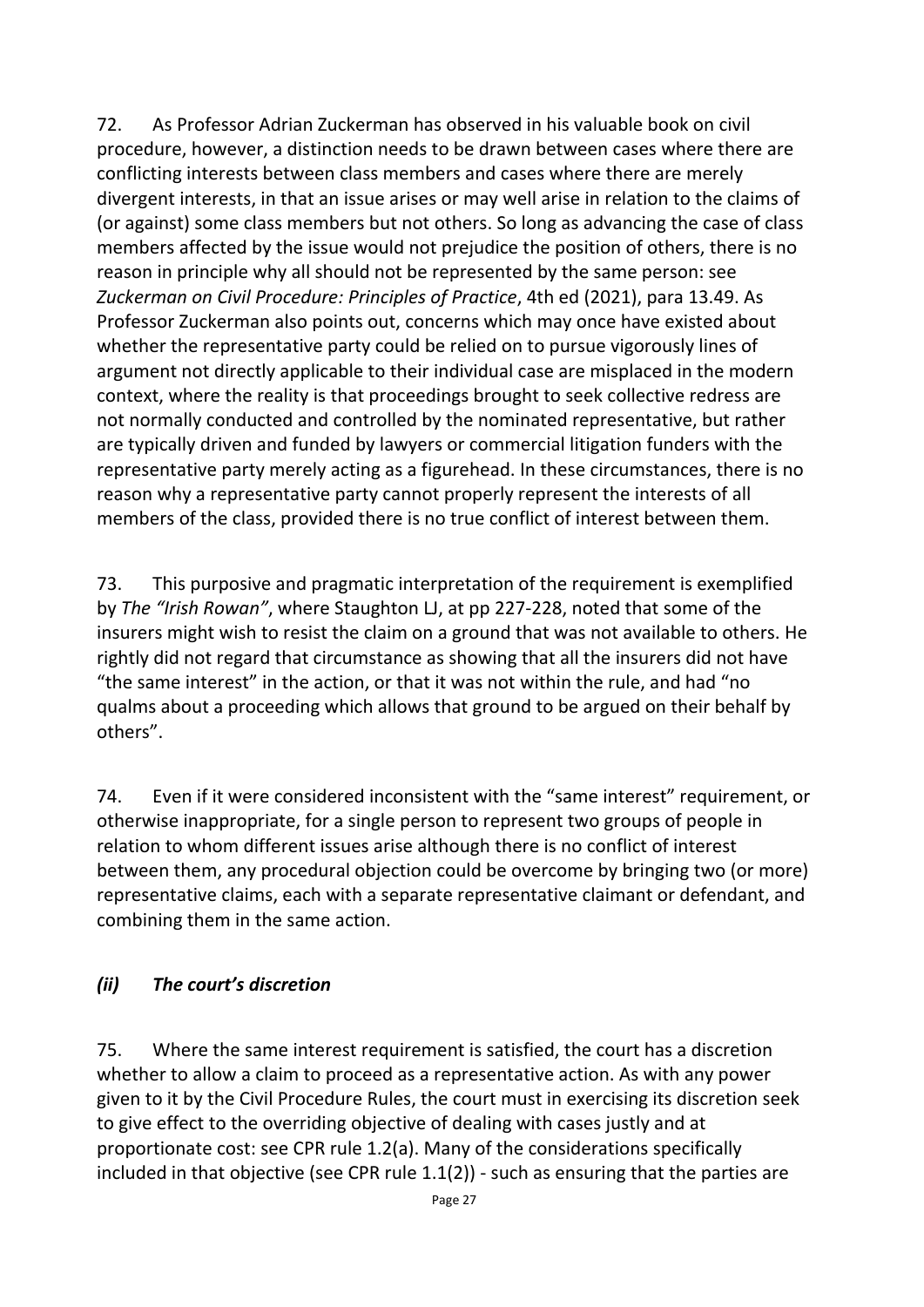72. As Professor Adrian Zuckerman has observed in his valuable book on civil procedure, however, a distinction needs to be drawn between cases where there are conflicting interests between class members and cases where there are merely divergent interests, in that an issue arises or may well arise in relation to the claims of (or against) some class members but not others. So long as advancing the case of class members affected by the issue would not prejudice the position of others, there is no reason in principle why all should not be represented by the same person: see *Zuckerman on Civil Procedure: Principles of Practice*, 4th ed (2021), para 13.49. As Professor Zuckerman also points out, concerns which may once have existed about whether the representative party could be relied on to pursue vigorously lines of argument not directly applicable to their individual case are misplaced in the modern context, where the reality is that proceedings brought to seek collective redress are not normally conducted and controlled by the nominated representative, but rather are typically driven and funded by lawyers or commercial litigation funders with the representative party merely acting as a figurehead. In these circumstances, there is no reason why a representative party cannot properly represent the interests of all members of the class, provided there is no true conflict of interest between them.

73. This purposive and pragmatic interpretation of the requirement is exemplified by *The "Irish Rowan"*, where Staughton LJ, at pp 227-228, noted that some of the insurers might wish to resist the claim on a ground that was not available to others. He rightly did not regard that circumstance as showing that all the insurers did not have "the same interest" in the action, or that it was not within the rule, and had "no qualms about a proceeding which allows that ground to be argued on their behalf by others".

74. Even if it were considered inconsistent with the "same interest" requirement, or otherwise inappropriate, for a single person to represent two groups of people in relation to whom different issues arise although there is no conflict of interest between them, any procedural objection could be overcome by bringing two (or more) representative claims, each with a separate representative claimant or defendant, and combining them in the same action.

### *(ii) The court's discretion*

75. Where the same interest requirement is satisfied, the court has a discretion whether to allow a claim to proceed as a representative action. As with any power given to it by the Civil Procedure Rules, the court must in exercising its discretion seek to give effect to the overriding objective of dealing with cases justly and at proportionate cost: see CPR rule 1.2(a). Many of the considerations specifically included in that objective (see CPR rule 1.1(2)) - such as ensuring that the parties are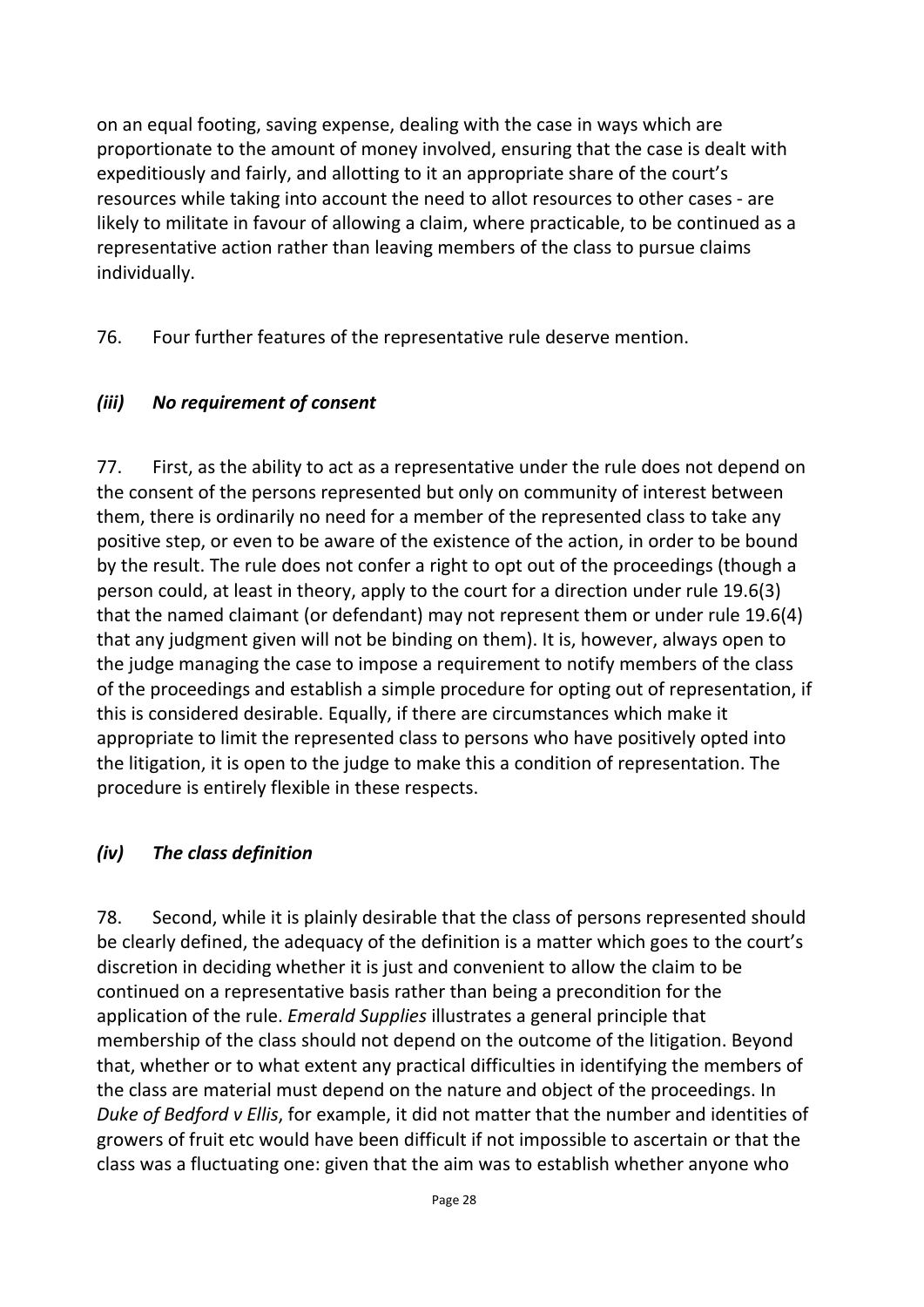on an equal footing, saving expense, dealing with the case in ways which are proportionate to the amount of money involved, ensuring that the case is dealt with expeditiously and fairly, and allotting to it an appropriate share of the court's resources while taking into account the need to allot resources to other cases - are likely to militate in favour of allowing a claim, where practicable, to be continued as a representative action rather than leaving members of the class to pursue claims individually.

76. Four further features of the representative rule deserve mention.

### *(iii) No requirement of consent*

77. First, as the ability to act as a representative under the rule does not depend on the consent of the persons represented but only on community of interest between them, there is ordinarily no need for a member of the represented class to take any positive step, or even to be aware of the existence of the action, in order to be bound by the result. The rule does not confer a right to opt out of the proceedings (though a person could, at least in theory, apply to the court for a direction under rule 19.6(3) that the named claimant (or defendant) may not represent them or under rule 19.6(4) that any judgment given will not be binding on them). It is, however, always open to the judge managing the case to impose a requirement to notify members of the class of the proceedings and establish a simple procedure for opting out of representation, if this is considered desirable. Equally, if there are circumstances which make it appropriate to limit the represented class to persons who have positively opted into the litigation, it is open to the judge to make this a condition of representation. The procedure is entirely flexible in these respects.

### *(iv) The class definition*

78. Second, while it is plainly desirable that the class of persons represented should be clearly defined, the adequacy of the definition is a matter which goes to the court's discretion in deciding whether it is just and convenient to allow the claim to be continued on a representative basis rather than being a precondition for the application of the rule. *Emerald Supplies* illustrates a general principle that membership of the class should not depend on the outcome of the litigation. Beyond that, whether or to what extent any practical difficulties in identifying the members of the class are material must depend on the nature and object of the proceedings. In *Duke of Bedford v Ellis*, for example, it did not matter that the number and identities of growers of fruit etc would have been difficult if not impossible to ascertain or that the class was a fluctuating one: given that the aim was to establish whether anyone who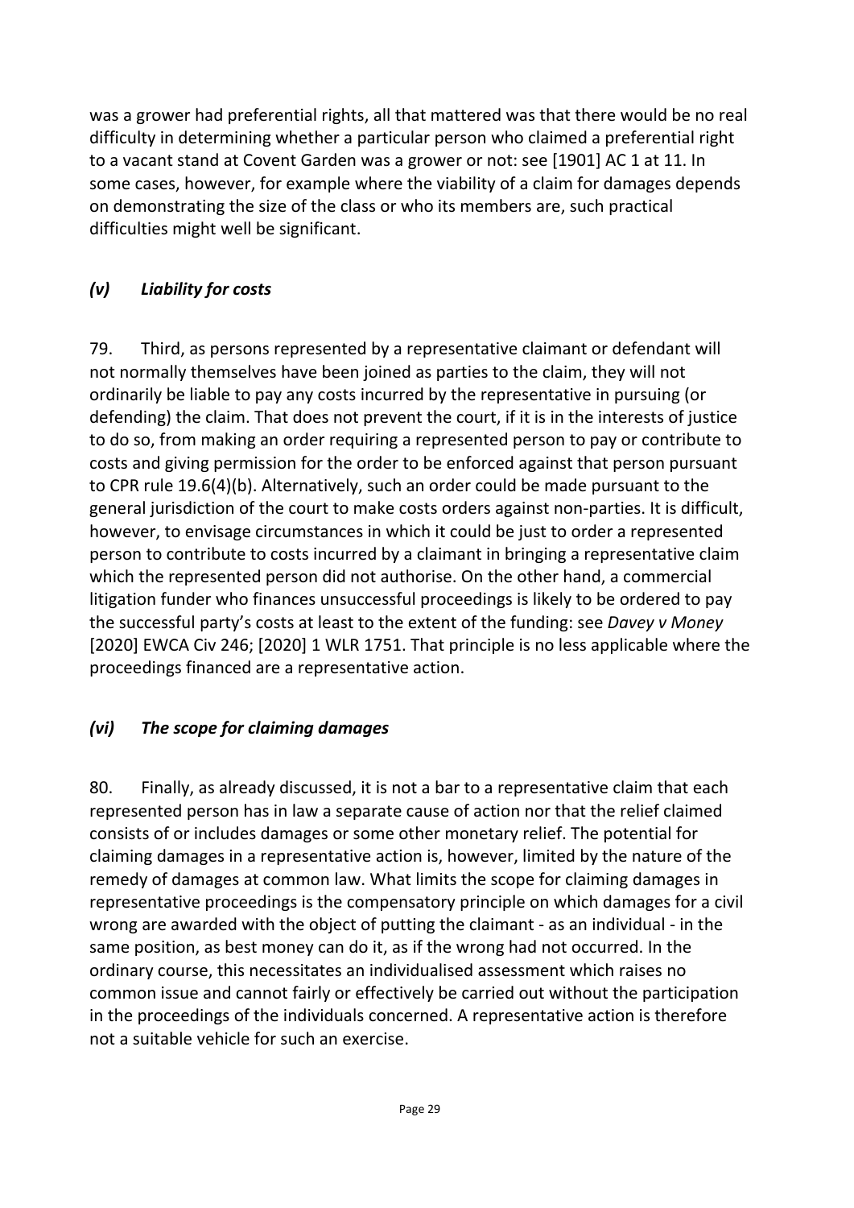was a grower had preferential rights, all that mattered was that there would be no real difficulty in determining whether a particular person who claimed a preferential right to a vacant stand at Covent Garden was a grower or not: see [1901] AC 1 at 11. In some cases, however, for example where the viability of a claim for damages depends on demonstrating the size of the class or who its members are, such practical difficulties might well be significant.

### *(v) Liability for costs*

79. Third, as persons represented by a representative claimant or defendant will not normally themselves have been joined as parties to the claim, they will not ordinarily be liable to pay any costs incurred by the representative in pursuing (or defending) the claim. That does not prevent the court, if it is in the interests of justice to do so, from making an order requiring a represented person to pay or contribute to costs and giving permission for the order to be enforced against that person pursuant to CPR rule 19.6(4)(b). Alternatively, such an order could be made pursuant to the general jurisdiction of the court to make costs orders against non-parties. It is difficult, however, to envisage circumstances in which it could be just to order a represented person to contribute to costs incurred by a claimant in bringing a representative claim which the represented person did not authorise. On the other hand, a commercial litigation funder who finances unsuccessful proceedings is likely to be ordered to pay the successful party's costs at least to the extent of the funding: see *Davey v Money* [2020] EWCA Civ 246; [2020] 1 WLR 1751. That principle is no less applicable where the proceedings financed are a representative action.

### *(vi) The scope for claiming damages*

80. Finally, as already discussed, it is not a bar to a representative claim that each represented person has in law a separate cause of action nor that the relief claimed consists of or includes damages or some other monetary relief. The potential for claiming damages in a representative action is, however, limited by the nature of the remedy of damages at common law. What limits the scope for claiming damages in representative proceedings is the compensatory principle on which damages for a civil wrong are awarded with the object of putting the claimant - as an individual - in the same position, as best money can do it, as if the wrong had not occurred. In the ordinary course, this necessitates an individualised assessment which raises no common issue and cannot fairly or effectively be carried out without the participation in the proceedings of the individuals concerned. A representative action is therefore not a suitable vehicle for such an exercise.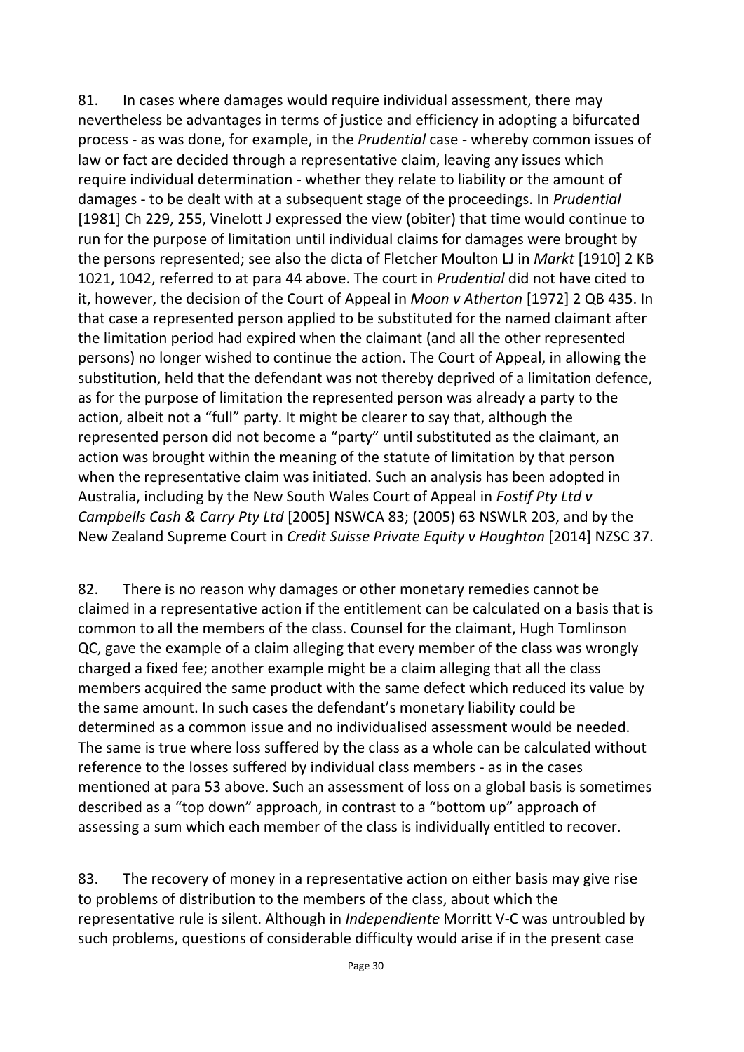81. In cases where damages would require individual assessment, there may nevertheless be advantages in terms of justice and efficiency in adopting a bifurcated process - as was done, for example, in the *Prudential* case - whereby common issues of law or fact are decided through a representative claim, leaving any issues which require individual determination - whether they relate to liability or the amount of damages - to be dealt with at a subsequent stage of the proceedings. In *Prudential* [1981] Ch 229, 255, Vinelott J expressed the view (obiter) that time would continue to run for the purpose of limitation until individual claims for damages were brought by the persons represented; see also the dicta of Fletcher Moulton LJ in *Markt* [1910] 2 KB 1021, 1042, referred to at para 44 above. The court in *Prudential* did not have cited to it, however, the decision of the Court of Appeal in *Moon v Atherton* [1972] 2 QB 435. In that case a represented person applied to be substituted for the named claimant after the limitation period had expired when the claimant (and all the other represented persons) no longer wished to continue the action. The Court of Appeal, in allowing the substitution, held that the defendant was not thereby deprived of a limitation defence, as for the purpose of limitation the represented person was already a party to the action, albeit not a "full" party. It might be clearer to say that, although the represented person did not become a "party" until substituted as the claimant, an action was brought within the meaning of the statute of limitation by that person when the representative claim was initiated. Such an analysis has been adopted in Australia, including by the New South Wales Court of Appeal in *Fostif Pty Ltd v Campbells Cash & Carry Pty Ltd* [2005] NSWCA 83; (2005) 63 NSWLR 203, and by the New Zealand Supreme Court in *Credit Suisse Private Equity v Houghton* [2014] NZSC 37.

82. There is no reason why damages or other monetary remedies cannot be claimed in a representative action if the entitlement can be calculated on a basis that is common to all the members of the class. Counsel for the claimant, Hugh Tomlinson QC, gave the example of a claim alleging that every member of the class was wrongly charged a fixed fee; another example might be a claim alleging that all the class members acquired the same product with the same defect which reduced its value by the same amount. In such cases the defendant's monetary liability could be determined as a common issue and no individualised assessment would be needed. The same is true where loss suffered by the class as a whole can be calculated without reference to the losses suffered by individual class members - as in the cases mentioned at para 53 above. Such an assessment of loss on a global basis is sometimes described as a "top down" approach, in contrast to a "bottom up" approach of assessing a sum which each member of the class is individually entitled to recover.

83. The recovery of money in a representative action on either basis may give rise to problems of distribution to the members of the class, about which the representative rule is silent. Although in *Independiente* Morritt V-C was untroubled by such problems, questions of considerable difficulty would arise if in the present case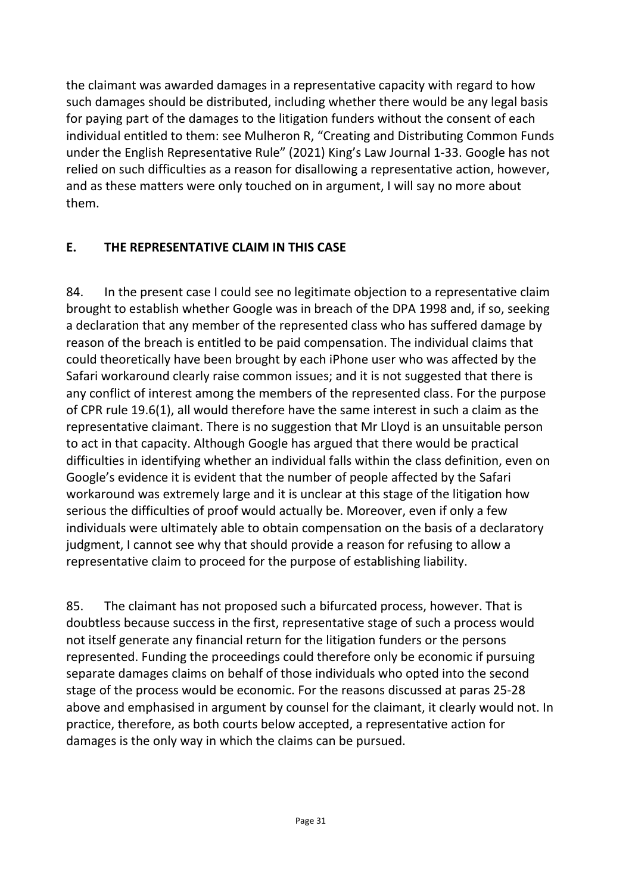the claimant was awarded damages in a representative capacity with regard to how such damages should be distributed, including whether there would be any legal basis for paying part of the damages to the litigation funders without the consent of each individual entitled to them: see Mulheron R, "Creating and Distributing Common Funds under the English Representative Rule" (2021) King's Law Journal 1-33. Google has not relied on such difficulties as a reason for disallowing a representative action, however, and as these matters were only touched on in argument, I will say no more about them.

## E. THE REPRESENTATIVE CLAIM IN THIS CASE

84. In the present case I could see no legitimate objection to a representative claim brought to establish whether Google was in breach of the DPA 1998 and, if so, seeking a declaration that any member of the represented class who has suffered damage by reason of the breach is entitled to be paid compensation. The individual claims that could theoretically have been brought by each iPhone user who was affected by the Safari workaround clearly raise common issues; and it is not suggested that there is any conflict of interest among the members of the represented class. For the purpose of CPR rule 19.6(1), all would therefore have the same interest in such a claim as the representative claimant. There is no suggestion that Mr Lloyd is an unsuitable person to act in that capacity. Although Google has argued that there would be practical difficulties in identifying whether an individual falls within the class definition, even on Google's evidence it is evident that the number of people affected by the Safari workaround was extremely large and it is unclear at this stage of the litigation how serious the difficulties of proof would actually be. Moreover, even if only a few individuals were ultimately able to obtain compensation on the basis of a declaratory judgment, I cannot see why that should provide a reason for refusing to allow a representative claim to proceed for the purpose of establishing liability.

85. The claimant has not proposed such a bifurcated process, however. That is doubtless because success in the first, representative stage of such a process would not itself generate any financial return for the litigation funders or the persons represented. Funding the proceedings could therefore only be economic if pursuing separate damages claims on behalf of those individuals who opted into the second stage of the process would be economic. For the reasons discussed at paras 25-28 above and emphasised in argument by counsel for the claimant, it clearly would not. In practice, therefore, as both courts below accepted, a representative action for damages is the only way in which the claims can be pursued.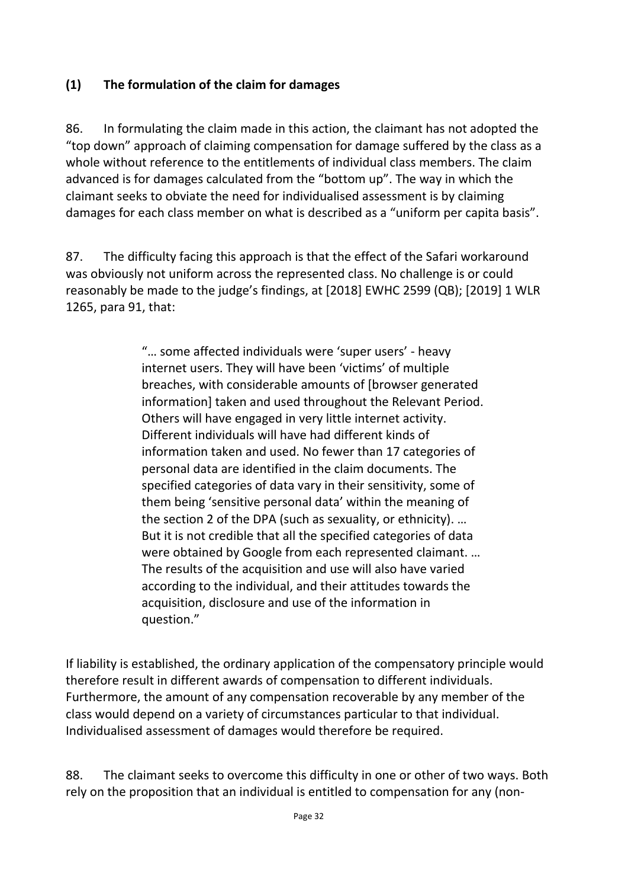### (1) The formulation of the claim for damages

86. In formulating the claim made in this action, the claimant has not adopted the "top down" approach of claiming compensation for damage suffered by the class as a whole without reference to the entitlements of individual class members. The claim advanced is for damages calculated from the "bottom up". The way in which the claimant seeks to obviate the need for individualised assessment is by claiming damages for each class member on what is described as a "uniform per capita basis".

87. The difficulty facing this approach is that the effect of the Safari workaround was obviously not uniform across the represented class. No challenge is or could reasonably be made to the judge's findings, at [2018] EWHC 2599 (QB); [2019] 1 WLR 1265, para 91, that:

> "… some affected individuals were 'super users' - heavy internet users. They will have been 'victims' of multiple breaches, with considerable amounts of [browser generated information] taken and used throughout the Relevant Period. Others will have engaged in very little internet activity. Different individuals will have had different kinds of information taken and used. No fewer than 17 categories of personal data are identified in the claim documents. The specified categories of data vary in their sensitivity, some of them being 'sensitive personal data' within the meaning of the section 2 of the DPA (such as sexuality, or ethnicity). … But it is not credible that all the specified categories of data were obtained by Google from each represented claimant. … The results of the acquisition and use will also have varied according to the individual, and their attitudes towards the acquisition, disclosure and use of the information in question."

If liability is established, the ordinary application of the compensatory principle would therefore result in different awards of compensation to different individuals. Furthermore, the amount of any compensation recoverable by any member of the class would depend on a variety of circumstances particular to that individual. Individualised assessment of damages would therefore be required.

88. The claimant seeks to overcome this difficulty in one or other of two ways. Both rely on the proposition that an individual is entitled to compensation for any (non-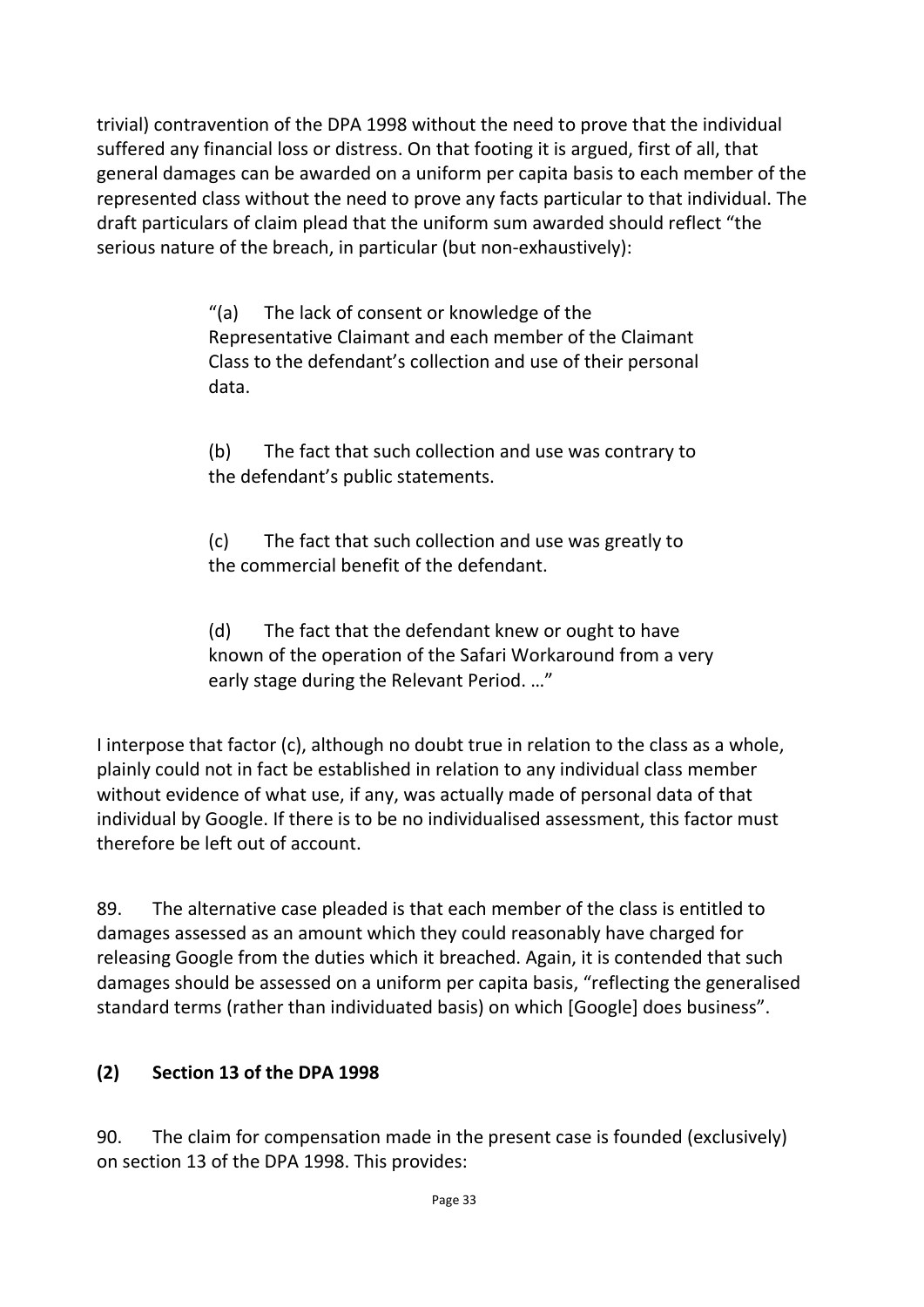trivial) contravention of the DPA 1998 without the need to prove that the individual suffered any financial loss or distress. On that footing it is argued, first of all, that general damages can be awarded on a uniform per capita basis to each member of the represented class without the need to prove any facts particular to that individual. The draft particulars of claim plead that the uniform sum awarded should reflect "the serious nature of the breach, in particular (but non-exhaustively):

> "(a) The lack of consent or knowledge of the Representative Claimant and each member of the Claimant Class to the defendant's collection and use of their personal data.
>
> (b) The fact that such collection and use was contrary to the defendant's public statements.
>
> (c) The fact that such collection and use was greatly to the commercial benefit of the defendant.
>
> (d) The fact that the defendant knew or ought to have known of the operation of the Safari Workaround from a very early stage during the Relevant Period. …"

I interpose that factor (c), although no doubt true in relation to the class as a whole, plainly could not in fact be established in relation to any individual class member without evidence of what use, if any, was actually made of personal data of that individual by Google. If there is to be no individualised assessment, this factor must therefore be left out of account.

89. The alternative case pleaded is that each member of the class is entitled to damages assessed as an amount which they could reasonably have charged for releasing Google from the duties which it breached. Again, it is contended that such damages should be assessed on a uniform per capita basis, "reflecting the generalised standard terms (rather than individuated basis) on which [Google] does business".

### (2) Section 13 of the DPA 1998

90. The claim for compensation made in the present case is founded (exclusively) on section 13 of the DPA 1998. This provides: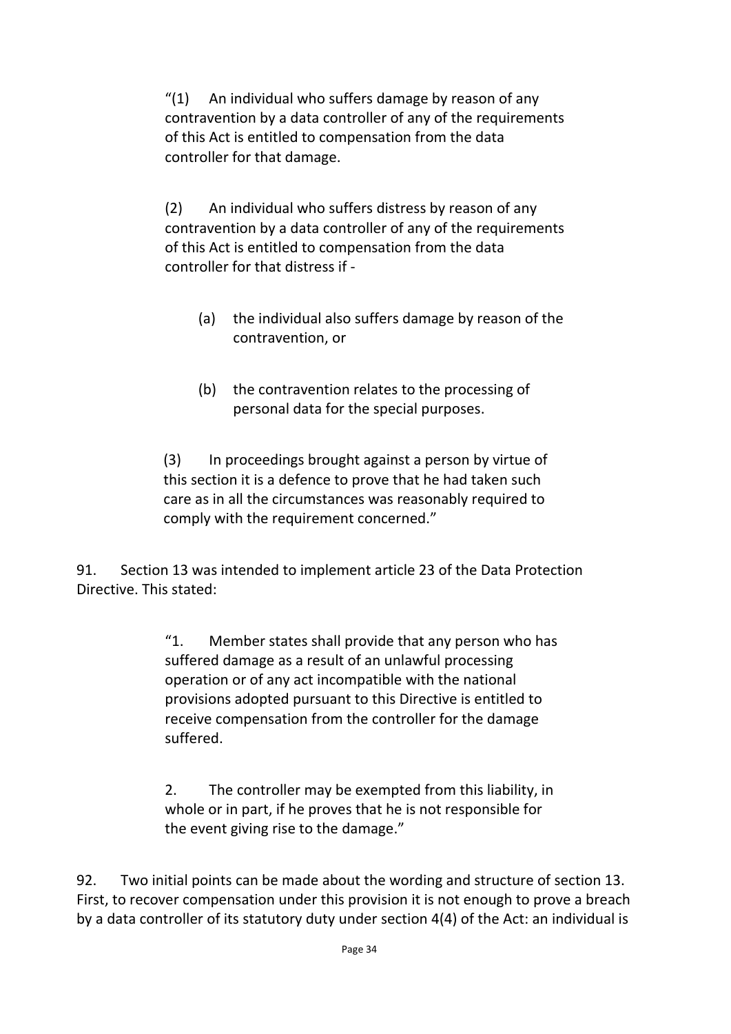> "(1) An individual who suffers damage by reason of any contravention by a data controller of any of the requirements of this Act is entitled to compensation from the data controller for that damage.
>
> (2) An individual who suffers distress by reason of any contravention by a data controller of any of the requirements of this Act is entitled to compensation from the data controller for that distress if -
>
> (a) the individual also suffers damage by reason of the contravention, or
>
> (b) the contravention relates to the processing of personal data for the special purposes.
>
> (3) In proceedings brought against a person by virtue of this section it is a defence to prove that he had taken such care as in all the circumstances was reasonably required to comply with the requirement concerned."

91. Section 13 was intended to implement article 23 of the Data Protection Directive. This stated:

> "1. Member states shall provide that any person who has suffered damage as a result of an unlawful processing operation or of any act incompatible with the national provisions adopted pursuant to this Directive is entitled to receive compensation from the controller for the damage suffered.
>
> 2. The controller may be exempted from this liability, in whole or in part, if he proves that he is not responsible for the event giving rise to the damage."

92. Two initial points can be made about the wording and structure of section 13. First, to recover compensation under this provision it is not enough to prove a breach by a data controller of its statutory duty under section 4(4) of the Act: an individual is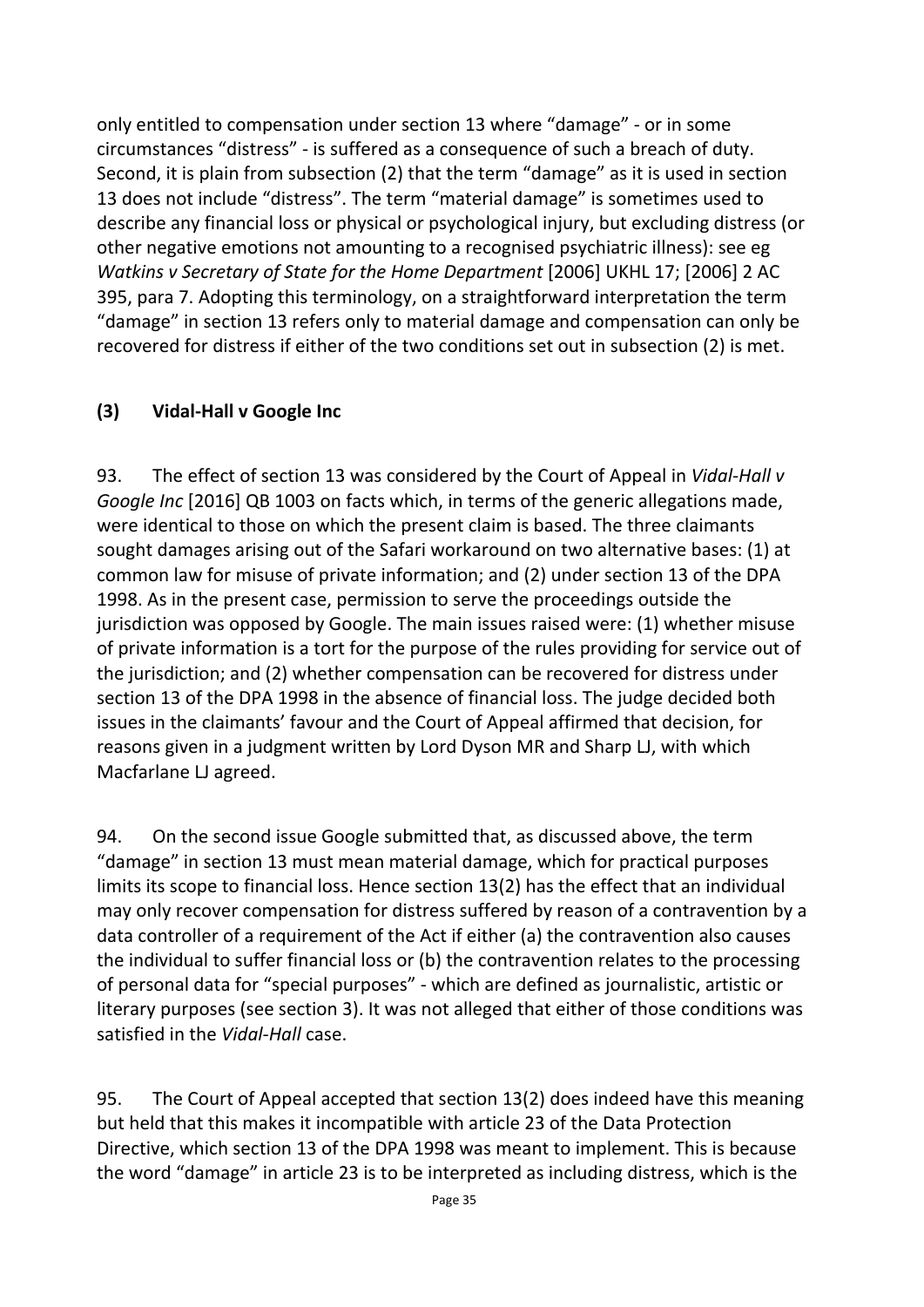only entitled to compensation under section 13 where "damage" - or in some circumstances "distress" - is suffered as a consequence of such a breach of duty. Second, it is plain from subsection (2) that the term "damage" as it is used in section 13 does not include "distress". The term "material damage" is sometimes used to describe any financial loss or physical or psychological injury, but excluding distress (or other negative emotions not amounting to a recognised psychiatric illness): see eg *Watkins v Secretary of State for the Home Department* [2006] UKHL 17; [2006] 2 AC 395, para 7. Adopting this terminology, on a straightforward interpretation the term "damage" in section 13 refers only to material damage and compensation can only be recovered for distress if either of the two conditions set out in subsection (2) is met.

### (3) Vidal-Hall v Google Inc

93. The effect of section 13 was considered by the Court of Appeal in *Vidal-Hall v Google Inc* [2016] QB 1003 on facts which, in terms of the generic allegations made, were identical to those on which the present claim is based. The three claimants sought damages arising out of the Safari workaround on two alternative bases: (1) at common law for misuse of private information; and (2) under section 13 of the DPA 1998. As in the present case, permission to serve the proceedings outside the jurisdiction was opposed by Google. The main issues raised were: (1) whether misuse of private information is a tort for the purpose of the rules providing for service out of the jurisdiction; and (2) whether compensation can be recovered for distress under section 13 of the DPA 1998 in the absence of financial loss. The judge decided both issues in the claimants' favour and the Court of Appeal affirmed that decision, for reasons given in a judgment written by Lord Dyson MR and Sharp LJ, with which Macfarlane LJ agreed.

94. On the second issue Google submitted that, as discussed above, the term "damage" in section 13 must mean material damage, which for practical purposes limits its scope to financial loss. Hence section 13(2) has the effect that an individual may only recover compensation for distress suffered by reason of a contravention by a data controller of a requirement of the Act if either (a) the contravention also causes the individual to suffer financial loss or (b) the contravention relates to the processing of personal data for "special purposes" - which are defined as journalistic, artistic or literary purposes (see section 3). It was not alleged that either of those conditions was satisfied in the *Vidal-Hall* case.

95. The Court of Appeal accepted that section 13(2) does indeed have this meaning but held that this makes it incompatible with article 23 of the Data Protection Directive, which section 13 of the DPA 1998 was meant to implement. This is because the word "damage" in article 23 is to be interpreted as including distress, which is the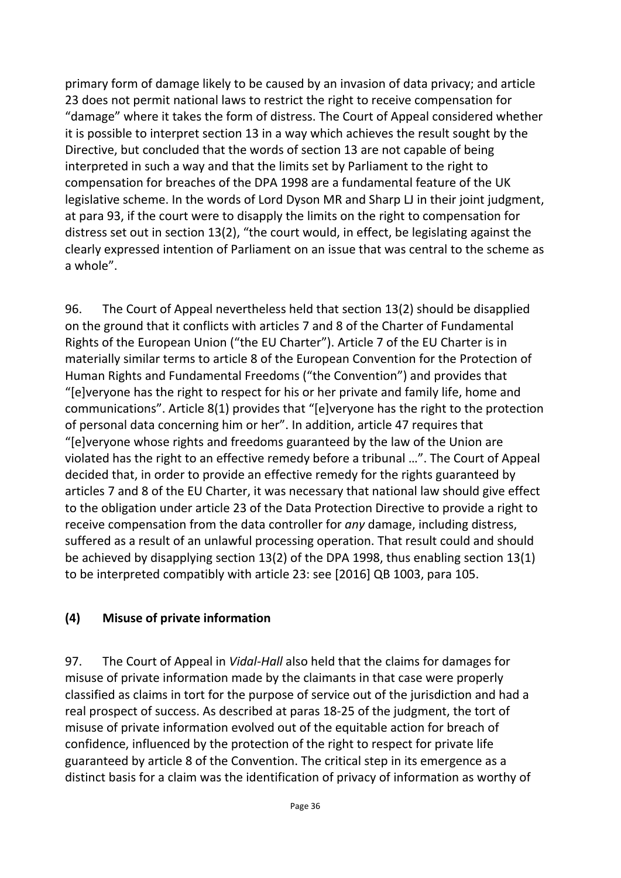primary form of damage likely to be caused by an invasion of data privacy; and article 23 does not permit national laws to restrict the right to receive compensation for "damage" where it takes the form of distress. The Court of Appeal considered whether it is possible to interpret section 13 in a way which achieves the result sought by the Directive, but concluded that the words of section 13 are not capable of being interpreted in such a way and that the limits set by Parliament to the right to compensation for breaches of the DPA 1998 are a fundamental feature of the UK legislative scheme. In the words of Lord Dyson MR and Sharp LJ in their joint judgment, at para 93, if the court were to disapply the limits on the right to compensation for distress set out in section 13(2), "the court would, in effect, be legislating against the clearly expressed intention of Parliament on an issue that was central to the scheme as a whole".

96. The Court of Appeal nevertheless held that section 13(2) should be disapplied on the ground that it conflicts with articles 7 and 8 of the Charter of Fundamental Rights of the European Union ("the EU Charter"). Article 7 of the EU Charter is in materially similar terms to article 8 of the European Convention for the Protection of Human Rights and Fundamental Freedoms ("the Convention") and provides that "[e]veryone has the right to respect for his or her private and family life, home and communications". Article 8(1) provides that "[e]veryone has the right to the protection of personal data concerning him or her". In addition, article 47 requires that "[e]veryone whose rights and freedoms guaranteed by the law of the Union are violated has the right to an effective remedy before a tribunal …". The Court of Appeal decided that, in order to provide an effective remedy for the rights guaranteed by articles 7 and 8 of the EU Charter, it was necessary that national law should give effect to the obligation under article 23 of the Data Protection Directive to provide a right to receive compensation from the data controller for *any* damage, including distress, suffered as a result of an unlawful processing operation. That result could and should be achieved by disapplying section 13(2) of the DPA 1998, thus enabling section 13(1) to be interpreted compatibly with article 23: see [2016] QB 1003, para 105.

### (4) Misuse of private information

97. The Court of Appeal in *Vidal-Hall* also held that the claims for damages for misuse of private information made by the claimants in that case were properly classified as claims in tort for the purpose of service out of the jurisdiction and had a real prospect of success. As described at paras 18-25 of the judgment, the tort of misuse of private information evolved out of the equitable action for breach of confidence, influenced by the protection of the right to respect for private life guaranteed by article 8 of the Convention. The critical step in its emergence as a distinct basis for a claim was the identification of privacy of information as worthy of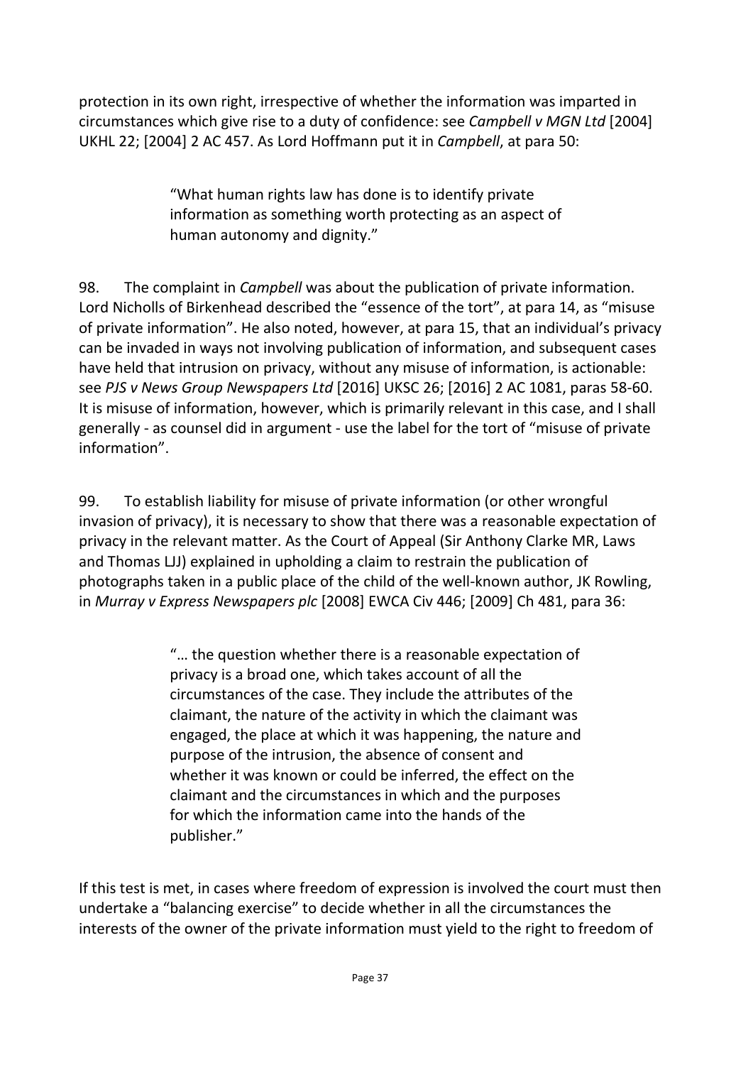protection in its own right, irrespective of whether the information was imparted in circumstances which give rise to a duty of confidence: see *Campbell v MGN Ltd* [2004] UKHL 22; [2004] 2 AC 457. As Lord Hoffmann put it in *Campbell*, at para 50:

> "What human rights law has done is to identify private information as something worth protecting as an aspect of human autonomy and dignity."

98. The complaint in *Campbell* was about the publication of private information. Lord Nicholls of Birkenhead described the "essence of the tort", at para 14, as "misuse of private information". He also noted, however, at para 15, that an individual's privacy can be invaded in ways not involving publication of information, and subsequent cases have held that intrusion on privacy, without any misuse of information, is actionable: see *PJS v News Group Newspapers Ltd* [2016] UKSC 26; [2016] 2 AC 1081, paras 58-60. It is misuse of information, however, which is primarily relevant in this case, and I shall generally - as counsel did in argument - use the label for the tort of "misuse of private information".

99. To establish liability for misuse of private information (or other wrongful invasion of privacy), it is necessary to show that there was a reasonable expectation of privacy in the relevant matter. As the Court of Appeal (Sir Anthony Clarke MR, Laws and Thomas LJJ) explained in upholding a claim to restrain the publication of photographs taken in a public place of the child of the well-known author, JK Rowling, in *Murray v Express Newspapers plc* [2008] EWCA Civ 446; [2009] Ch 481, para 36:

> "… the question whether there is a reasonable expectation of privacy is a broad one, which takes account of all the circumstances of the case. They include the attributes of the claimant, the nature of the activity in which the claimant was engaged, the place at which it was happening, the nature and purpose of the intrusion, the absence of consent and whether it was known or could be inferred, the effect on the claimant and the circumstances in which and the purposes for which the information came into the hands of the publisher."

If this test is met, in cases where freedom of expression is involved the court must then undertake a "balancing exercise" to decide whether in all the circumstances the interests of the owner of the private information must yield to the right to freedom of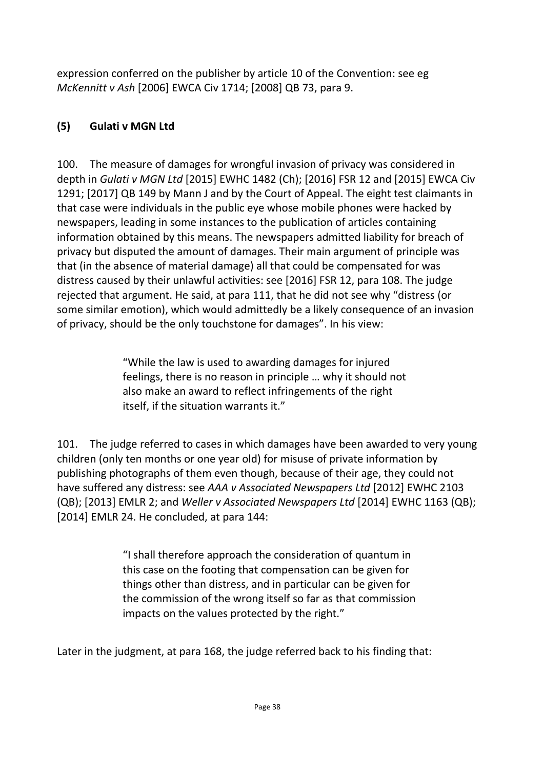expression conferred on the publisher by article 10 of the Convention: see eg *McKennitt v Ash* [2006] EWCA Civ 1714; [2008] QB 73, para 9.

### (5) Gulati v MGN Ltd

100. The measure of damages for wrongful invasion of privacy was considered in depth in *Gulati v MGN Ltd* [2015] EWHC 1482 (Ch); [2016] FSR 12 and [2015] EWCA Civ 1291; [2017] QB 149 by Mann J and by the Court of Appeal. The eight test claimants in that case were individuals in the public eye whose mobile phones were hacked by newspapers, leading in some instances to the publication of articles containing information obtained by this means. The newspapers admitted liability for breach of privacy but disputed the amount of damages. Their main argument of principle was that (in the absence of material damage) all that could be compensated for was distress caused by their unlawful activities: see [2016] FSR 12, para 108. The judge rejected that argument. He said, at para 111, that he did not see why "distress (or some similar emotion), which would admittedly be a likely consequence of an invasion of privacy, should be the only touchstone for damages". In his view:

> "While the law is used to awarding damages for injured feelings, there is no reason in principle … why it should not also make an award to reflect infringements of the right itself, if the situation warrants it."

101. The judge referred to cases in which damages have been awarded to very young children (only ten months or one year old) for misuse of private information by publishing photographs of them even though, because of their age, they could not have suffered any distress: see *AAA v Associated Newspapers Ltd* [2012] EWHC 2103 (QB); [2013] EMLR 2; and *Weller v Associated Newspapers Ltd* [2014] EWHC 1163 (QB); [2014] EMLR 24. He concluded, at para 144:

> "I shall therefore approach the consideration of quantum in this case on the footing that compensation can be given for things other than distress, and in particular can be given for the commission of the wrong itself so far as that commission impacts on the values protected by the right."

Later in the judgment, at para 168, the judge referred back to his finding that: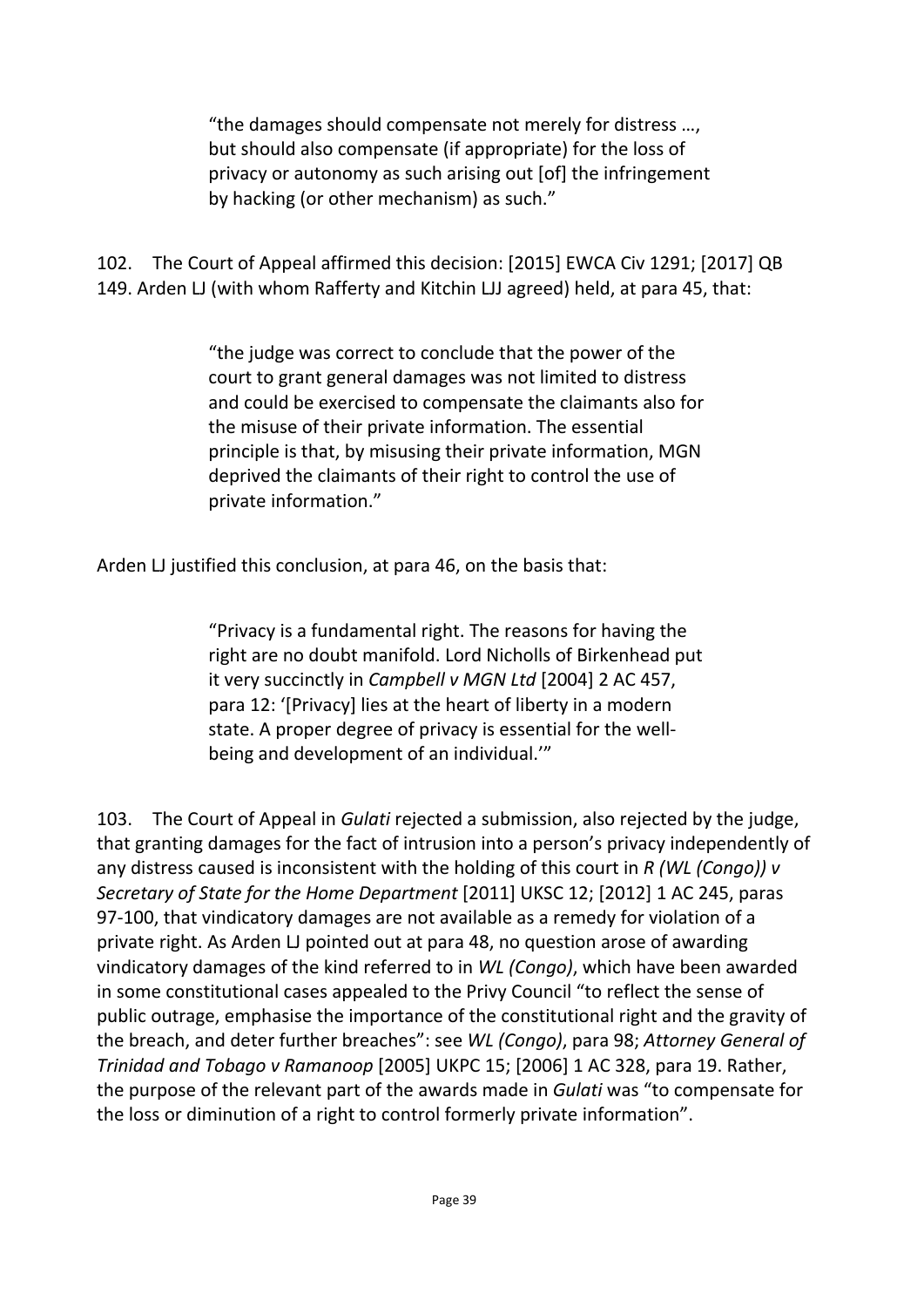> "the damages should compensate not merely for distress …, but should also compensate (if appropriate) for the loss of privacy or autonomy as such arising out [of] the infringement by hacking (or other mechanism) as such."

102. The Court of Appeal affirmed this decision: [2015] EWCA Civ 1291; [2017] QB 149. Arden LJ (with whom Rafferty and Kitchin LJJ agreed) held, at para 45, that:

> "the judge was correct to conclude that the power of the court to grant general damages was not limited to distress and could be exercised to compensate the claimants also for the misuse of their private information. The essential principle is that, by misusing their private information, MGN deprived the claimants of their right to control the use of private information."

Arden LJ justified this conclusion, at para 46, on the basis that:

> "Privacy is a fundamental right. The reasons for having the right are no doubt manifold. Lord Nicholls of Birkenhead put it very succinctly in *Campbell v MGN Ltd* [2004] 2 AC 457, para 12: '[Privacy] lies at the heart of liberty in a modern state. A proper degree of privacy is essential for the well-being and development of an individual.'"

103. The Court of Appeal in *Gulati* rejected a submission, also rejected by the judge, that granting damages for the fact of intrusion into a person's privacy independently of any distress caused is inconsistent with the holding of this court in *R (WL (Congo)) v Secretary of State for the Home Department* [2011] UKSC 12; [2012] 1 AC 245, paras 97-100, that vindicatory damages are not available as a remedy for violation of a private right. As Arden LJ pointed out at para 48, no question arose of awarding vindicatory damages of the kind referred to in *WL (Congo)*, which have been awarded in some constitutional cases appealed to the Privy Council "to reflect the sense of public outrage, emphasise the importance of the constitutional right and the gravity of the breach, and deter further breaches": see *WL (Congo)*, para 98; *Attorney General of Trinidad and Tobago v Ramanoop* [2005] UKPC 15; [2006] 1 AC 328, para 19. Rather, the purpose of the relevant part of the awards made in *Gulati* was "to compensate for the loss or diminution of a right to control formerly private information".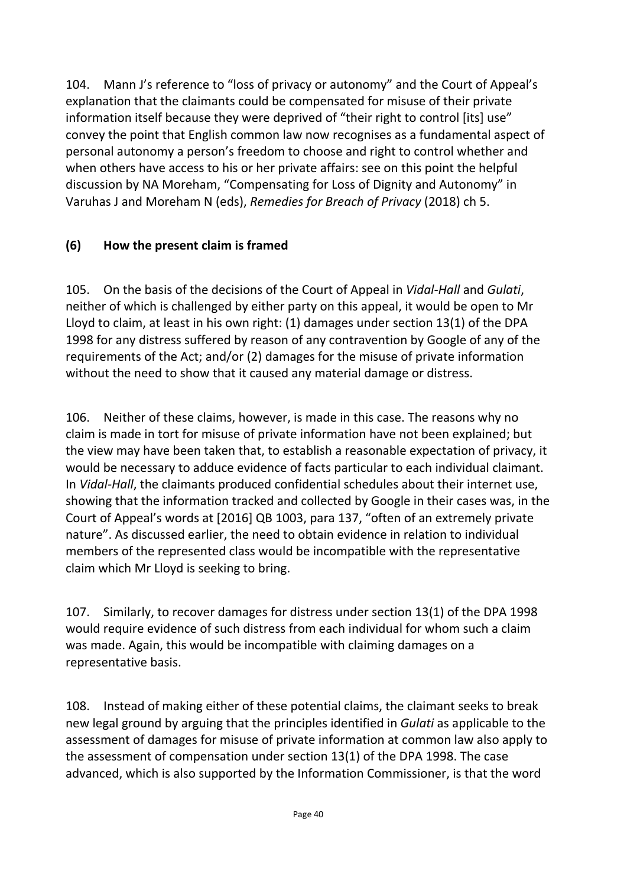104. Mann J's reference to "loss of privacy or autonomy" and the Court of Appeal's explanation that the claimants could be compensated for misuse of their private information itself because they were deprived of "their right to control [its] use" convey the point that English common law now recognises as a fundamental aspect of personal autonomy a person's freedom to choose and right to control whether and when others have access to his or her private affairs: see on this point the helpful discussion by NA Moreham, "Compensating for Loss of Dignity and Autonomy" in Varuhas J and Moreham N (eds), *Remedies for Breach of Privacy* (2018) ch 5.

### (6) How the present claim is framed

105. On the basis of the decisions of the Court of Appeal in *Vidal-Hall* and *Gulati*, neither of which is challenged by either party on this appeal, it would be open to Mr Lloyd to claim, at least in his own right: (1) damages under section 13(1) of the DPA 1998 for any distress suffered by reason of any contravention by Google of any of the requirements of the Act; and/or (2) damages for the misuse of private information without the need to show that it caused any material damage or distress.

106. Neither of these claims, however, is made in this case. The reasons why no claim is made in tort for misuse of private information have not been explained; but the view may have been taken that, to establish a reasonable expectation of privacy, it would be necessary to adduce evidence of facts particular to each individual claimant. In *Vidal-Hall*, the claimants produced confidential schedules about their internet use, showing that the information tracked and collected by Google in their cases was, in the Court of Appeal's words at [2016] QB 1003, para 137, "often of an extremely private nature". As discussed earlier, the need to obtain evidence in relation to individual members of the represented class would be incompatible with the representative claim which Mr Lloyd is seeking to bring.

107. Similarly, to recover damages for distress under section 13(1) of the DPA 1998 would require evidence of such distress from each individual for whom such a claim was made. Again, this would be incompatible with claiming damages on a representative basis.

108. Instead of making either of these potential claims, the claimant seeks to break new legal ground by arguing that the principles identified in *Gulati* as applicable to the assessment of damages for misuse of private information at common law also apply to the assessment of compensation under section 13(1) of the DPA 1998. The case advanced, which is also supported by the Information Commissioner, is that the word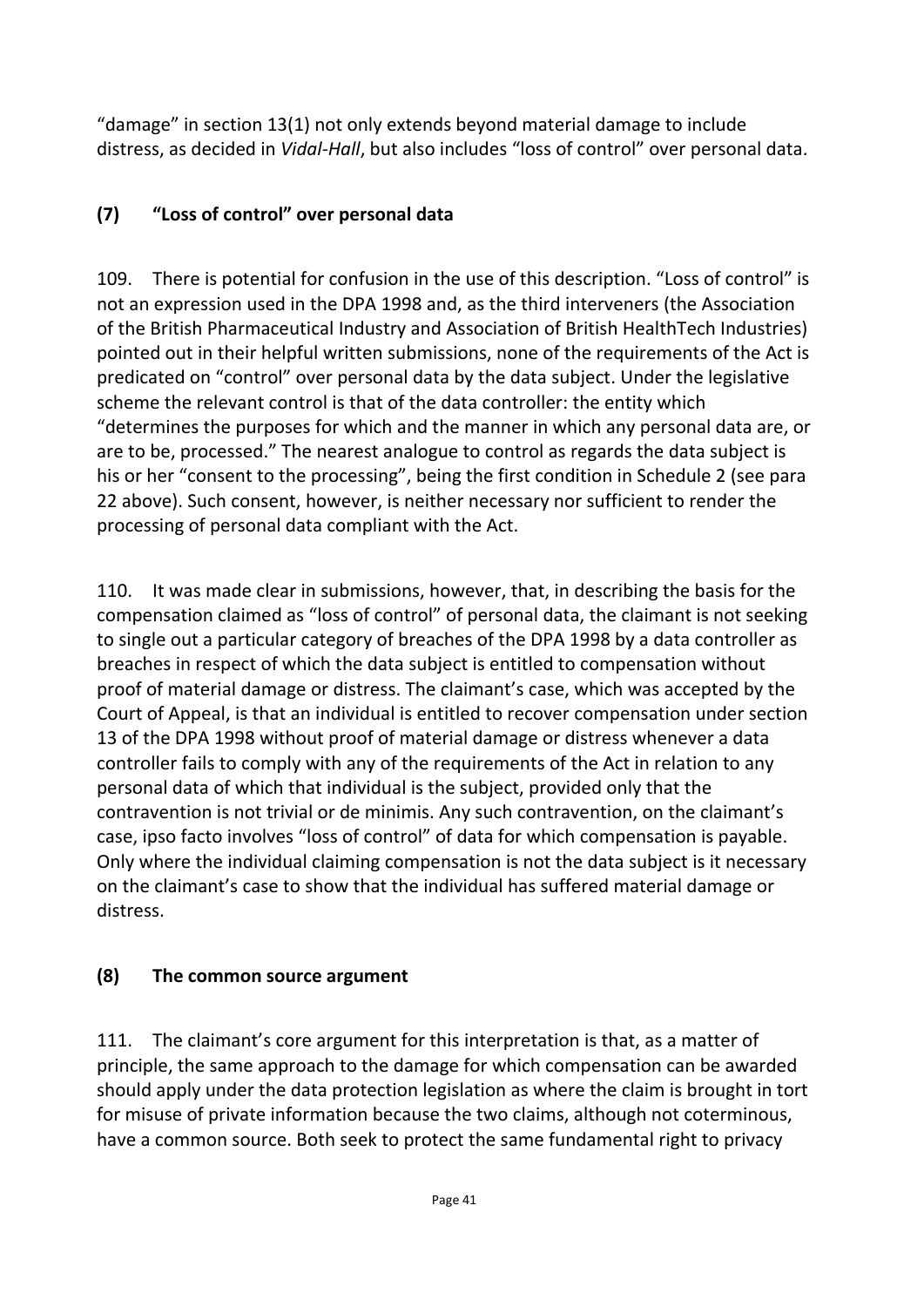"damage" in section 13(1) not only extends beyond material damage to include distress, as decided in *Vidal-Hall*, but also includes "loss of control" over personal data.

### (7) "Loss of control" over personal data

109. There is potential for confusion in the use of this description. "Loss of control" is not an expression used in the DPA 1998 and, as the third interveners (the Association of the British Pharmaceutical Industry and Association of British HealthTech Industries) pointed out in their helpful written submissions, none of the requirements of the Act is predicated on "control" over personal data by the data subject. Under the legislative scheme the relevant control is that of the data controller: the entity which "determines the purposes for which and the manner in which any personal data are, or are to be, processed." The nearest analogue to control as regards the data subject is his or her "consent to the processing", being the first condition in Schedule 2 (see para 22 above). Such consent, however, is neither necessary nor sufficient to render the processing of personal data compliant with the Act.

110. It was made clear in submissions, however, that, in describing the basis for the compensation claimed as "loss of control" of personal data, the claimant is not seeking to single out a particular category of breaches of the DPA 1998 by a data controller as breaches in respect of which the data subject is entitled to compensation without proof of material damage or distress. The claimant's case, which was accepted by the Court of Appeal, is that an individual is entitled to recover compensation under section 13 of the DPA 1998 without proof of material damage or distress whenever a data controller fails to comply with any of the requirements of the Act in relation to any personal data of which that individual is the subject, provided only that the contravention is not trivial or de minimis. Any such contravention, on the claimant's case, ipso facto involves "loss of control" of data for which compensation is payable. Only where the individual claiming compensation is not the data subject is it necessary on the claimant's case to show that the individual has suffered material damage or distress.

### (8) The common source argument

111. The claimant's core argument for this interpretation is that, as a matter of principle, the same approach to the damage for which compensation can be awarded should apply under the data protection legislation as where the claim is brought in tort for misuse of private information because the two claims, although not coterminous, have a common source. Both seek to protect the same fundamental right to privacy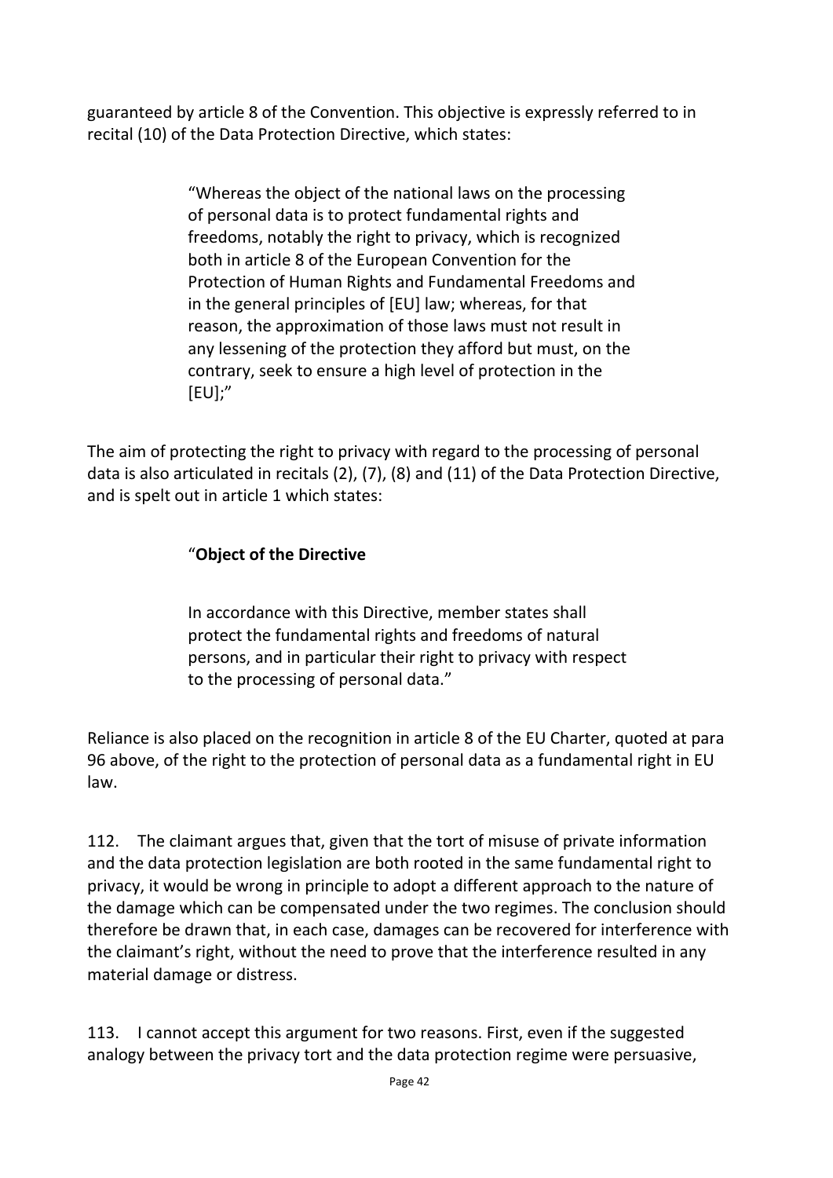guaranteed by article 8 of the Convention. This objective is expressly referred to in recital (10) of the Data Protection Directive, which states:

> "Whereas the object of the national laws on the processing of personal data is to protect fundamental rights and freedoms, notably the right to privacy, which is recognized both in article 8 of the European Convention for the Protection of Human Rights and Fundamental Freedoms and in the general principles of [EU] law; whereas, for that reason, the approximation of those laws must not result in any lessening of the protection they afford but must, on the contrary, seek to ensure a high level of protection in the [EU];"

The aim of protecting the right to privacy with regard to the processing of personal data is also articulated in recitals (2), (7), (8) and (11) of the Data Protection Directive, and is spelt out in article 1 which states:

> "**Object of the Directive**
>
> In accordance with this Directive, member states shall protect the fundamental rights and freedoms of natural persons, and in particular their right to privacy with respect to the processing of personal data."

Reliance is also placed on the recognition in article 8 of the EU Charter, quoted at para 96 above, of the right to the protection of personal data as a fundamental right in EU law.

112. The claimant argues that, given that the tort of misuse of private information and the data protection legislation are both rooted in the same fundamental right to privacy, it would be wrong in principle to adopt a different approach to the nature of the damage which can be compensated under the two regimes. The conclusion should therefore be drawn that, in each case, damages can be recovered for interference with the claimant's right, without the need to prove that the interference resulted in any material damage or distress.

113. I cannot accept this argument for two reasons. First, even if the suggested analogy between the privacy tort and the data protection regime were persuasive,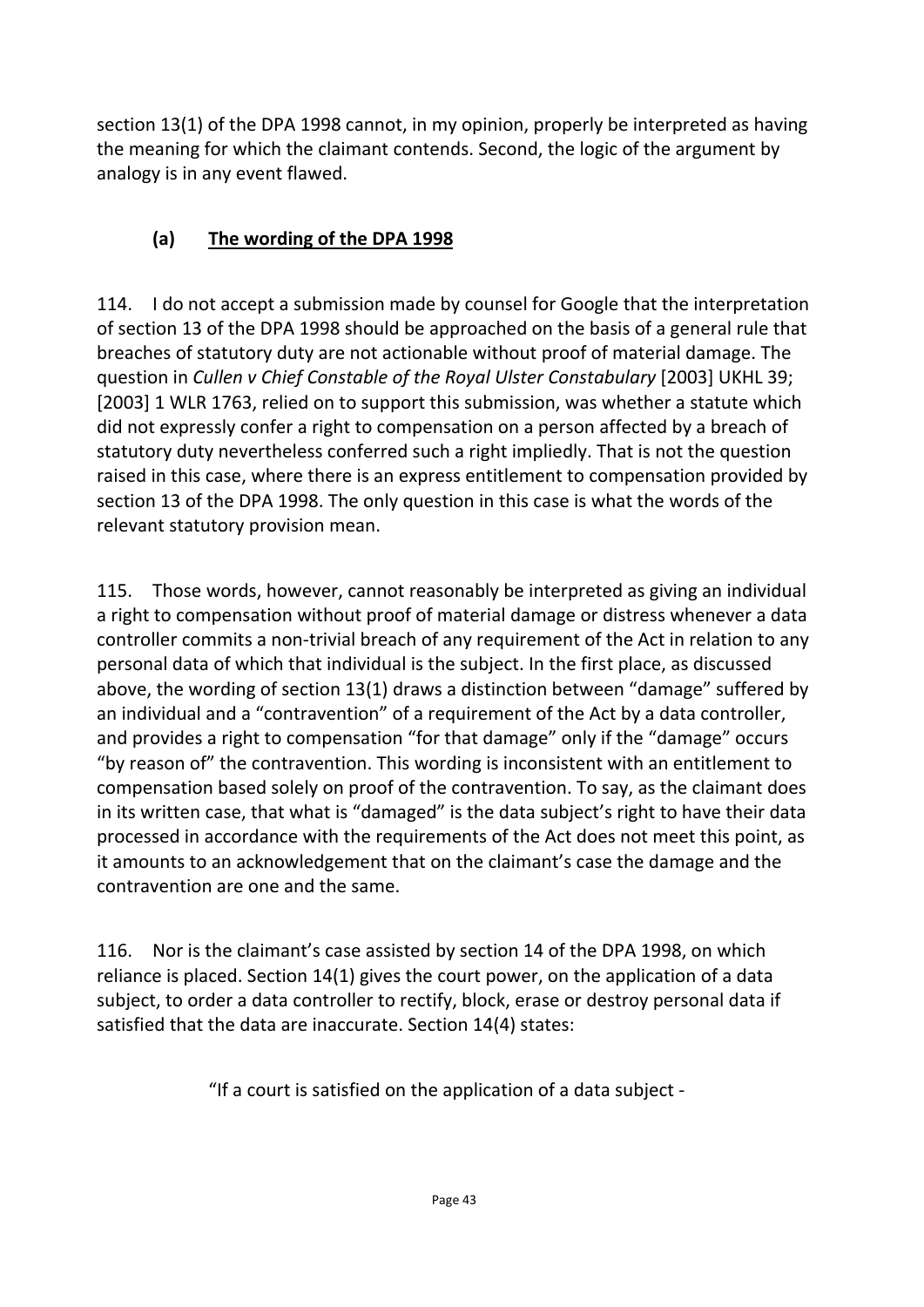section 13(1) of the DPA 1998 cannot, in my opinion, properly be interpreted as having the meaning for which the claimant contends. Second, the logic of the argument by analogy is in any event flawed.

### (a) <u>The wording of the DPA 1998</u>

114. I do not accept a submission made by counsel for Google that the interpretation of section 13 of the DPA 1998 should be approached on the basis of a general rule that breaches of statutory duty are not actionable without proof of material damage. The question in *Cullen v Chief Constable of the Royal Ulster Constabulary* [2003] UKHL 39; [2003] 1 WLR 1763, relied on to support this submission, was whether a statute which did not expressly confer a right to compensation on a person affected by a breach of statutory duty nevertheless conferred such a right impliedly. That is not the question raised in this case, where there is an express entitlement to compensation provided by section 13 of the DPA 1998. The only question in this case is what the words of the relevant statutory provision mean.

115. Those words, however, cannot reasonably be interpreted as giving an individual a right to compensation without proof of material damage or distress whenever a data controller commits a non-trivial breach of any requirement of the Act in relation to any personal data of which that individual is the subject. In the first place, as discussed above, the wording of section 13(1) draws a distinction between "damage" suffered by an individual and a "contravention" of a requirement of the Act by a data controller, and provides a right to compensation "for that damage" only if the "damage" occurs "by reason of" the contravention. This wording is inconsistent with an entitlement to compensation based solely on proof of the contravention. To say, as the claimant does in its written case, that what is "damaged" is the data subject's right to have their data processed in accordance with the requirements of the Act does not meet this point, as it amounts to an acknowledgement that on the claimant's case the damage and the contravention are one and the same.

116. Nor is the claimant's case assisted by section 14 of the DPA 1998, on which reliance is placed. Section 14(1) gives the court power, on the application of a data subject, to order a data controller to rectify, block, erase or destroy personal data if satisfied that the data are inaccurate. Section 14(4) states:

> "If a court is satisfied on the application of a data subject -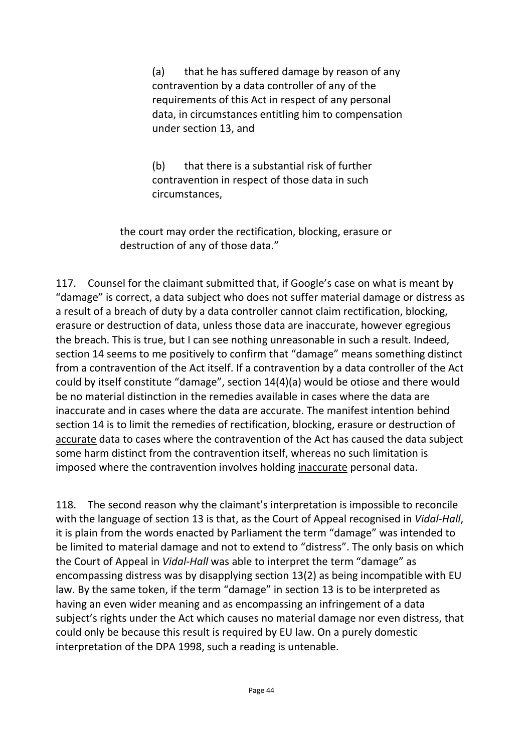> (a) that he has suffered damage by reason of any contravention by a data controller of any of the requirements of this Act in respect of any personal data, in circumstances entitling him to compensation under section 13, and
>
> (b) that there is a substantial risk of further contravention in respect of those data in such circumstances,
>
> the court may order the rectification, blocking, erasure or destruction of any of those data."

117. Counsel for the claimant submitted that, if Google's case on what is meant by "damage" is correct, a data subject who does not suffer material damage or distress as a result of a breach of duty by a data controller cannot claim rectification, blocking, erasure or destruction of data, unless those data are inaccurate, however egregious the breach. This is true, but I can see nothing unreasonable in such a result. Indeed, section 14 seems to me positively to confirm that "damage" means something distinct from a contravention of the Act itself. If a contravention by a data controller of the Act could by itself constitute "damage", section 14(4)(a) would be otiose and there would be no material distinction in the remedies available in cases where the data are inaccurate and in cases where the data are accurate. The manifest intention behind section 14 is to limit the remedies of rectification, blocking, erasure or destruction of <u>accurate</u> data to cases where the contravention of the Act has caused the data subject some harm distinct from the contravention itself, whereas no such limitation is imposed where the contravention involves holding <u>inaccurate</u> personal data.

118. The second reason why the claimant's interpretation is impossible to reconcile with the language of section 13 is that, as the Court of Appeal recognised in *Vidal-Hall*, it is plain from the words enacted by Parliament the term "damage" was intended to be limited to material damage and not to extend to "distress". The only basis on which the Court of Appeal in *Vidal-Hall* was able to interpret the term "damage" as encompassing distress was by disapplying section 13(2) as being incompatible with EU law. By the same token, if the term "damage" in section 13 is to be interpreted as having an even wider meaning and as encompassing an infringement of a data subject's rights under the Act which causes no material damage nor even distress, that could only be because this result is required by EU law. On a purely domestic interpretation of the DPA 1998, such a reading is untenable.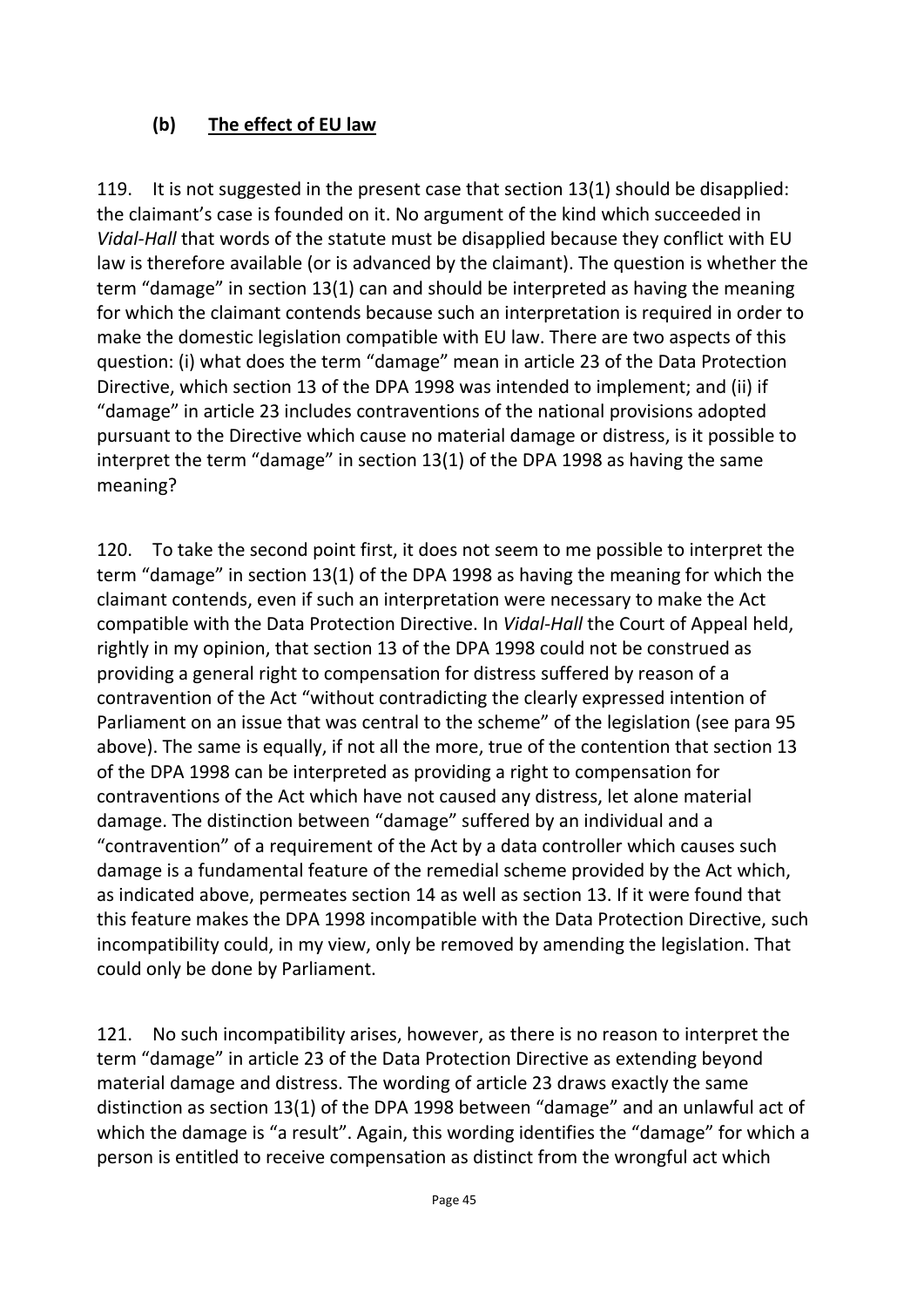### (b) The effect of EU law

119. It is not suggested in the present case that section 13(1) should be disapplied: the claimant's case is founded on it. No argument of the kind which succeeded in *Vidal-Hall* that words of the statute must be disapplied because they conflict with EU law is therefore available (or is advanced by the claimant). The question is whether the term "damage" in section 13(1) can and should be interpreted as having the meaning for which the claimant contends because such an interpretation is required in order to make the domestic legislation compatible with EU law. There are two aspects of this question: (i) what does the term "damage" mean in article 23 of the Data Protection Directive, which section 13 of the DPA 1998 was intended to implement; and (ii) if "damage" in article 23 includes contraventions of the national provisions adopted pursuant to the Directive which cause no material damage or distress, is it possible to interpret the term "damage" in section 13(1) of the DPA 1998 as having the same meaning?

120. To take the second point first, it does not seem to me possible to interpret the term "damage" in section 13(1) of the DPA 1998 as having the meaning for which the claimant contends, even if such an interpretation were necessary to make the Act compatible with the Data Protection Directive. In *Vidal-Hall* the Court of Appeal held, rightly in my opinion, that section 13 of the DPA 1998 could not be construed as providing a general right to compensation for distress suffered by reason of a contravention of the Act "without contradicting the clearly expressed intention of Parliament on an issue that was central to the scheme" of the legislation (see para 95 above). The same is equally, if not all the more, true of the contention that section 13 of the DPA 1998 can be interpreted as providing a right to compensation for contraventions of the Act which have not caused any distress, let alone material damage. The distinction between "damage" suffered by an individual and a "contravention" of a requirement of the Act by a data controller which causes such damage is a fundamental feature of the remedial scheme provided by the Act which, as indicated above, permeates section 14 as well as section 13. If it were found that this feature makes the DPA 1998 incompatible with the Data Protection Directive, such incompatibility could, in my view, only be removed by amending the legislation. That could only be done by Parliament.

121. No such incompatibility arises, however, as there is no reason to interpret the term "damage" in article 23 of the Data Protection Directive as extending beyond material damage and distress. The wording of article 23 draws exactly the same distinction as section 13(1) of the DPA 1998 between "damage" and an unlawful act of which the damage is "a result". Again, this wording identifies the "damage" for which a person is entitled to receive compensation as distinct from the wrongful act which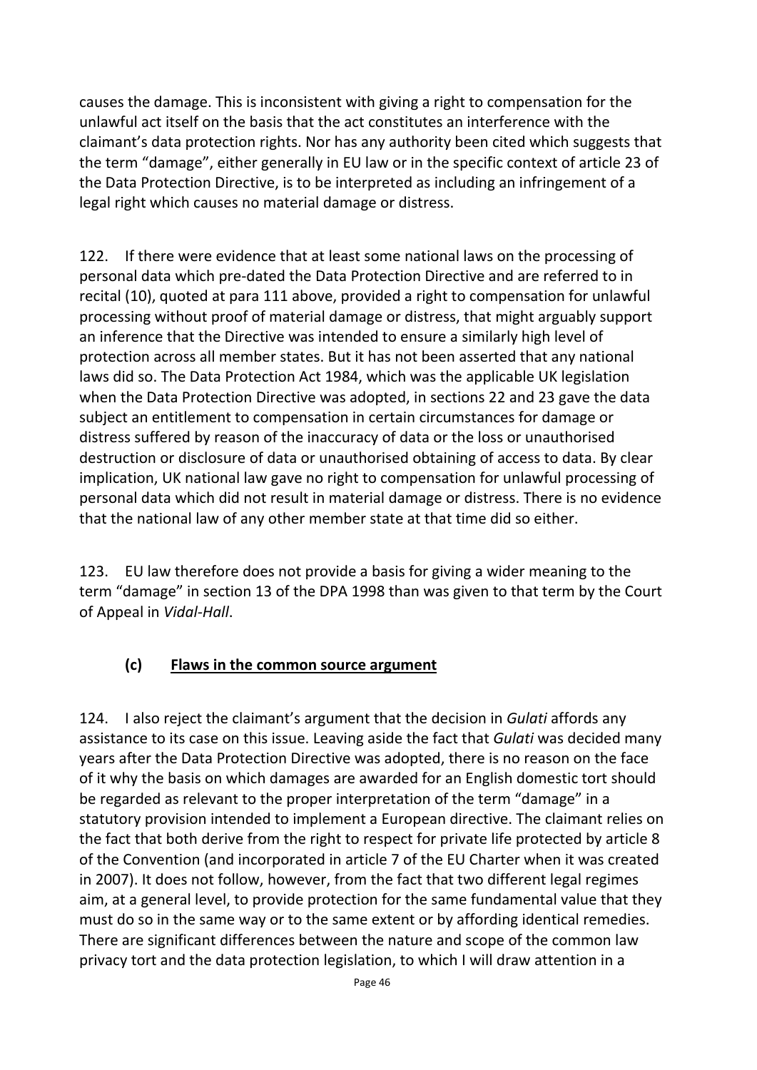causes the damage. This is inconsistent with giving a right to compensation for the unlawful act itself on the basis that the act constitutes an interference with the claimant's data protection rights. Nor has any authority been cited which suggests that the term "damage", either generally in EU law or in the specific context of article 23 of the Data Protection Directive, is to be interpreted as including an infringement of a legal right which causes no material damage or distress.

122. If there were evidence that at least some national laws on the processing of personal data which pre-dated the Data Protection Directive and are referred to in recital (10), quoted at para 111 above, provided a right to compensation for unlawful processing without proof of material damage or distress, that might arguably support an inference that the Directive was intended to ensure a similarly high level of protection across all member states. But it has not been asserted that any national laws did so. The Data Protection Act 1984, which was the applicable UK legislation when the Data Protection Directive was adopted, in sections 22 and 23 gave the data subject an entitlement to compensation in certain circumstances for damage or distress suffered by reason of the inaccuracy of data or the loss or unauthorised destruction or disclosure of data or unauthorised obtaining of access to data. By clear implication, UK national law gave no right to compensation for unlawful processing of personal data which did not result in material damage or distress. There is no evidence that the national law of any other member state at that time did so either.

123. EU law therefore does not provide a basis for giving a wider meaning to the term "damage" in section 13 of the DPA 1998 than was given to that term by the Court of Appeal in *Vidal-Hall*.

### (c) <u>Flaws in the common source argument</u>

124. I also reject the claimant's argument that the decision in *Gulati* affords any assistance to its case on this issue. Leaving aside the fact that *Gulati* was decided many years after the Data Protection Directive was adopted, there is no reason on the face of it why the basis on which damages are awarded for an English domestic tort should be regarded as relevant to the proper interpretation of the term "damage" in a statutory provision intended to implement a European directive. The claimant relies on the fact that both derive from the right to respect for private life protected by article 8 of the Convention (and incorporated in article 7 of the EU Charter when it was created in 2007). It does not follow, however, from the fact that two different legal regimes aim, at a general level, to provide protection for the same fundamental value that they must do so in the same way or to the same extent or by affording identical remedies. There are significant differences between the nature and scope of the common law privacy tort and the data protection legislation, to which I will draw attention in a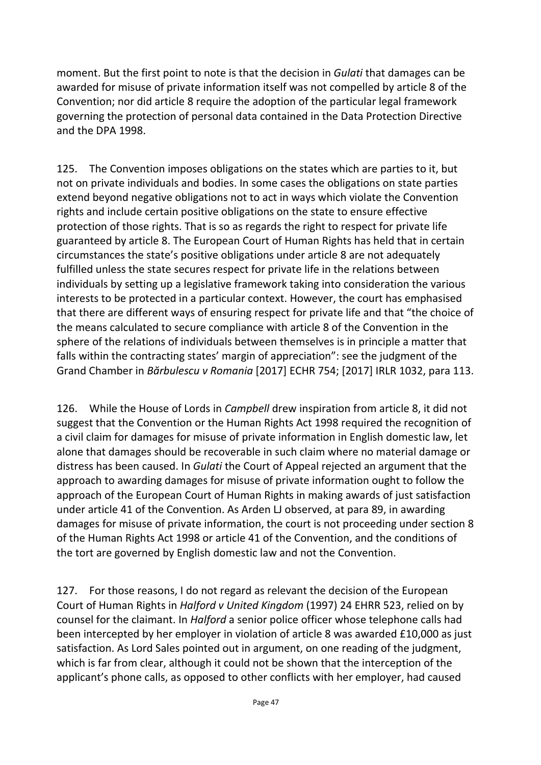moment. But the first point to note is that the decision in *Gulati* that damages can be awarded for misuse of private information itself was not compelled by article 8 of the Convention; nor did article 8 require the adoption of the particular legal framework governing the protection of personal data contained in the Data Protection Directive and the DPA 1998.

125. The Convention imposes obligations on the states which are parties to it, but not on private individuals and bodies. In some cases the obligations on state parties extend beyond negative obligations not to act in ways which violate the Convention rights and include certain positive obligations on the state to ensure effective protection of those rights. That is so as regards the right to respect for private life guaranteed by article 8. The European Court of Human Rights has held that in certain circumstances the state's positive obligations under article 8 are not adequately fulfilled unless the state secures respect for private life in the relations between individuals by setting up a legislative framework taking into consideration the various interests to be protected in a particular context. However, the court has emphasised that there are different ways of ensuring respect for private life and that "the choice of the means calculated to secure compliance with article 8 of the Convention in the sphere of the relations of individuals between themselves is in principle a matter that falls within the contracting states' margin of appreciation": see the judgment of the Grand Chamber in *Bărbulescu v Romania* [2017] ECHR 754; [2017] IRLR 1032, para 113.

126. While the House of Lords in *Campbell* drew inspiration from article 8, it did not suggest that the Convention or the Human Rights Act 1998 required the recognition of a civil claim for damages for misuse of private information in English domestic law, let alone that damages should be recoverable in such claim where no material damage or distress has been caused. In *Gulati* the Court of Appeal rejected an argument that the approach to awarding damages for misuse of private information ought to follow the approach of the European Court of Human Rights in making awards of just satisfaction under article 41 of the Convention. As Arden LJ observed, at para 89, in awarding damages for misuse of private information, the court is not proceeding under section 8 of the Human Rights Act 1998 or article 41 of the Convention, and the conditions of the tort are governed by English domestic law and not the Convention.

127. For those reasons, I do not regard as relevant the decision of the European Court of Human Rights in *Halford v United Kingdom* (1997) 24 EHRR 523, relied on by counsel for the claimant. In *Halford* a senior police officer whose telephone calls had been intercepted by her employer in violation of article 8 was awarded £10,000 as just satisfaction. As Lord Sales pointed out in argument, on one reading of the judgment, which is far from clear, although it could not be shown that the interception of the applicant's phone calls, as opposed to other conflicts with her employer, had caused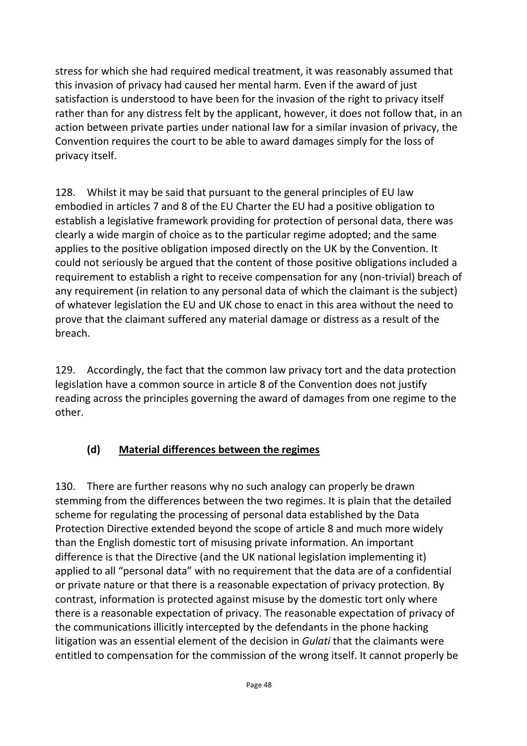stress for which she had required medical treatment, it was reasonably assumed that this invasion of privacy had caused her mental harm. Even if the award of just satisfaction is understood to have been for the invasion of the right to privacy itself rather than for any distress felt by the applicant, however, it does not follow that, in an action between private parties under national law for a similar invasion of privacy, the Convention requires the court to be able to award damages simply for the loss of privacy itself.

128. Whilst it may be said that pursuant to the general principles of EU law embodied in articles 7 and 8 of the EU Charter the EU had a positive obligation to establish a legislative framework providing for protection of personal data, there was clearly a wide margin of choice as to the particular regime adopted; and the same applies to the positive obligation imposed directly on the UK by the Convention. It could not seriously be argued that the content of those positive obligations included a requirement to establish a right to receive compensation for any (non-trivial) breach of any requirement (in relation to any personal data of which the claimant is the subject) of whatever legislation the EU and UK chose to enact in this area without the need to prove that the claimant suffered any material damage or distress as a result of the breach.

129. Accordingly, the fact that the common law privacy tort and the data protection legislation have a common source in article 8 of the Convention does not justify reading across the principles governing the award of damages from one regime to the other.

### (d) Material differences between the regimes

130. There are further reasons why no such analogy can properly be drawn stemming from the differences between the two regimes. It is plain that the detailed scheme for regulating the processing of personal data established by the Data Protection Directive extended beyond the scope of article 8 and much more widely than the English domestic tort of misusing private information. An important difference is that the Directive (and the UK national legislation implementing it) applied to all "personal data" with no requirement that the data are of a confidential or private nature or that there is a reasonable expectation of privacy protection. By contrast, information is protected against misuse by the domestic tort only where there is a reasonable expectation of privacy. The reasonable expectation of privacy of the communications illicitly intercepted by the defendants in the phone hacking litigation was an essential element of the decision in *Gulati* that the claimants were entitled to compensation for the commission of the wrong itself. It cannot properly be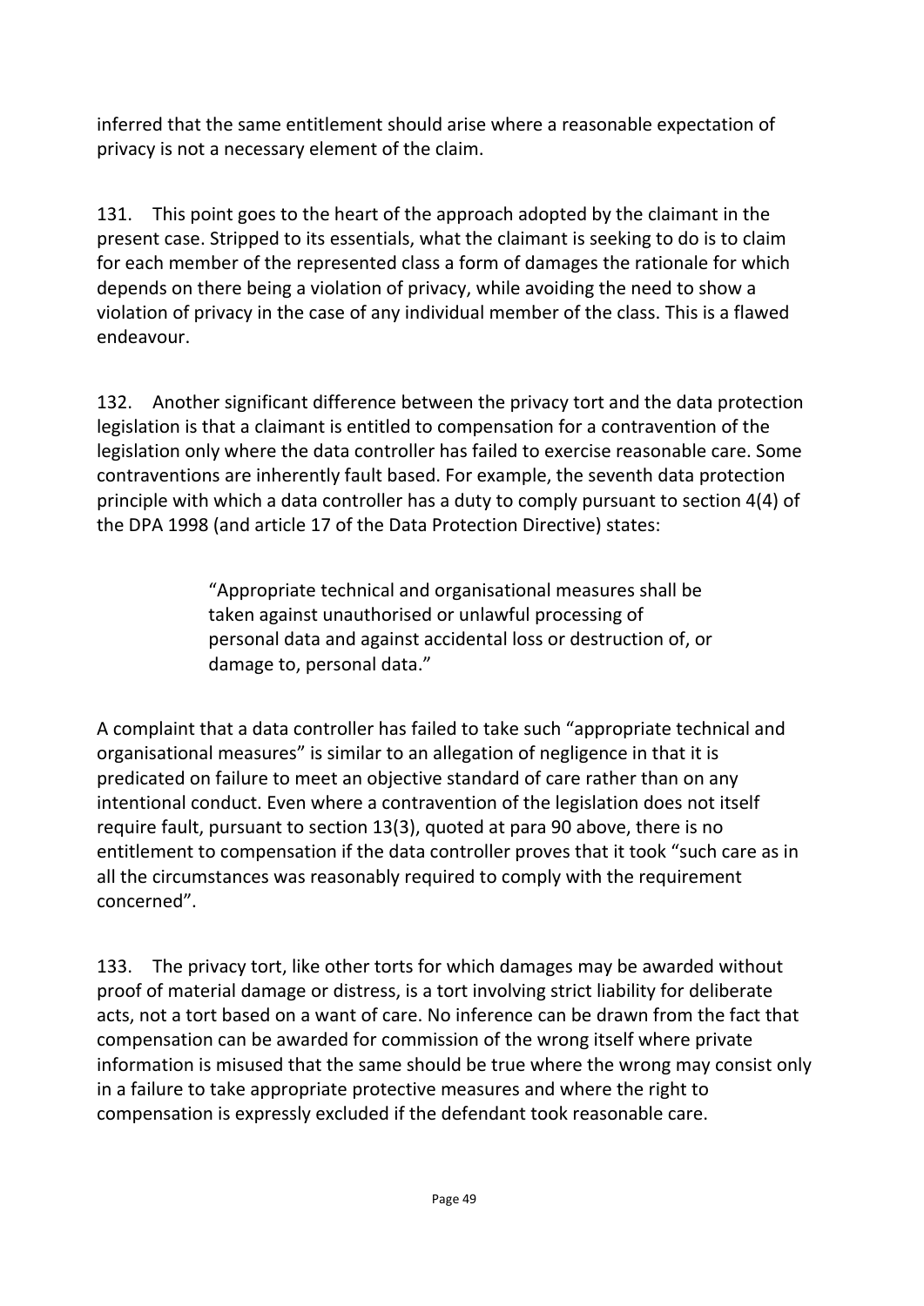inferred that the same entitlement should arise where a reasonable expectation of privacy is not a necessary element of the claim.

131. This point goes to the heart of the approach adopted by the claimant in the present case. Stripped to its essentials, what the claimant is seeking to do is to claim for each member of the represented class a form of damages the rationale for which depends on there being a violation of privacy, while avoiding the need to show a violation of privacy in the case of any individual member of the class. This is a flawed endeavour.

132. Another significant difference between the privacy tort and the data protection legislation is that a claimant is entitled to compensation for a contravention of the legislation only where the data controller has failed to exercise reasonable care. Some contraventions are inherently fault based. For example, the seventh data protection principle with which a data controller has a duty to comply pursuant to section 4(4) of the DPA 1998 (and article 17 of the Data Protection Directive) states:

> "Appropriate technical and organisational measures shall be taken against unauthorised or unlawful processing of personal data and against accidental loss or destruction of, or damage to, personal data."

A complaint that a data controller has failed to take such "appropriate technical and organisational measures" is similar to an allegation of negligence in that it is predicated on failure to meet an objective standard of care rather than on any intentional conduct. Even where a contravention of the legislation does not itself require fault, pursuant to section 13(3), quoted at para 90 above, there is no entitlement to compensation if the data controller proves that it took "such care as in all the circumstances was reasonably required to comply with the requirement concerned".

133. The privacy tort, like other torts for which damages may be awarded without proof of material damage or distress, is a tort involving strict liability for deliberate acts, not a tort based on a want of care. No inference can be drawn from the fact that compensation can be awarded for commission of the wrong itself where private information is misused that the same should be true where the wrong may consist only in a failure to take appropriate protective measures and where the right to compensation is expressly excluded if the defendant took reasonable care.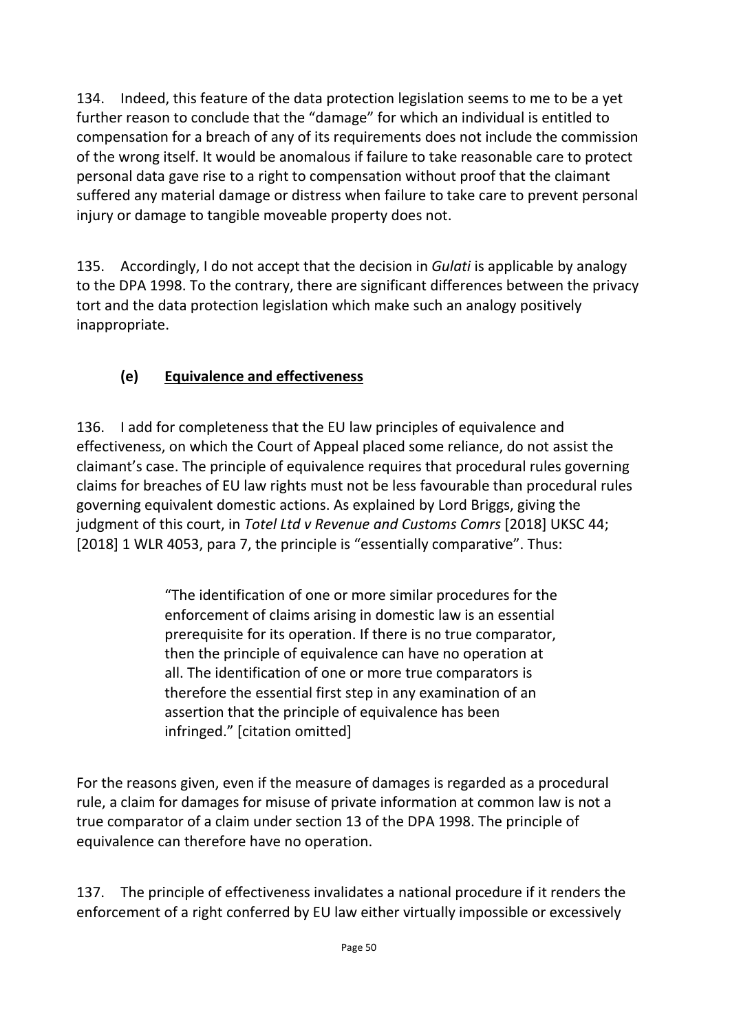134. Indeed, this feature of the data protection legislation seems to me to be a yet further reason to conclude that the "damage" for which an individual is entitled to compensation for a breach of any of its requirements does not include the commission of the wrong itself. It would be anomalous if failure to take reasonable care to protect personal data gave rise to a right to compensation without proof that the claimant suffered any material damage or distress when failure to take care to prevent personal injury or damage to tangible moveable property does not.

135. Accordingly, I do not accept that the decision in *Gulati* is applicable by analogy to the DPA 1998. To the contrary, there are significant differences between the privacy tort and the data protection legislation which make such an analogy positively inappropriate.

### (e) Equivalence and effectiveness

136. I add for completeness that the EU law principles of equivalence and effectiveness, on which the Court of Appeal placed some reliance, do not assist the claimant's case. The principle of equivalence requires that procedural rules governing claims for breaches of EU law rights must not be less favourable than procedural rules governing equivalent domestic actions. As explained by Lord Briggs, giving the judgment of this court, in *Totel Ltd v Revenue and Customs Comrs* [2018] UKSC 44; [2018] 1 WLR 4053, para 7, the principle is "essentially comparative". Thus:

> "The identification of one or more similar procedures for the enforcement of claims arising in domestic law is an essential prerequisite for its operation. If there is no true comparator, then the principle of equivalence can have no operation at all. The identification of one or more true comparators is therefore the essential first step in any examination of an assertion that the principle of equivalence has been infringed." [citation omitted]

For the reasons given, even if the measure of damages is regarded as a procedural rule, a claim for damages for misuse of private information at common law is not a true comparator of a claim under section 13 of the DPA 1998. The principle of equivalence can therefore have no operation.

137. The principle of effectiveness invalidates a national procedure if it renders the enforcement of a right conferred by EU law either virtually impossible or excessively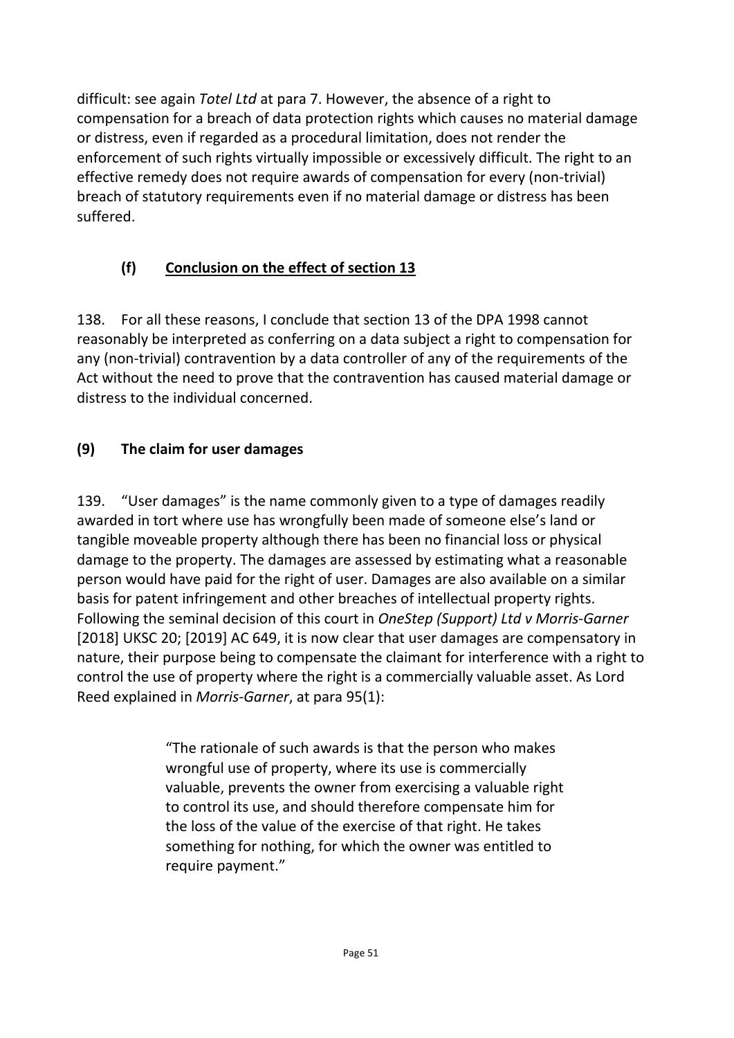difficult: see again *Totel Ltd* at para 7. However, the absence of a right to compensation for a breach of data protection rights which causes no material damage or distress, even if regarded as a procedural limitation, does not render the enforcement of such rights virtually impossible or excessively difficult. The right to an effective remedy does not require awards of compensation for every (non-trivial) breach of statutory requirements even if no material damage or distress has been suffered.

### (f) Conclusion on the effect of section 13

138. For all these reasons, I conclude that section 13 of the DPA 1998 cannot reasonably be interpreted as conferring on a data subject a right to compensation for any (non-trivial) contravention by a data controller of any of the requirements of the Act without the need to prove that the contravention has caused material damage or distress to the individual concerned.

## (9) The claim for user damages

139. "User damages" is the name commonly given to a type of damages readily awarded in tort where use has wrongfully been made of someone else's land or tangible moveable property although there has been no financial loss or physical damage to the property. The damages are assessed by estimating what a reasonable person would have paid for the right of user. Damages are also available on a similar basis for patent infringement and other breaches of intellectual property rights. Following the seminal decision of this court in *OneStep (Support) Ltd v Morris-Garner* [2018] UKSC 20; [2019] AC 649, it is now clear that user damages are compensatory in nature, their purpose being to compensate the claimant for interference with a right to control the use of property where the right is a commercially valuable asset. As Lord Reed explained in *Morris-Garner*, at para 95(1):

> "The rationale of such awards is that the person who makes wrongful use of property, where its use is commercially valuable, prevents the owner from exercising a valuable right to control its use, and should therefore compensate him for the loss of the value of the exercise of that right. He takes something for nothing, for which the owner was entitled to require payment."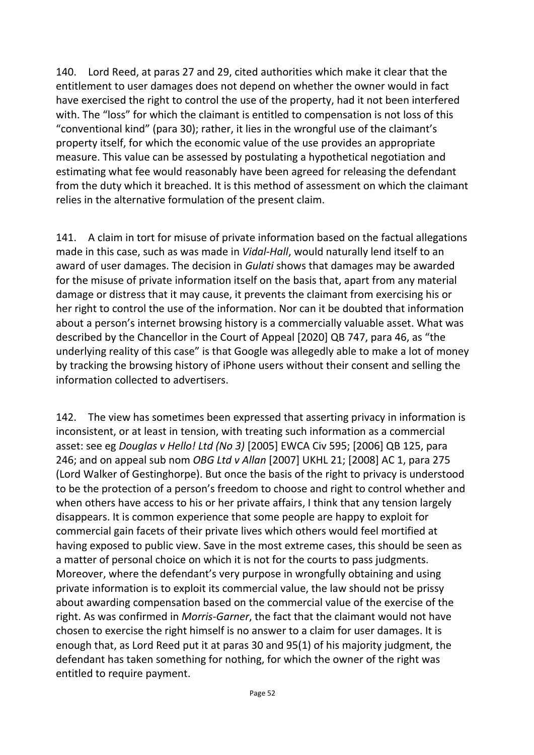140. Lord Reed, at paras 27 and 29, cited authorities which make it clear that the entitlement to user damages does not depend on whether the owner would in fact have exercised the right to control the use of the property, had it not been interfered with. The "loss" for which the claimant is entitled to compensation is not loss of this "conventional kind" (para 30); rather, it lies in the wrongful use of the claimant's property itself, for which the economic value of the use provides an appropriate measure. This value can be assessed by postulating a hypothetical negotiation and estimating what fee would reasonably have been agreed for releasing the defendant from the duty which it breached. It is this method of assessment on which the claimant relies in the alternative formulation of the present claim.

141. A claim in tort for misuse of private information based on the factual allegations made in this case, such as was made in *Vidal-Hall*, would naturally lend itself to an award of user damages. The decision in *Gulati* shows that damages may be awarded for the misuse of private information itself on the basis that, apart from any material damage or distress that it may cause, it prevents the claimant from exercising his or her right to control the use of the information. Nor can it be doubted that information about a person's internet browsing history is a commercially valuable asset. What was described by the Chancellor in the Court of Appeal [2020] QB 747, para 46, as "the underlying reality of this case" is that Google was allegedly able to make a lot of money by tracking the browsing history of iPhone users without their consent and selling the information collected to advertisers.

142. The view has sometimes been expressed that asserting privacy in information is inconsistent, or at least in tension, with treating such information as a commercial asset: see eg *Douglas v Hello! Ltd (No 3)* [2005] EWCA Civ 595; [2006] QB 125, para 246; and on appeal sub nom *OBG Ltd v Allan* [2007] UKHL 21; [2008] AC 1, para 275 (Lord Walker of Gestinghorpe). But once the basis of the right to privacy is understood to be the protection of a person's freedom to choose and right to control whether and when others have access to his or her private affairs, I think that any tension largely disappears. It is common experience that some people are happy to exploit for commercial gain facets of their private lives which others would feel mortified at having exposed to public view. Save in the most extreme cases, this should be seen as a matter of personal choice on which it is not for the courts to pass judgments. Moreover, where the defendant's very purpose in wrongfully obtaining and using private information is to exploit its commercial value, the law should not be prissy about awarding compensation based on the commercial value of the exercise of the right. As was confirmed in *Morris-Garner*, the fact that the claimant would not have chosen to exercise the right himself is no answer to a claim for user damages. It is enough that, as Lord Reed put it at paras 30 and 95(1) of his majority judgment, the defendant has taken something for nothing, for which the owner of the right was entitled to require payment.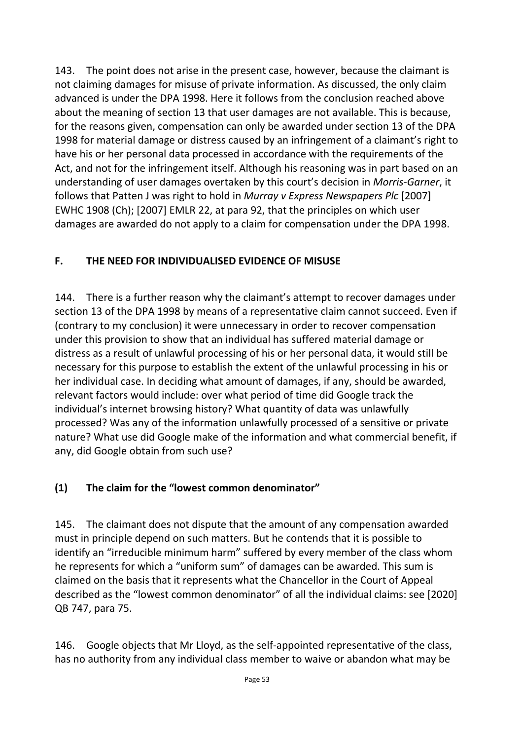143. The point does not arise in the present case, however, because the claimant is not claiming damages for misuse of private information. As discussed, the only claim advanced is under the DPA 1998. Here it follows from the conclusion reached above about the meaning of section 13 that user damages are not available. This is because, for the reasons given, compensation can only be awarded under section 13 of the DPA 1998 for material damage or distress caused by an infringement of a claimant's right to have his or her personal data processed in accordance with the requirements of the Act, and not for the infringement itself. Although his reasoning was in part based on an understanding of user damages overtaken by this court's decision in *Morris-Garner*, it follows that Patten J was right to hold in *Murray v Express Newspapers Plc* [2007] EWHC 1908 (Ch); [2007] EMLR 22, at para 92, that the principles on which user damages are awarded do not apply to a claim for compensation under the DPA 1998.

## F. THE NEED FOR INDIVIDUALISED EVIDENCE OF MISUSE

144. There is a further reason why the claimant's attempt to recover damages under section 13 of the DPA 1998 by means of a representative claim cannot succeed. Even if (contrary to my conclusion) it were unnecessary in order to recover compensation under this provision to show that an individual has suffered material damage or distress as a result of unlawful processing of his or her personal data, it would still be necessary for this purpose to establish the extent of the unlawful processing in his or her individual case. In deciding what amount of damages, if any, should be awarded, relevant factors would include: over what period of time did Google track the individual's internet browsing history? What quantity of data was unlawfully processed? Was any of the information unlawfully processed of a sensitive or private nature? What use did Google make of the information and what commercial benefit, if any, did Google obtain from such use?

### (1) The claim for the "lowest common denominator"

145. The claimant does not dispute that the amount of any compensation awarded must in principle depend on such matters. But he contends that it is possible to identify an "irreducible minimum harm" suffered by every member of the class whom he represents for which a "uniform sum" of damages can be awarded. This sum is claimed on the basis that it represents what the Chancellor in the Court of Appeal described as the "lowest common denominator" of all the individual claims: see [2020] QB 747, para 75.

146. Google objects that Mr Lloyd, as the self-appointed representative of the class, has no authority from any individual class member to waive or abandon what may be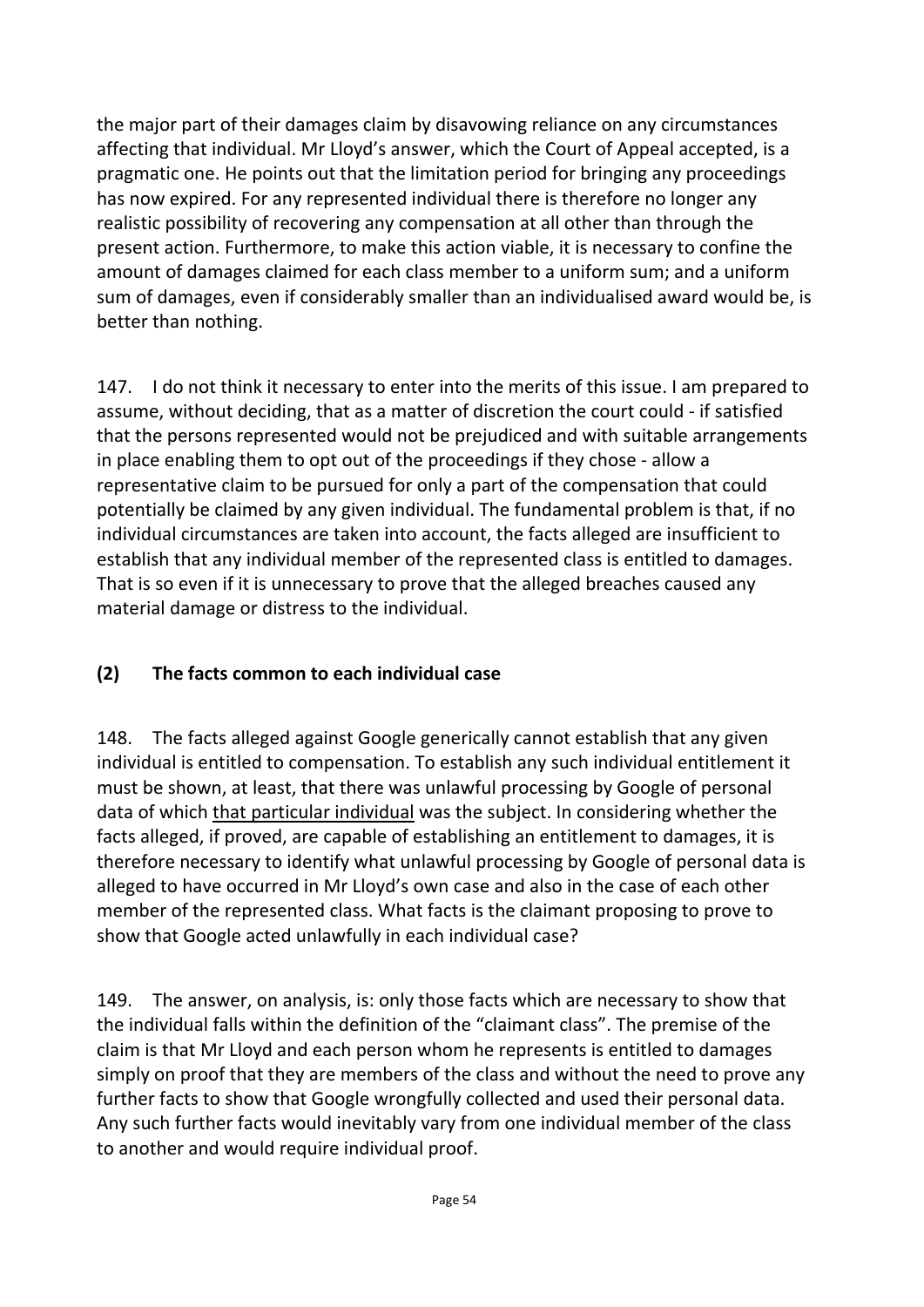the major part of their damages claim by disavowing reliance on any circumstances affecting that individual. Mr Lloyd's answer, which the Court of Appeal accepted, is a pragmatic one. He points out that the limitation period for bringing any proceedings has now expired. For any represented individual there is therefore no longer any realistic possibility of recovering any compensation at all other than through the present action. Furthermore, to make this action viable, it is necessary to confine the amount of damages claimed for each class member to a uniform sum; and a uniform sum of damages, even if considerably smaller than an individualised award would be, is better than nothing.

147. I do not think it necessary to enter into the merits of this issue. I am prepared to assume, without deciding, that as a matter of discretion the court could - if satisfied that the persons represented would not be prejudiced and with suitable arrangements in place enabling them to opt out of the proceedings if they chose - allow a representative claim to be pursued for only a part of the compensation that could potentially be claimed by any given individual. The fundamental problem is that, if no individual circumstances are taken into account, the facts alleged are insufficient to establish that any individual member of the represented class is entitled to damages. That is so even if it is unnecessary to prove that the alleged breaches caused any material damage or distress to the individual.

### (2) The facts common to each individual case

148. The facts alleged against Google generically cannot establish that any given individual is entitled to compensation. To establish any such individual entitlement it must be shown, at least, that there was unlawful processing by Google of personal data of which that particular individual was the subject. In considering whether the facts alleged, if proved, are capable of establishing an entitlement to damages, it is therefore necessary to identify what unlawful processing by Google of personal data is alleged to have occurred in Mr Lloyd's own case and also in the case of each other member of the represented class. What facts is the claimant proposing to prove to show that Google acted unlawfully in each individual case?

149. The answer, on analysis, is: only those facts which are necessary to show that the individual falls within the definition of the "claimant class". The premise of the claim is that Mr Lloyd and each person whom he represents is entitled to damages simply on proof that they are members of the class and without the need to prove any further facts to show that Google wrongfully collected and used their personal data. Any such further facts would inevitably vary from one individual member of the class to another and would require individual proof.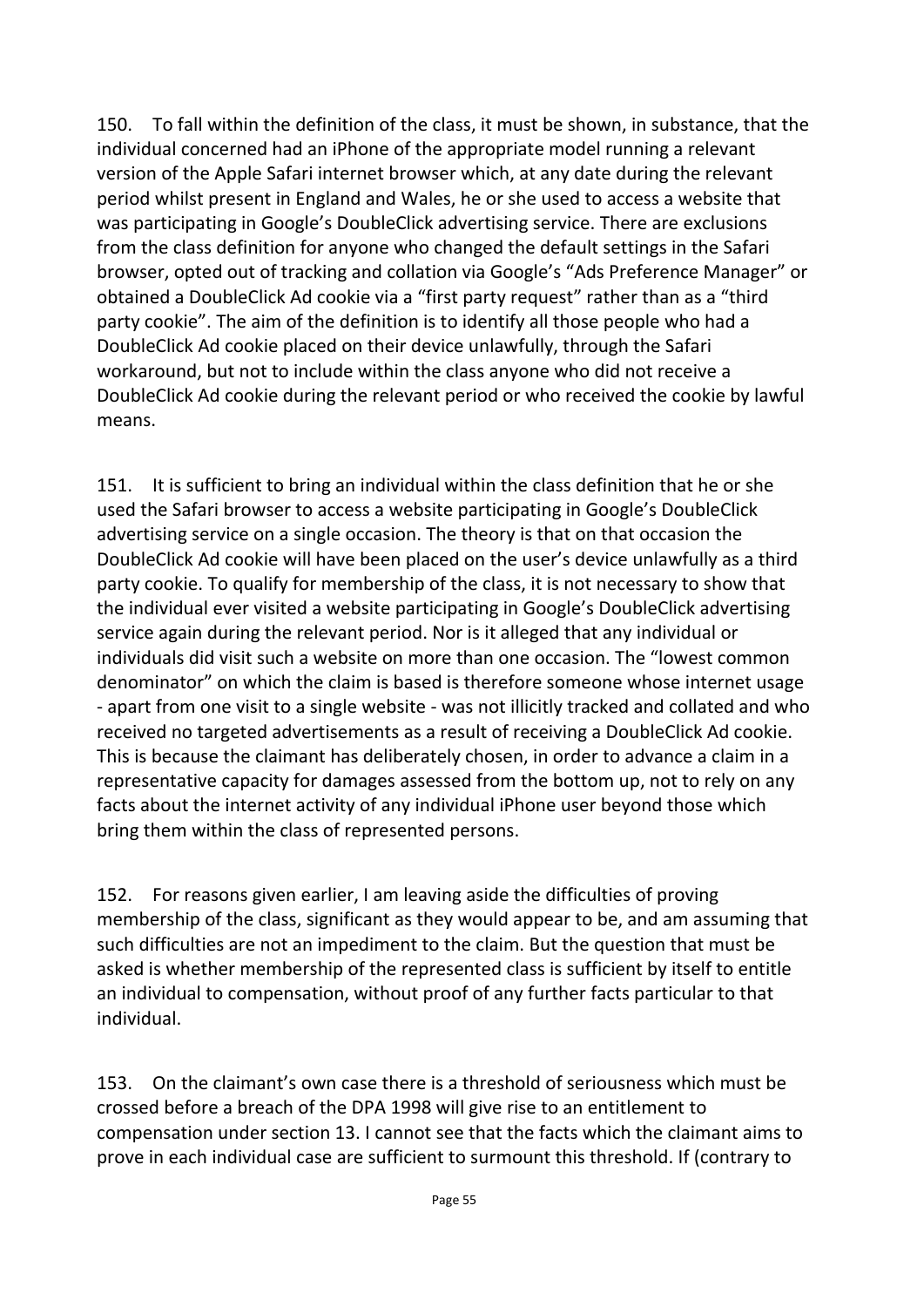150. To fall within the definition of the class, it must be shown, in substance, that the individual concerned had an iPhone of the appropriate model running a relevant version of the Apple Safari internet browser which, at any date during the relevant period whilst present in England and Wales, he or she used to access a website that was participating in Google's DoubleClick advertising service. There are exclusions from the class definition for anyone who changed the default settings in the Safari browser, opted out of tracking and collation via Google's "Ads Preference Manager" or obtained a DoubleClick Ad cookie via a "first party request" rather than as a "third party cookie". The aim of the definition is to identify all those people who had a DoubleClick Ad cookie placed on their device unlawfully, through the Safari workaround, but not to include within the class anyone who did not receive a DoubleClick Ad cookie during the relevant period or who received the cookie by lawful means.

151. It is sufficient to bring an individual within the class definition that he or she used the Safari browser to access a website participating in Google's DoubleClick advertising service on a single occasion. The theory is that on that occasion the DoubleClick Ad cookie will have been placed on the user's device unlawfully as a third party cookie. To qualify for membership of the class, it is not necessary to show that the individual ever visited a website participating in Google's DoubleClick advertising service again during the relevant period. Nor is it alleged that any individual or individuals did visit such a website on more than one occasion. The "lowest common denominator" on which the claim is based is therefore someone whose internet usage - apart from one visit to a single website - was not illicitly tracked and collated and who received no targeted advertisements as a result of receiving a DoubleClick Ad cookie. This is because the claimant has deliberately chosen, in order to advance a claim in a representative capacity for damages assessed from the bottom up, not to rely on any facts about the internet activity of any individual iPhone user beyond those which bring them within the class of represented persons.

152. For reasons given earlier, I am leaving aside the difficulties of proving membership of the class, significant as they would appear to be, and am assuming that such difficulties are not an impediment to the claim. But the question that must be asked is whether membership of the represented class is sufficient by itself to entitle an individual to compensation, without proof of any further facts particular to that individual.

153. On the claimant's own case there is a threshold of seriousness which must be crossed before a breach of the DPA 1998 will give rise to an entitlement to compensation under section 13. I cannot see that the facts which the claimant aims to prove in each individual case are sufficient to surmount this threshold. If (contrary to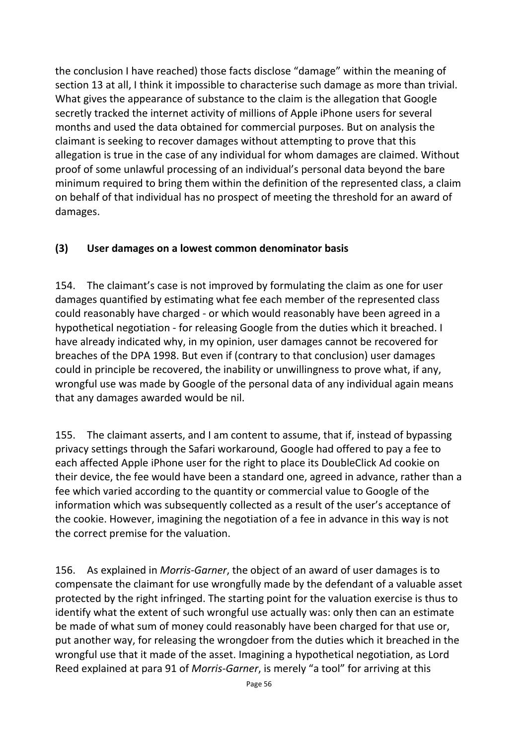the conclusion I have reached) those facts disclose "damage" within the meaning of section 13 at all, I think it impossible to characterise such damage as more than trivial. What gives the appearance of substance to the claim is the allegation that Google secretly tracked the internet activity of millions of Apple iPhone users for several months and used the data obtained for commercial purposes. But on analysis the claimant is seeking to recover damages without attempting to prove that this allegation is true in the case of any individual for whom damages are claimed. Without proof of some unlawful processing of an individual's personal data beyond the bare minimum required to bring them within the definition of the represented class, a claim on behalf of that individual has no prospect of meeting the threshold for an award of damages.

### (3) User damages on a lowest common denominator basis

154. The claimant's case is not improved by formulating the claim as one for user damages quantified by estimating what fee each member of the represented class could reasonably have charged - or which would reasonably have been agreed in a hypothetical negotiation - for releasing Google from the duties which it breached. I have already indicated why, in my opinion, user damages cannot be recovered for breaches of the DPA 1998. But even if (contrary to that conclusion) user damages could in principle be recovered, the inability or unwillingness to prove what, if any, wrongful use was made by Google of the personal data of any individual again means that any damages awarded would be nil.

155. The claimant asserts, and I am content to assume, that if, instead of bypassing privacy settings through the Safari workaround, Google had offered to pay a fee to each affected Apple iPhone user for the right to place its DoubleClick Ad cookie on their device, the fee would have been a standard one, agreed in advance, rather than a fee which varied according to the quantity or commercial value to Google of the information which was subsequently collected as a result of the user's acceptance of the cookie. However, imagining the negotiation of a fee in advance in this way is not the correct premise for the valuation.

156. As explained in *Morris-Garner*, the object of an award of user damages is to compensate the claimant for use wrongfully made by the defendant of a valuable asset protected by the right infringed. The starting point for the valuation exercise is thus to identify what the extent of such wrongful use actually was: only then can an estimate be made of what sum of money could reasonably have been charged for that use or, put another way, for releasing the wrongdoer from the duties which it breached in the wrongful use that it made of the asset. Imagining a hypothetical negotiation, as Lord Reed explained at para 91 of *Morris-Garner*, is merely "a tool" for arriving at this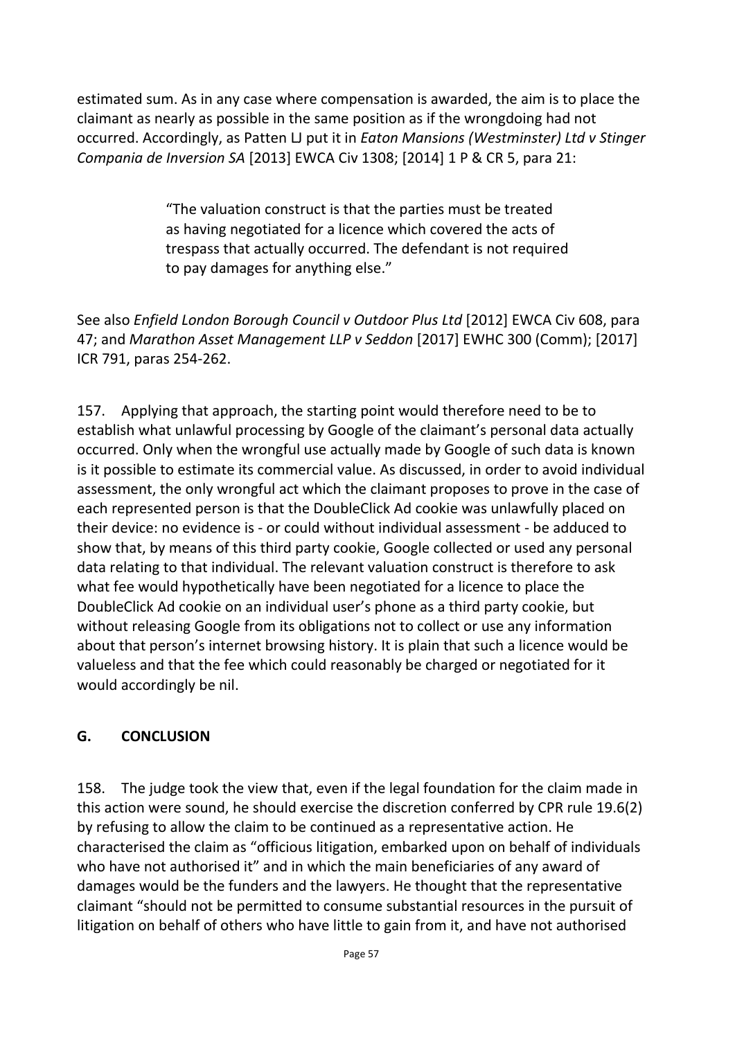estimated sum. As in any case where compensation is awarded, the aim is to place the claimant as nearly as possible in the same position as if the wrongdoing had not occurred. Accordingly, as Patten LJ put it in *Eaton Mansions (Westminster) Ltd v Stinger Compania de Inversion SA* [2013] EWCA Civ 1308; [2014] 1 P & CR 5, para 21:

> "The valuation construct is that the parties must be treated as having negotiated for a licence which covered the acts of trespass that actually occurred. The defendant is not required to pay damages for anything else."

See also *Enfield London Borough Council v Outdoor Plus Ltd* [2012] EWCA Civ 608, para 47; and *Marathon Asset Management LLP v Seddon* [2017] EWHC 300 (Comm); [2017] ICR 791, paras 254-262.

157. Applying that approach, the starting point would therefore need to be to establish what unlawful processing by Google of the claimant's personal data actually occurred. Only when the wrongful use actually made by Google of such data is known is it possible to estimate its commercial value. As discussed, in order to avoid individual assessment, the only wrongful act which the claimant proposes to prove in the case of each represented person is that the DoubleClick Ad cookie was unlawfully placed on their device: no evidence is - or could without individual assessment - be adduced to show that, by means of this third party cookie, Google collected or used any personal data relating to that individual. The relevant valuation construct is therefore to ask what fee would hypothetically have been negotiated for a licence to place the DoubleClick Ad cookie on an individual user's phone as a third party cookie, but without releasing Google from its obligations not to collect or use any information about that person's internet browsing history. It is plain that such a licence would be valueless and that the fee which could reasonably be charged or negotiated for it would accordingly be nil.

## G. CONCLUSION

158. The judge took the view that, even if the legal foundation for the claim made in this action were sound, he should exercise the discretion conferred by CPR rule 19.6(2) by refusing to allow the claim to be continued as a representative action. He characterised the claim as "officious litigation, embarked upon on behalf of individuals who have not authorised it" and in which the main beneficiaries of any award of damages would be the funders and the lawyers. He thought that the representative claimant "should not be permitted to consume substantial resources in the pursuit of litigation on behalf of others who have little to gain from it, and have not authorised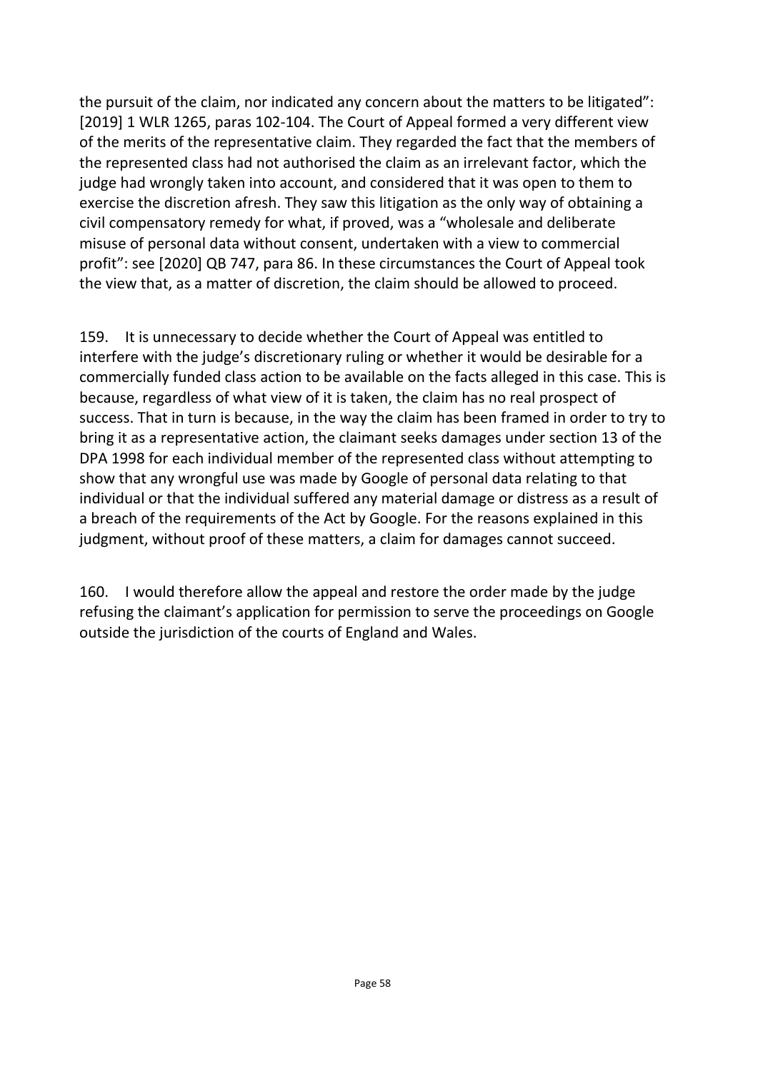the pursuit of the claim, nor indicated any concern about the matters to be litigated": [2019] 1 WLR 1265, paras 102-104. The Court of Appeal formed a very different view of the merits of the representative claim. They regarded the fact that the members of the represented class had not authorised the claim as an irrelevant factor, which the judge had wrongly taken into account, and considered that it was open to them to exercise the discretion afresh. They saw this litigation as the only way of obtaining a civil compensatory remedy for what, if proved, was a "wholesale and deliberate misuse of personal data without consent, undertaken with a view to commercial profit": see [2020] QB 747, para 86. In these circumstances the Court of Appeal took the view that, as a matter of discretion, the claim should be allowed to proceed.

159. It is unnecessary to decide whether the Court of Appeal was entitled to interfere with the judge's discretionary ruling or whether it would be desirable for a commercially funded class action to be available on the facts alleged in this case. This is because, regardless of what view of it is taken, the claim has no real prospect of success. That in turn is because, in the way the claim has been framed in order to try to bring it as a representative action, the claimant seeks damages under section 13 of the DPA 1998 for each individual member of the represented class without attempting to show that any wrongful use was made by Google of personal data relating to that individual or that the individual suffered any material damage or distress as a result of a breach of the requirements of the Act by Google. For the reasons explained in this judgment, without proof of these matters, a claim for damages cannot succeed.

160. I would therefore allow the appeal and restore the order made by the judge refusing the claimant's application for permission to serve the proceedings on Google outside the jurisdiction of the courts of England and Wales.